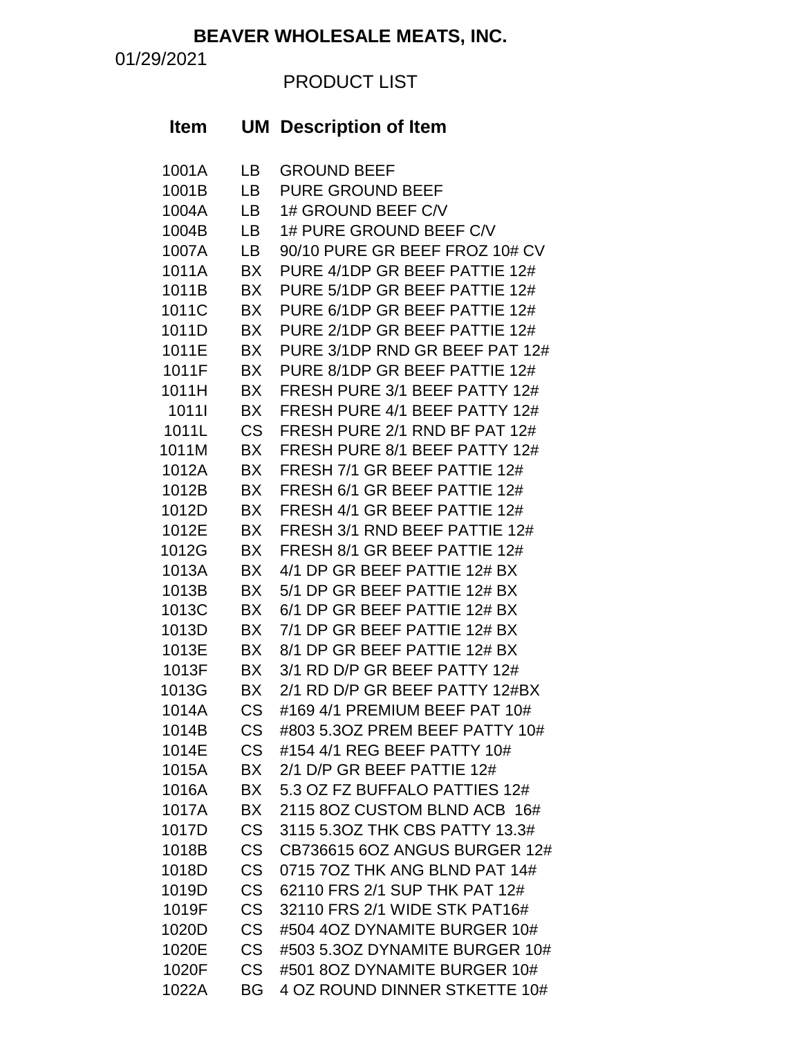# BEAVER WHOLESALE MEATS, INC.

01/29/2021

PRODUCT LIST

| Item | UM | Description of Item |
|---|---|---|
| 1001A | LB | GROUND BEEF |
| 1001B | LB | PURE GROUND BEEF |
| 1004A | LB | 1# GROUND BEEF C/V |
| 1004B | LB | 1# PURE GROUND BEEF C/V |
| 1007A | LB | 90/10 PURE GR BEEF FROZ 10# CV |
| 1011A | BX | PURE 4/1DP GR BEEF PATTIE 12# |
| 1011B | BX | PURE 5/1DP GR BEEF PATTIE 12# |
| 1011C | BX | PURE 6/1DP GR BEEF PATTIE 12# |
| 1011D | BX | PURE 2/1DP GR BEEF PATTIE 12# |
| 1011E | BX | PURE 3/1DP RND GR BEEF PAT 12# |
| 1011F | BX | PURE 8/1DP GR BEEF PATTIE 12# |
| 1011H | BX | FRESH PURE 3/1 BEEF PATTY 12# |
| 1011I | BX | FRESH PURE 4/1 BEEF PATTY 12# |
| 1011L | CS | FRESH PURE 2/1 RND BF PAT 12# |
| 1011M | BX | FRESH PURE 8/1 BEEF PATTY 12# |
| 1012A | BX | FRESH 7/1 GR BEEF PATTIE 12# |
| 1012B | BX | FRESH 6/1 GR BEEF PATTIE 12# |
| 1012D | BX | FRESH 4/1 GR BEEF PATTIE 12# |
| 1012E | BX | FRESH 3/1 RND BEEF PATTIE 12# |
| 1012G | BX | FRESH 8/1 GR BEEF PATTIE 12# |
| 1013A | BX | 4/1 DP GR BEEF PATTIE 12# BX |
| 1013B | BX | 5/1 DP GR BEEF PATTIE 12# BX |
| 1013C | BX | 6/1 DP GR BEEF PATTIE 12# BX |
| 1013D | BX | 7/1 DP GR BEEF PATTIE 12# BX |
| 1013E | BX | 8/1 DP GR BEEF PATTIE 12# BX |
| 1013F | BX | 3/1 RD D/P GR BEEF PATTY 12# |
| 1013G | BX | 2/1 RD D/P GR BEEF PATTY 12#BX |
| 1014A | CS | #169 4/1 PREMIUM BEEF PAT 10# |
| 1014B | CS | #803 5.3OZ PREM BEEF PATTY 10# |
| 1014E | CS | #154 4/1 REG BEEF PATTY 10# |
| 1015A | BX | 2/1 D/P GR BEEF PATTIE 12# |
| 1016A | BX | 5.3 OZ FZ BUFFALO PATTIES 12# |
| 1017A | BX | 2115 8OZ CUSTOM BLND ACB 16# |
| 1017D | CS | 3115 5.3OZ THK CBS PATTY 13.3# |
| 1018B | CS | CB736615 6OZ ANGUS BURGER 12# |
| 1018D | CS | 0715 7OZ THK ANG BLND PAT 14# |
| 1019D | CS | 62110 FRS 2/1 SUP THK PAT 12# |
| 1019F | CS | 32110 FRS 2/1 WIDE STK PAT16# |
| 1020D | CS | #504 4OZ DYNAMITE BURGER 10# |
| 1020E | CS | #503 5.3OZ DYNAMITE BURGER 10# |
| 1020F | CS | #501 8OZ DYNAMITE BURGER 10# |
| 1022A | BG | 4 OZ ROUND DINNER STKETTE 10# |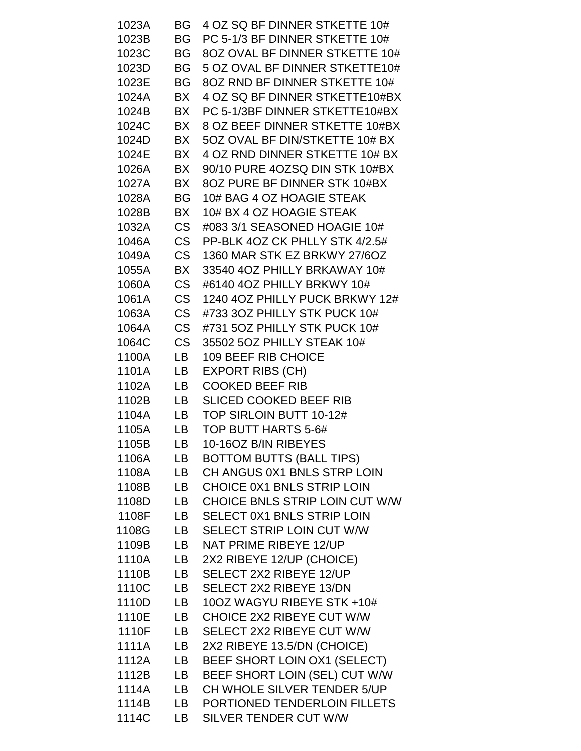| | | |
|---|---|---|
| 1023A | BG | 4 OZ SQ BF DINNER STKETTE 10# |
| 1023B | BG | PC 5-1/3 BF DINNER STKETTE 10# |
| 1023C | BG | 8OZ OVAL BF DINNER STKETTE 10# |
| 1023D | BG | 5 OZ OVAL BF DINNER STKETTE10# |
| 1023E | BG | 8OZ RND BF DINNER STKETTE 10# |
| 1024A | BX | 4 OZ SQ BF DINNER STKETTE10#BX |
| 1024B | BX | PC 5-1/3BF DINNER STKETTE10#BX |
| 1024C | BX | 8 OZ BEEF DINNER STKETTE 10#BX |
| 1024D | BX | 5OZ OVAL BF DIN/STKETTE 10# BX |
| 1024E | BX | 4 OZ RND DINNER STKETTE 10# BX |
| 1026A | BX | 90/10 PURE 4OZSQ DIN STK 10#BX |
| 1027A | BX | 8OZ PURE BF DINNER STK 10#BX |
| 1028A | BG | 10# BAG 4 OZ HOAGIE STEAK |
| 1028B | BX | 10# BX 4 OZ HOAGIE STEAK |
| 1032A | CS | #083 3/1 SEASONED HOAGIE 10# |
| 1046A | CS | PP-BLK 4OZ CK PHLLY STK 4/2.5# |
| 1049A | CS | 1360 MAR STK EZ BRKWY 27/6OZ |
| 1055A | BX | 33540 4OZ PHILLY BRKAWAY 10# |
| 1060A | CS | #6140 4OZ PHILLY BRKWY 10# |
| 1061A | CS | 1240 4OZ PHILLY PUCK BRKWY 12# |
| 1063A | CS | #733 3OZ PHILLY STK PUCK 10# |
| 1064A | CS | #731 5OZ PHILLY STK PUCK 10# |
| 1064C | CS | 35502 5OZ PHILLY STEAK 10# |
| 1100A | LB | 109 BEEF RIB CHOICE |
| 1101A | LB | EXPORT RIBS (CH) |
| 1102A | LB | COOKED BEEF RIB |
| 1102B | LB | SLICED COOKED BEEF RIB |
| 1104A | LB | TOP SIRLOIN BUTT 10-12# |
| 1105A | LB | TOP BUTT HARTS 5-6# |
| 1105B | LB | 10-16OZ B/IN RIBEYES |
| 1106A | LB | BOTTOM BUTTS (BALL TIPS) |
| 1108A | LB | CH ANGUS 0X1 BNLS STRP LOIN |
| 1108B | LB | CHOICE 0X1 BNLS STRIP LOIN |
| 1108D | LB | CHOICE BNLS STRIP LOIN CUT W/W |
| 1108F | LB | SELECT 0X1 BNLS STRIP LOIN |
| 1108G | LB | SELECT STRIP LOIN CUT W/W |
| 1109B | LB | NAT PRIME RIBEYE 12/UP |
| 1110A | LB | 2X2 RIBEYE 12/UP (CHOICE) |
| 1110B | LB | SELECT 2X2 RIBEYE 12/UP |
| 1110C | LB | SELECT 2X2 RIBEYE 13/DN |
| 1110D | LB | 10OZ WAGYU RIBEYE STK +10# |
| 1110E | LB | CHOICE 2X2 RIBEYE CUT W/W |
| 1110F | LB | SELECT 2X2 RIBEYE CUT W/W |
| 1111A | LB | 2X2 RIBEYE 13.5/DN (CHOICE) |
| 1112A | LB | BEEF SHORT LOIN OX1 (SELECT) |
| 1112B | LB | BEEF SHORT LOIN (SEL) CUT W/W |
| 1114A | LB | CH WHOLE SILVER TENDER 5/UP |
| 1114B | LB | PORTIONED TENDERLOIN FILLETS |
| 1114C | LB | SILVER TENDER CUT W/W |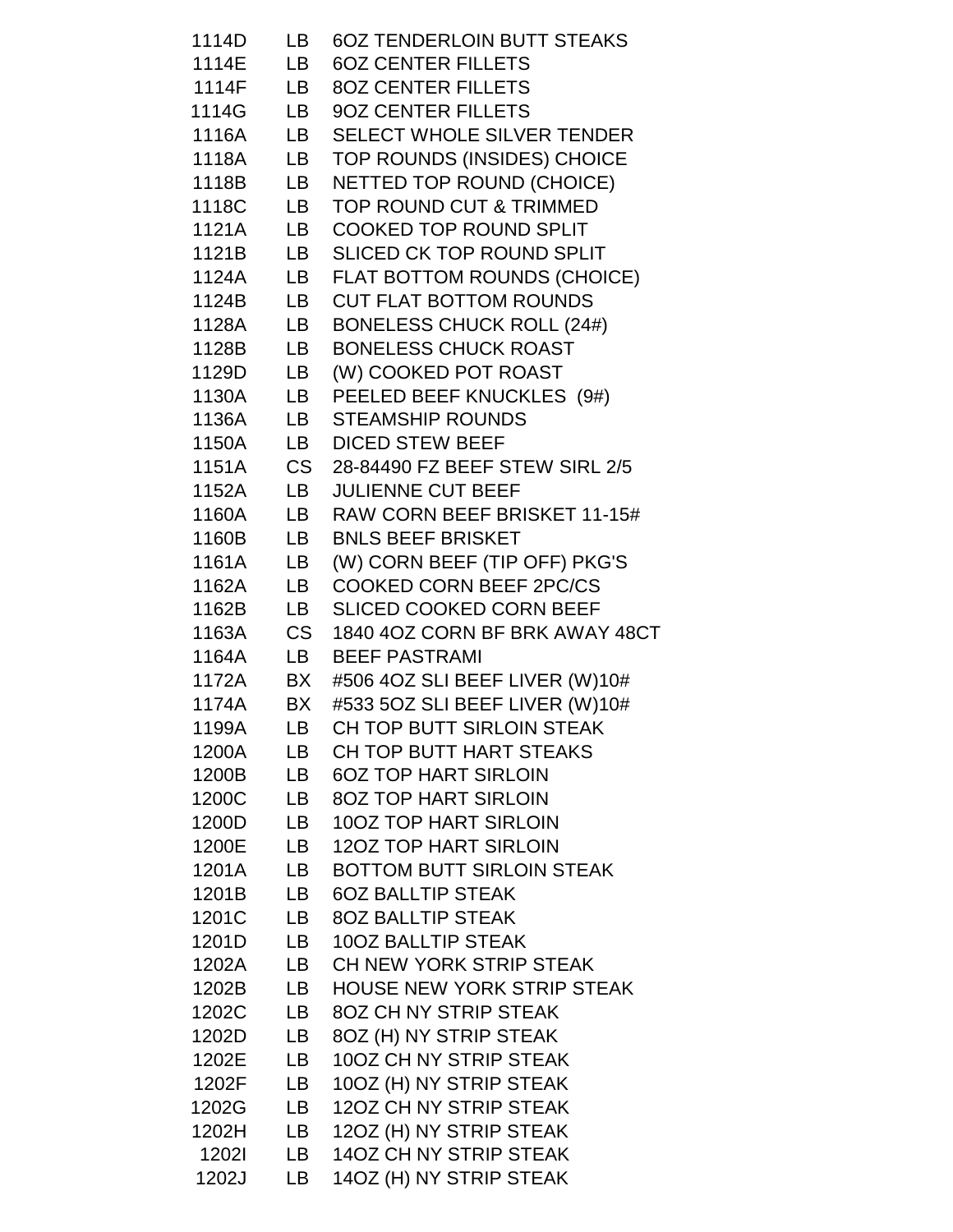| | | |
|---|---|---|
| 1114D | LB | 6OZ TENDERLOIN BUTT STEAKS |
| 1114E | LB | 6OZ CENTER FILLETS |
| 1114F | LB | 8OZ CENTER FILLETS |
| 1114G | LB | 9OZ CENTER FILLETS |
| 1116A | LB | SELECT WHOLE SILVER TENDER |
| 1118A | LB | TOP ROUNDS (INSIDES) CHOICE |
| 1118B | LB | NETTED TOP ROUND (CHOICE) |
| 1118C | LB | TOP ROUND CUT & TRIMMED |
| 1121A | LB | COOKED TOP ROUND SPLIT |
| 1121B | LB | SLICED CK TOP ROUND SPLIT |
| 1124A | LB | FLAT BOTTOM ROUNDS (CHOICE) |
| 1124B | LB | CUT FLAT BOTTOM ROUNDS |
| 1128A | LB | BONELESS CHUCK ROLL (24#) |
| 1128B | LB | BONELESS CHUCK ROAST |
| 1129D | LB | (W) COOKED POT ROAST |
| 1130A | LB | PEELED BEEF KNUCKLES (9#) |
| 1136A | LB | STEAMSHIP ROUNDS |
| 1150A | LB | DICED STEW BEEF |
| 1151A | CS | 28-84490 FZ BEEF STEW SIRL 2/5 |
| 1152A | LB | JULIENNE CUT BEEF |
| 1160A | LB | RAW CORN BEEF BRISKET 11-15# |
| 1160B | LB | BNLS BEEF BRISKET |
| 1161A | LB | (W) CORN BEEF (TIP OFF) PKG'S |
| 1162A | LB | COOKED CORN BEEF 2PC/CS |
| 1162B | LB | SLICED COOKED CORN BEEF |
| 1163A | CS | 1840 4OZ CORN BF BRK AWAY 48CT |
| 1164A | LB | BEEF PASTRAMI |
| 1172A | BX | #506 4OZ SLI BEEF LIVER (W)10# |
| 1174A | BX | #533 5OZ SLI BEEF LIVER (W)10# |
| 1199A | LB | CH TOP BUTT SIRLOIN STEAK |
| 1200A | LB | CH TOP BUTT HART STEAKS |
| 1200B | LB | 6OZ TOP HART SIRLOIN |
| 1200C | LB | 8OZ TOP HART SIRLOIN |
| 1200D | LB | 10OZ TOP HART SIRLOIN |
| 1200E | LB | 12OZ TOP HART SIRLOIN |
| 1201A | LB | BOTTOM BUTT SIRLOIN STEAK |
| 1201B | LB | 6OZ BALLTIP STEAK |
| 1201C | LB | 8OZ BALLTIP STEAK |
| 1201D | LB | 10OZ BALLTIP STEAK |
| 1202A | LB | CH NEW YORK STRIP STEAK |
| 1202B | LB | HOUSE NEW YORK STRIP STEAK |
| 1202C | LB | 8OZ CH NY STRIP STEAK |
| 1202D | LB | 8OZ (H) NY STRIP STEAK |
| 1202E | LB | 10OZ CH NY STRIP STEAK |
| 1202F | LB | 10OZ (H) NY STRIP STEAK |
| 1202G | LB | 12OZ CH NY STRIP STEAK |
| 1202H | LB | 12OZ (H) NY STRIP STEAK |
| 1202I | LB | 14OZ CH NY STRIP STEAK |
| 1202J | LB | 14OZ (H) NY STRIP STEAK |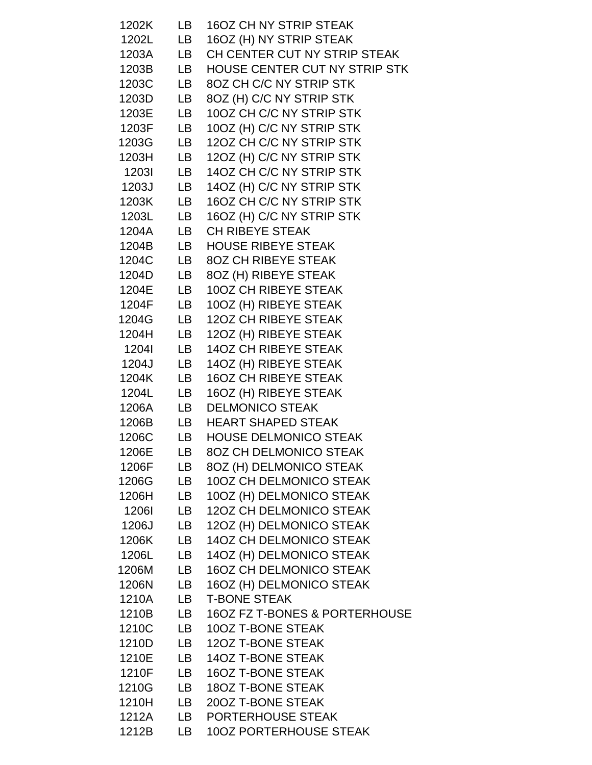| | | |
|---|---|---|
| 1202K | LB | 16OZ CH NY STRIP STEAK |
| 1202L | LB | 16OZ (H) NY STRIP STEAK |
| 1203A | LB | CH CENTER CUT NY STRIP STEAK |
| 1203B | LB | HOUSE CENTER CUT NY STRIP STK |
| 1203C | LB | 8OZ CH C/C NY STRIP STK |
| 1203D | LB | 8OZ (H) C/C NY STRIP STK |
| 1203E | LB | 10OZ CH C/C NY STRIP STK |
| 1203F | LB | 10OZ (H) C/C NY STRIP STK |
| 1203G | LB | 12OZ CH C/C NY STRIP STK |
| 1203H | LB | 12OZ (H) C/C NY STRIP STK |
| 1203I | LB | 14OZ CH C/C NY STRIP STK |
| 1203J | LB | 14OZ (H) C/C NY STRIP STK |
| 1203K | LB | 16OZ CH C/C NY STRIP STK |
| 1203L | LB | 16OZ (H) C/C NY STRIP STK |
| 1204A | LB | CH RIBEYE STEAK |
| 1204B | LB | HOUSE RIBEYE STEAK |
| 1204C | LB | 8OZ CH RIBEYE STEAK |
| 1204D | LB | 8OZ (H) RIBEYE STEAK |
| 1204E | LB | 10OZ CH RIBEYE STEAK |
| 1204F | LB | 10OZ (H) RIBEYE STEAK |
| 1204G | LB | 12OZ CH RIBEYE STEAK |
| 1204H | LB | 12OZ (H) RIBEYE STEAK |
| 1204I | LB | 14OZ CH RIBEYE STEAK |
| 1204J | LB | 14OZ (H) RIBEYE STEAK |
| 1204K | LB | 16OZ CH RIBEYE STEAK |
| 1204L | LB | 16OZ (H) RIBEYE STEAK |
| 1206A | LB | DELMONICO STEAK |
| 1206B | LB | HEART SHAPED STEAK |
| 1206C | LB | HOUSE DELMONICO STEAK |
| 1206E | LB | 8OZ CH DELMONICO STEAK |
| 1206F | LB | 8OZ (H) DELMONICO STEAK |
| 1206G | LB | 10OZ CH DELMONICO STEAK |
| 1206H | LB | 10OZ (H) DELMONICO STEAK |
| 1206I | LB | 12OZ CH DELMONICO STEAK |
| 1206J | LB | 12OZ (H) DELMONICO STEAK |
| 1206K | LB | 14OZ CH DELMONICO STEAK |
| 1206L | LB | 14OZ (H) DELMONICO STEAK |
| 1206M | LB | 16OZ CH DELMONICO STEAK |
| 1206N | LB | 16OZ (H) DELMONICO STEAK |
| 1210A | LB | T-BONE STEAK |
| 1210B | LB | 16OZ FZ T-BONES & PORTERHOUSE |
| 1210C | LB | 10OZ T-BONE STEAK |
| 1210D | LB | 12OZ T-BONE STEAK |
| 1210E | LB | 14OZ T-BONE STEAK |
| 1210F | LB | 16OZ T-BONE STEAK |
| 1210G | LB | 18OZ T-BONE STEAK |
| 1210H | LB | 20OZ T-BONE STEAK |
| 1212A | LB | PORTERHOUSE STEAK |
| 1212B | LB | 10OZ PORTERHOUSE STEAK |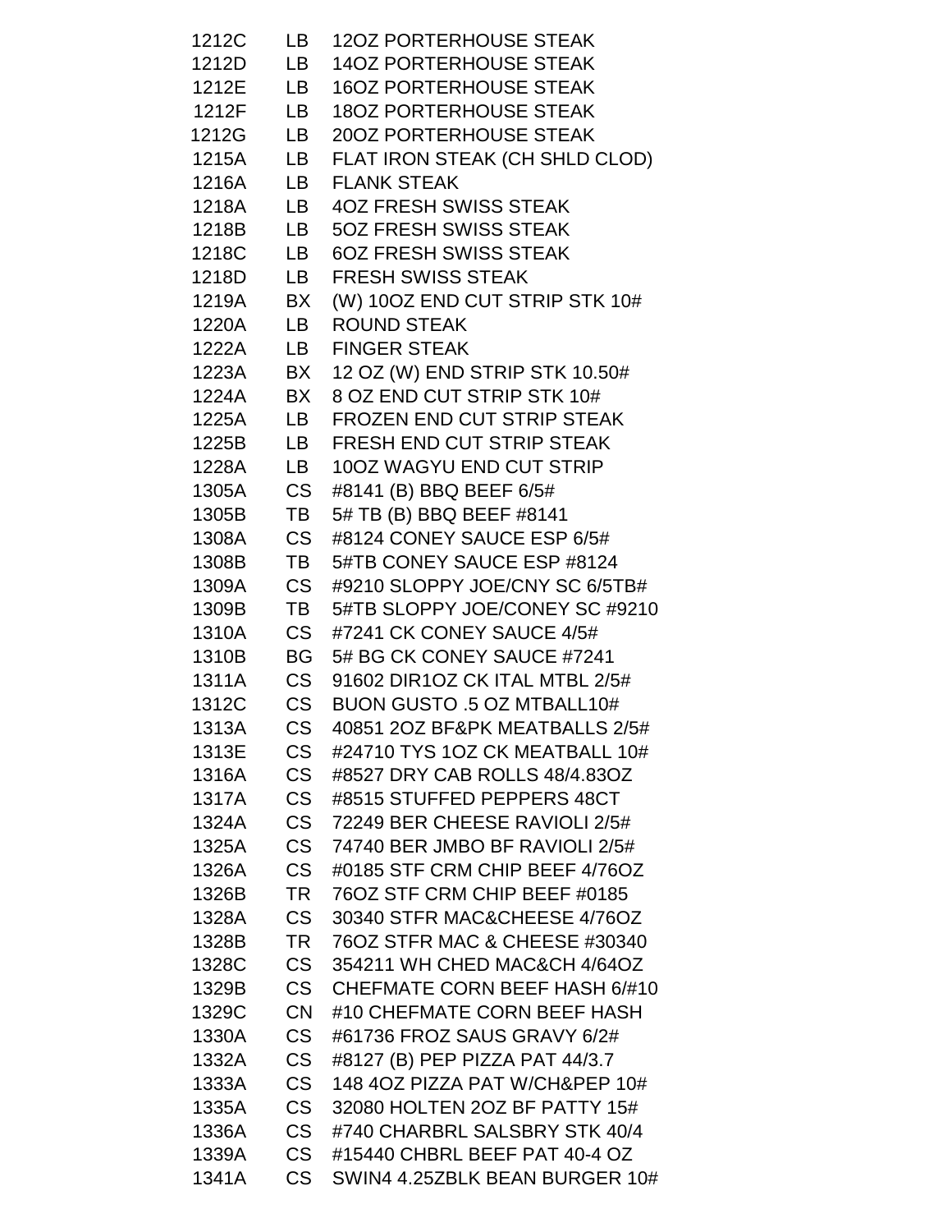| | | |
|---|---|---|
| 1212C | LB | 12OZ PORTERHOUSE STEAK |
| 1212D | LB | 14OZ PORTERHOUSE STEAK |
| 1212E | LB | 16OZ PORTERHOUSE STEAK |
| 1212F | LB | 18OZ PORTERHOUSE STEAK |
| 1212G | LB | 20OZ PORTERHOUSE STEAK |
| 1215A | LB | FLAT IRON STEAK (CH SHLD CLOD) |
| 1216A | LB | FLANK STEAK |
| 1218A | LB | 4OZ FRESH SWISS STEAK |
| 1218B | LB | 5OZ FRESH SWISS STEAK |
| 1218C | LB | 6OZ FRESH SWISS STEAK |
| 1218D | LB | FRESH SWISS STEAK |
| 1219A | BX | (W) 10OZ END CUT STRIP STK 10# |
| 1220A | LB | ROUND STEAK |
| 1222A | LB | FINGER STEAK |
| 1223A | BX | 12 OZ (W) END STRIP STK 10.50# |
| 1224A | BX | 8 OZ END CUT STRIP STK 10# |
| 1225A | LB | FROZEN END CUT STRIP STEAK |
| 1225B | LB | FRESH END CUT STRIP STEAK |
| 1228A | LB | 10OZ WAGYU END CUT STRIP |
| 1305A | CS | #8141 (B) BBQ BEEF 6/5# |
| 1305B | TB | 5# TB (B) BBQ BEEF #8141 |
| 1308A | CS | #8124 CONEY SAUCE ESP 6/5# |
| 1308B | TB | 5#TB CONEY SAUCE ESP #8124 |
| 1309A | CS | #9210 SLOPPY JOE/CNY SC 6/5TB# |
| 1309B | TB | 5#TB SLOPPY JOE/CONEY SC #9210 |
| 1310A | CS | #7241 CK CONEY SAUCE 4/5# |
| 1310B | BG | 5# BG CK CONEY SAUCE #7241 |
| 1311A | CS | 91602 DIR1OZ CK ITAL MTBL 2/5# |
| 1312C | CS | BUON GUSTO .5 OZ MTBALL10# |
| 1313A | CS | 40851 2OZ BF&PK MEATBALLS 2/5# |
| 1313E | CS | #24710 TYS 1OZ CK MEATBALL 10# |
| 1316A | CS | #8527 DRY CAB ROLLS 48/4.83OZ |
| 1317A | CS | #8515 STUFFED PEPPERS 48CT |
| 1324A | CS | 72249 BER CHEESE RAVIOLI 2/5# |
| 1325A | CS | 74740 BER JMBO BF RAVIOLI 2/5# |
| 1326A | CS | #0185 STF CRM CHIP BEEF 4/76OZ |
| 1326B | TR | 76OZ STF CRM CHIP BEEF #0185 |
| 1328A | CS | 30340 STFR MAC&CHEESE 4/76OZ |
| 1328B | TR | 76OZ STFR MAC & CHEESE #30340 |
| 1328C | CS | 354211 WH CHED MAC&CH 4/64OZ |
| 1329B | CS | CHEFMATE CORN BEEF HASH 6/#10 |
| 1329C | CN | #10 CHEFMATE CORN BEEF HASH |
| 1330A | CS | #61736 FROZ SAUS GRAVY 6/2# |
| 1332A | CS | #8127 (B) PEP PIZZA PAT 44/3.7 |
| 1333A | CS | 148 4OZ PIZZA PAT W/CH&PEP 10# |
| 1335A | CS | 32080 HOLTEN 2OZ BF PATTY 15# |
| 1336A | CS | #740 CHARBRL SALSBRY STK 40/4 |
| 1339A | CS | #15440 CHBRL BEEF PAT 40-4 OZ |
| 1341A | CS | SWIN4 4.25ZBLK BEAN BURGER 10# |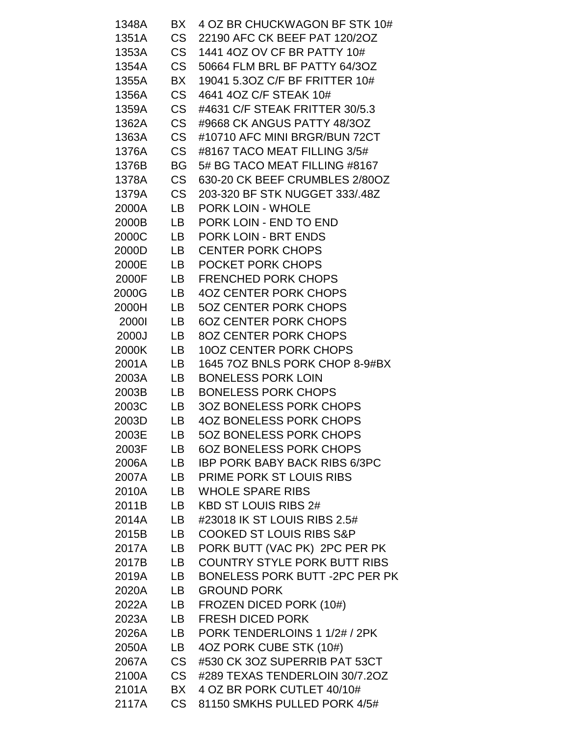| | | |
|---|---|---|
| 1348A | BX | 4 OZ BR CHUCKWAGON BF STK 10# |
| 1351A | CS | 22190 AFC CK BEEF PAT 120/2OZ |
| 1353A | CS | 1441 4OZ OV CF BR PATTY 10# |
| 1354A | CS | 50664 FLM BRL BF PATTY 64/3OZ |
| 1355A | BX | 19041 5.3OZ C/F BF FRITTER 10# |
| 1356A | CS | 4641 4OZ C/F STEAK 10# |
| 1359A | CS | #4631 C/F STEAK FRITTER 30/5.3 |
| 1362A | CS | #9668 CK ANGUS PATTY 48/3OZ |
| 1363A | CS | #10710 AFC MINI BRGR/BUN 72CT |
| 1376A | CS | #8167 TACO MEAT FILLING 3/5# |
| 1376B | BG | 5# BG TACO MEAT FILLING #8167 |
| 1378A | CS | 630-20 CK BEEF CRUMBLES 2/80OZ |
| 1379A | CS | 203-320 BF STK NUGGET 333/.48Z |
| 2000A | LB | PORK LOIN - WHOLE |
| 2000B | LB | PORK LOIN - END TO END |
| 2000C | LB | PORK LOIN - BRT ENDS |
| 2000D | LB | CENTER PORK CHOPS |
| 2000E | LB | POCKET PORK CHOPS |
| 2000F | LB | FRENCHED PORK CHOPS |
| 2000G | LB | 4OZ CENTER PORK CHOPS |
| 2000H | LB | 5OZ CENTER PORK CHOPS |
| 2000I | LB | 6OZ CENTER PORK CHOPS |
| 2000J | LB | 8OZ CENTER PORK CHOPS |
| 2000K | LB | 10OZ CENTER PORK CHOPS |
| 2001A | LB | 1645 7OZ BNLS PORK CHOP 8-9#BX |
| 2003A | LB | BONELESS PORK LOIN |
| 2003B | LB | BONELESS PORK CHOPS |
| 2003C | LB | 3OZ BONELESS PORK CHOPS |
| 2003D | LB | 4OZ BONELESS PORK CHOPS |
| 2003E | LB | 5OZ BONELESS PORK CHOPS |
| 2003F | LB | 6OZ BONELESS PORK CHOPS |
| 2006A | LB | IBP PORK BABY BACK RIBS 6/3PC |
| 2007A | LB | PRIME PORK ST LOUIS RIBS |
| 2010A | LB | WHOLE SPARE RIBS |
| 2011B | LB | KBD ST LOUIS RIBS 2# |
| 2014A | LB | #23018 IK ST LOUIS RIBS 2.5# |
| 2015B | LB | COOKED ST LOUIS RIBS S&P |
| 2017A | LB | PORK BUTT (VAC PK) 2PC PER PK |
| 2017B | LB | COUNTRY STYLE PORK BUTT RIBS |
| 2019A | LB | BONELESS PORK BUTT -2PC PER PK |
| 2020A | LB | GROUND PORK |
| 2022A | LB | FROZEN DICED PORK (10#) |
| 2023A | LB | FRESH DICED PORK |
| 2026A | LB | PORK TENDERLOINS 1 1/2# / 2PK |
| 2050A | LB | 4OZ PORK CUBE STK (10#) |
| 2067A | CS | #530 CK 3OZ SUPERRIB PAT 53CT |
| 2100A | CS | #289 TEXAS TENDERLOIN 30/7.2OZ |
| 2101A | BX | 4 OZ BR PORK CUTLET 40/10# |
| 2117A | CS | 81150 SMKHS PULLED PORK 4/5# |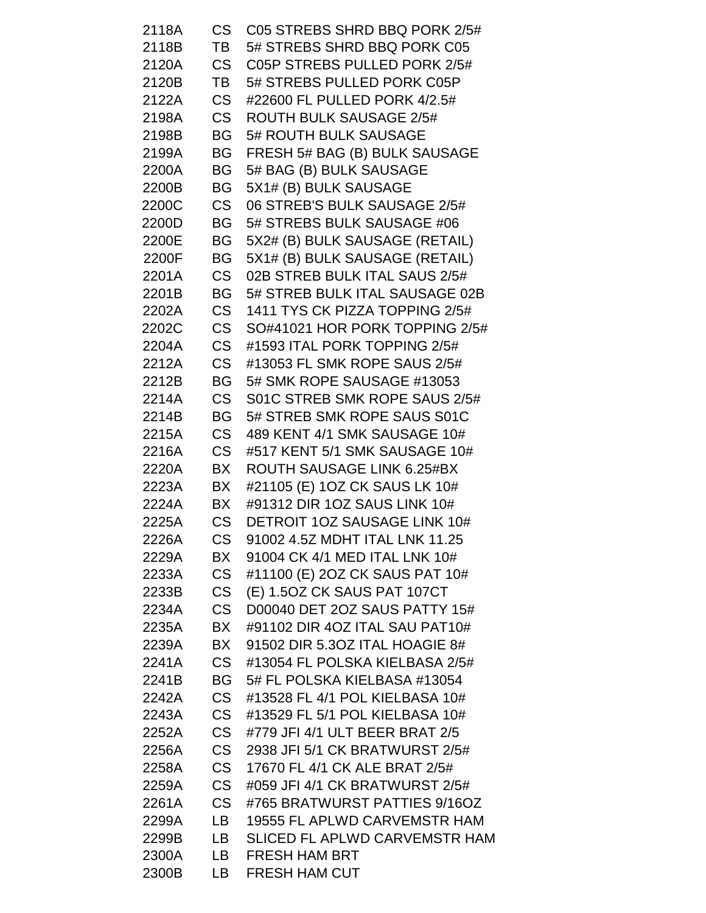| | | |
|---|---|---|
| 2118A | CS | C05 STREBS SHRD BBQ PORK 2/5# |
| 2118B | TB | 5# STREBS SHRD BBQ PORK C05 |
| 2120A | CS | C05P STREBS PULLED PORK 2/5# |
| 2120B | TB | 5# STREBS PULLED PORK C05P |
| 2122A | CS | #22600 FL PULLED PORK 4/2.5# |
| 2198A | CS | ROUTH BULK SAUSAGE 2/5# |
| 2198B | BG | 5# ROUTH BULK SAUSAGE |
| 2199A | BG | FRESH 5# BAG (B) BULK SAUSAGE |
| 2200A | BG | 5# BAG (B) BULK SAUSAGE |
| 2200B | BG | 5X1# (B) BULK SAUSAGE |
| 2200C | CS | 06 STREB'S BULK SAUSAGE 2/5# |
| 2200D | BG | 5# STREBS BULK SAUSAGE #06 |
| 2200E | BG | 5X2# (B) BULK SAUSAGE (RETAIL) |
| 2200F | BG | 5X1# (B) BULK SAUSAGE (RETAIL) |
| 2201A | CS | 02B STREB BULK ITAL SAUS 2/5# |
| 2201B | BG | 5# STREB BULK ITAL SAUSAGE 02B |
| 2202A | CS | 1411 TYS CK PIZZA TOPPING 2/5# |
| 2202C | CS | SO#41021 HOR PORK TOPPING 2/5# |
| 2204A | CS | #1593 ITAL PORK TOPPING 2/5# |
| 2212A | CS | #13053 FL SMK ROPE SAUS 2/5# |
| 2212B | BG | 5# SMK ROPE SAUSAGE #13053 |
| 2214A | CS | S01C STREB SMK ROPE SAUS 2/5# |
| 2214B | BG | 5# STREB SMK ROPE SAUS S01C |
| 2215A | CS | 489 KENT 4/1 SMK SAUSAGE 10# |
| 2216A | CS | #517 KENT 5/1 SMK SAUSAGE 10# |
| 2220A | BX | ROUTH SAUSAGE LINK 6.25#BX |
| 2223A | BX | #21105 (E) 1OZ CK SAUS LK 10# |
| 2224A | BX | #91312 DIR 1OZ SAUS LINK 10# |
| 2225A | CS | DETROIT 1OZ SAUSAGE LINK 10# |
| 2226A | CS | 91002 4.5Z MDHT ITAL LNK 11.25 |
| 2229A | BX | 91004 CK 4/1 MED ITAL LNK 10# |
| 2233A | CS | #11100 (E) 2OZ CK SAUS PAT 10# |
| 2233B | CS | (E) 1.5OZ CK SAUS PAT 107CT |
| 2234A | CS | D00040 DET 2OZ SAUS PATTY 15# |
| 2235A | BX | #91102 DIR 4OZ ITAL SAU PAT10# |
| 2239A | BX | 91502 DIR 5.3OZ ITAL HOAGIE 8# |
| 2241A | CS | #13054 FL POLSKA KIELBASA 2/5# |
| 2241B | BG | 5# FL POLSKA KIELBASA #13054 |
| 2242A | CS | #13528 FL 4/1 POL KIELBASA 10# |
| 2243A | CS | #13529 FL 5/1 POL KIELBASA 10# |
| 2252A | CS | #779 JFI 4/1 ULT BEER BRAT 2/5 |
| 2256A | CS | 2938 JFI 5/1 CK BRATWURST 2/5# |
| 2258A | CS | 17670 FL 4/1 CK ALE BRAT 2/5# |
| 2259A | CS | #059 JFI 4/1 CK BRATWURST 2/5# |
| 2261A | CS | #765 BRATWURST PATTIES 9/16OZ |
| 2299A | LB | 19555 FL APLWD CARVEMSTR HAM |
| 2299B | LB | SLICED FL APLWD CARVEMSTR HAM |
| 2300A | LB | FRESH HAM BRT |
| 2300B | LB | FRESH HAM CUT |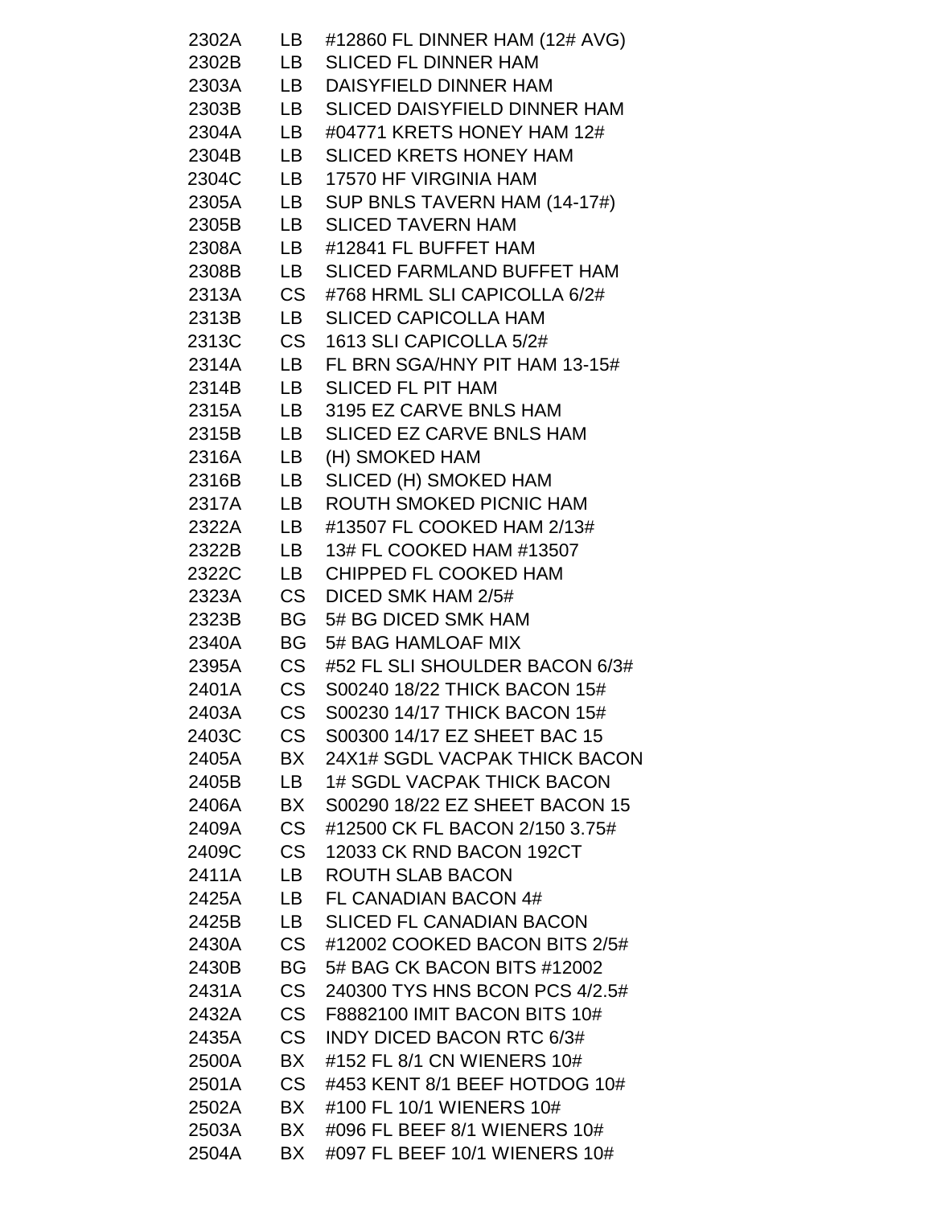| | | |
|---|---|---|
| 2302A | LB | #12860 FL DINNER HAM (12# AVG) |
| 2302B | LB | SLICED FL DINNER HAM |
| 2303A | LB | DAISYFIELD DINNER HAM |
| 2303B | LB | SLICED DAISYFIELD DINNER HAM |
| 2304A | LB | #04771 KRETS HONEY HAM 12# |
| 2304B | LB | SLICED KRETS HONEY HAM |
| 2304C | LB | 17570 HF VIRGINIA HAM |
| 2305A | LB | SUP BNLS TAVERN HAM (14-17#) |
| 2305B | LB | SLICED TAVERN HAM |
| 2308A | LB | #12841 FL BUFFET HAM |
| 2308B | LB | SLICED FARMLAND BUFFET HAM |
| 2313A | CS | #768 HRML SLI CAPICOLLA 6/2# |
| 2313B | LB | SLICED CAPICOLLA HAM |
| 2313C | CS | 1613 SLI CAPICOLLA 5/2# |
| 2314A | LB | FL BRN SGA/HNY PIT HAM 13-15# |
| 2314B | LB | SLICED FL PIT HAM |
| 2315A | LB | 3195 EZ CARVE BNLS HAM |
| 2315B | LB | SLICED EZ CARVE BNLS HAM |
| 2316A | LB | (H) SMOKED HAM |
| 2316B | LB | SLICED (H) SMOKED HAM |
| 2317A | LB | ROUTH SMOKED PICNIC HAM |
| 2322A | LB | #13507 FL COOKED HAM 2/13# |
| 2322B | LB | 13# FL COOKED HAM #13507 |
| 2322C | LB | CHIPPED FL COOKED HAM |
| 2323A | CS | DICED SMK HAM 2/5# |
| 2323B | BG | 5# BG DICED SMK HAM |
| 2340A | BG | 5# BAG HAMLOAF MIX |
| 2395A | CS | #52 FL SLI SHOULDER BACON 6/3# |
| 2401A | CS | S00240 18/22 THICK BACON 15# |
| 2403A | CS | S00230 14/17 THICK BACON 15# |
| 2403C | CS | S00300 14/17 EZ SHEET BAC 15 |
| 2405A | BX | 24X1# SGDL VACPAK THICK BACON |
| 2405B | LB | 1# SGDL VACPAK THICK BACON |
| 2406A | BX | S00290 18/22 EZ SHEET BACON 15 |
| 2409A | CS | #12500 CK FL BACON 2/150 3.75# |
| 2409C | CS | 12033 CK RND BACON 192CT |
| 2411A | LB | ROUTH SLAB BACON |
| 2425A | LB | FL CANADIAN BACON 4# |
| 2425B | LB | SLICED FL CANADIAN BACON |
| 2430A | CS | #12002 COOKED BACON BITS 2/5# |
| 2430B | BG | 5# BAG CK BACON BITS #12002 |
| 2431A | CS | 240300 TYS HNS BCON PCS 4/2.5# |
| 2432A | CS | F8882100 IMIT BACON BITS 10# |
| 2435A | CS | INDY DICED BACON RTC 6/3# |
| 2500A | BX | #152 FL 8/1 CN WIENERS 10# |
| 2501A | CS | #453 KENT 8/1 BEEF HOTDOG 10# |
| 2502A | BX | #100 FL 10/1 WIENERS 10# |
| 2503A | BX | #096 FL BEEF 8/1 WIENERS 10# |
| 2504A | BX | #097 FL BEEF 10/1 WIENERS 10# |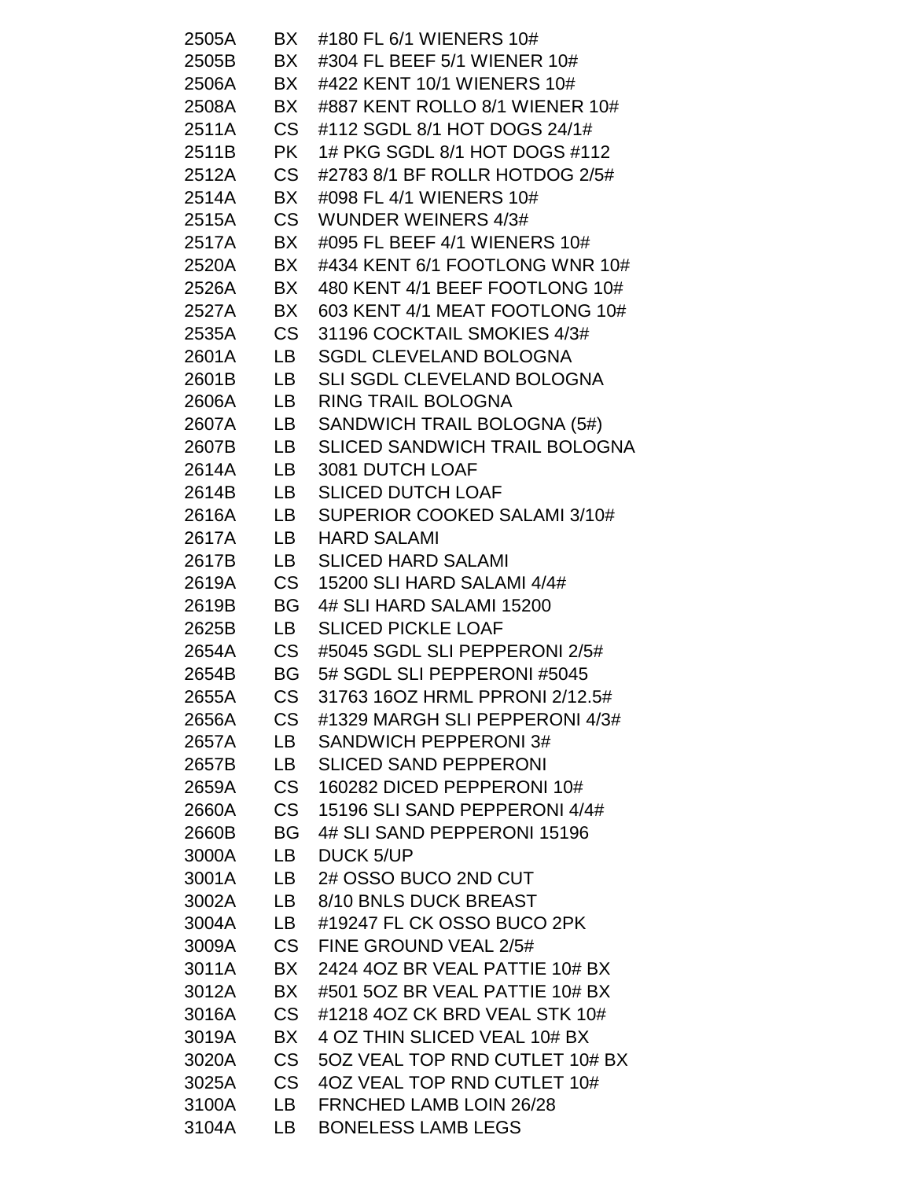| | | |
|---|---|---|
| 2505A | BX | #180 FL 6/1 WIENERS 10# |
| 2505B | BX | #304 FL BEEF 5/1 WIENER 10# |
| 2506A | BX | #422 KENT 10/1 WIENERS 10# |
| 2508A | BX | #887 KENT ROLLO 8/1 WIENER 10# |
| 2511A | CS | #112 SGDL 8/1 HOT DOGS 24/1# |
| 2511B | PK | 1# PKG SGDL 8/1 HOT DOGS #112 |
| 2512A | CS | #2783 8/1 BF ROLLR HOTDOG 2/5# |
| 2514A | BX | #098 FL 4/1 WIENERS 10# |
| 2515A | CS | WUNDER WEINERS 4/3# |
| 2517A | BX | #095 FL BEEF 4/1 WIENERS 10# |
| 2520A | BX | #434 KENT 6/1 FOOTLONG WNR 10# |
| 2526A | BX | 480 KENT 4/1 BEEF FOOTLONG 10# |
| 2527A | BX | 603 KENT 4/1 MEAT FOOTLONG 10# |
| 2535A | CS | 31196 COCKTAIL SMOKIES 4/3# |
| 2601A | LB | SGDL CLEVELAND BOLOGNA |
| 2601B | LB | SLI SGDL CLEVELAND BOLOGNA |
| 2606A | LB | RING TRAIL BOLOGNA |
| 2607A | LB | SANDWICH TRAIL BOLOGNA (5#) |
| 2607B | LB | SLICED SANDWICH TRAIL BOLOGNA |
| 2614A | LB | 3081 DUTCH LOAF |
| 2614B | LB | SLICED DUTCH LOAF |
| 2616A | LB | SUPERIOR COOKED SALAMI 3/10# |
| 2617A | LB | HARD SALAMI |
| 2617B | LB | SLICED HARD SALAMI |
| 2619A | CS | 15200 SLI HARD SALAMI 4/4# |
| 2619B | BG | 4# SLI HARD SALAMI 15200 |
| 2625B | LB | SLICED PICKLE LOAF |
| 2654A | CS | #5045 SGDL SLI PEPPERONI 2/5# |
| 2654B | BG | 5# SGDL SLI PEPPERONI #5045 |
| 2655A | CS | 31763 16OZ HRML PPRONI 2/12.5# |
| 2656A | CS | #1329 MARGH SLI PEPPERONI 4/3# |
| 2657A | LB | SANDWICH PEPPERONI 3# |
| 2657B | LB | SLICED SAND PEPPERONI |
| 2659A | CS | 160282 DICED PEPPERONI 10# |
| 2660A | CS | 15196 SLI SAND PEPPERONI 4/4# |
| 2660B | BG | 4# SLI SAND PEPPERONI 15196 |
| 3000A | LB | DUCK 5/UP |
| 3001A | LB | 2# OSSO BUCO 2ND CUT |
| 3002A | LB | 8/10 BNLS DUCK BREAST |
| 3004A | LB | #19247 FL CK OSSO BUCO 2PK |
| 3009A | CS | FINE GROUND VEAL 2/5# |
| 3011A | BX | 2424 4OZ BR VEAL PATTIE 10# BX |
| 3012A | BX | #501 5OZ BR VEAL PATTIE 10# BX |
| 3016A | CS | #1218 4OZ CK BRD VEAL STK 10# |
| 3019A | BX | 4 OZ THIN SLICED VEAL 10# BX |
| 3020A | CS | 5OZ VEAL TOP RND CUTLET 10# BX |
| 3025A | CS | 4OZ VEAL TOP RND CUTLET 10# |
| 3100A | LB | FRNCHED LAMB LOIN 26/28 |
| 3104A | LB | BONELESS LAMB LEGS |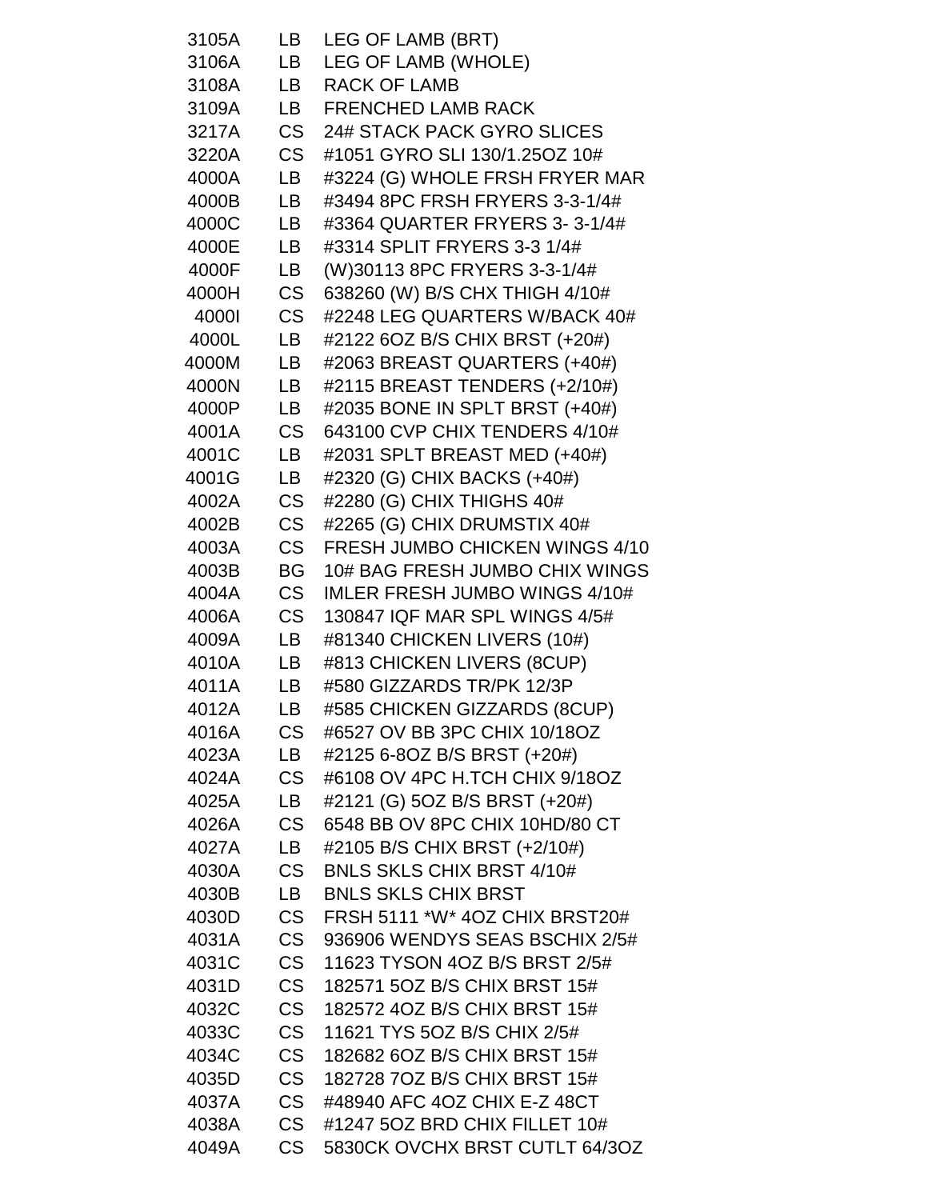| | | |
|---|---|---|
| 3105A | LB | LEG OF LAMB (BRT) |
| 3106A | LB | LEG OF LAMB (WHOLE) |
| 3108A | LB | RACK OF LAMB |
| 3109A | LB | FRENCHED LAMB RACK |
| 3217A | CS | 24# STACK PACK GYRO SLICES |
| 3220A | CS | #1051 GYRO SLI 130/1.25OZ 10# |
| 4000A | LB | #3224 (G) WHOLE FRSH FRYER MAR |
| 4000B | LB | #3494 8PC FRSH FRYERS 3-3-1/4# |
| 4000C | LB | #3364 QUARTER FRYERS 3- 3-1/4# |
| 4000E | LB | #3314 SPLIT FRYERS 3-3 1/4# |
| 4000F | LB | (W)30113 8PC FRYERS 3-3-1/4# |
| 4000H | CS | 638260 (W) B/S CHX THIGH 4/10# |
| 4000I | CS | #2248 LEG QUARTERS W/BACK 40# |
| 4000L | LB | #2122 6OZ B/S CHIX BRST (+20#) |
| 4000M | LB | #2063 BREAST QUARTERS (+40#) |
| 4000N | LB | #2115 BREAST TENDERS (+2/10#) |
| 4000P | LB | #2035 BONE IN SPLT BRST (+40#) |
| 4001A | CS | 643100 CVP CHIX TENDERS 4/10# |
| 4001C | LB | #2031 SPLT BREAST MED (+40#) |
| 4001G | LB | #2320 (G) CHIX BACKS (+40#) |
| 4002A | CS | #2280 (G) CHIX THIGHS 40# |
| 4002B | CS | #2265 (G) CHIX DRUMSTIX 40# |
| 4003A | CS | FRESH JUMBO CHICKEN WINGS 4/10 |
| 4003B | BG | 10# BAG FRESH JUMBO CHIX WINGS |
| 4004A | CS | IMLER FRESH JUMBO WINGS 4/10# |
| 4006A | CS | 130847 IQF MAR SPL WINGS 4/5# |
| 4009A | LB | #81340 CHICKEN LIVERS (10#) |
| 4010A | LB | #813 CHICKEN LIVERS (8CUP) |
| 4011A | LB | #580 GIZZARDS TR/PK 12/3P |
| 4012A | LB | #585 CHICKEN GIZZARDS (8CUP) |
| 4016A | CS | #6527 OV BB 3PC CHIX 10/18OZ |
| 4023A | LB | #2125 6-8OZ B/S BRST (+20#) |
| 4024A | CS | #6108 OV 4PC H.TCH CHIX 9/18OZ |
| 4025A | LB | #2121 (G) 5OZ B/S BRST (+20#) |
| 4026A | CS | 6548 BB OV 8PC CHIX 10HD/80 CT |
| 4027A | LB | #2105 B/S CHIX BRST (+2/10#) |
| 4030A | CS | BNLS SKLS CHIX BRST 4/10# |
| 4030B | LB | BNLS SKLS CHIX BRST |
| 4030D | CS | FRSH 5111 *W* 4OZ CHIX BRST20# |
| 4031A | CS | 936906 WENDYS SEAS BSCHIX 2/5# |
| 4031C | CS | 11623 TYSON 4OZ B/S BRST 2/5# |
| 4031D | CS | 182571 5OZ B/S CHIX BRST 15# |
| 4032C | CS | 182572 4OZ B/S CHIX BRST 15# |
| 4033C | CS | 11621 TYS 5OZ B/S CHIX 2/5# |
| 4034C | CS | 182682 6OZ B/S CHIX BRST 15# |
| 4035D | CS | 182728 7OZ B/S CHIX BRST 15# |
| 4037A | CS | #48940 AFC 4OZ CHIX E-Z 48CT |
| 4038A | CS | #1247 5OZ BRD CHIX FILLET 10# |
| 4049A | CS | 5830CK OVCHX BRST CUTLT 64/3OZ |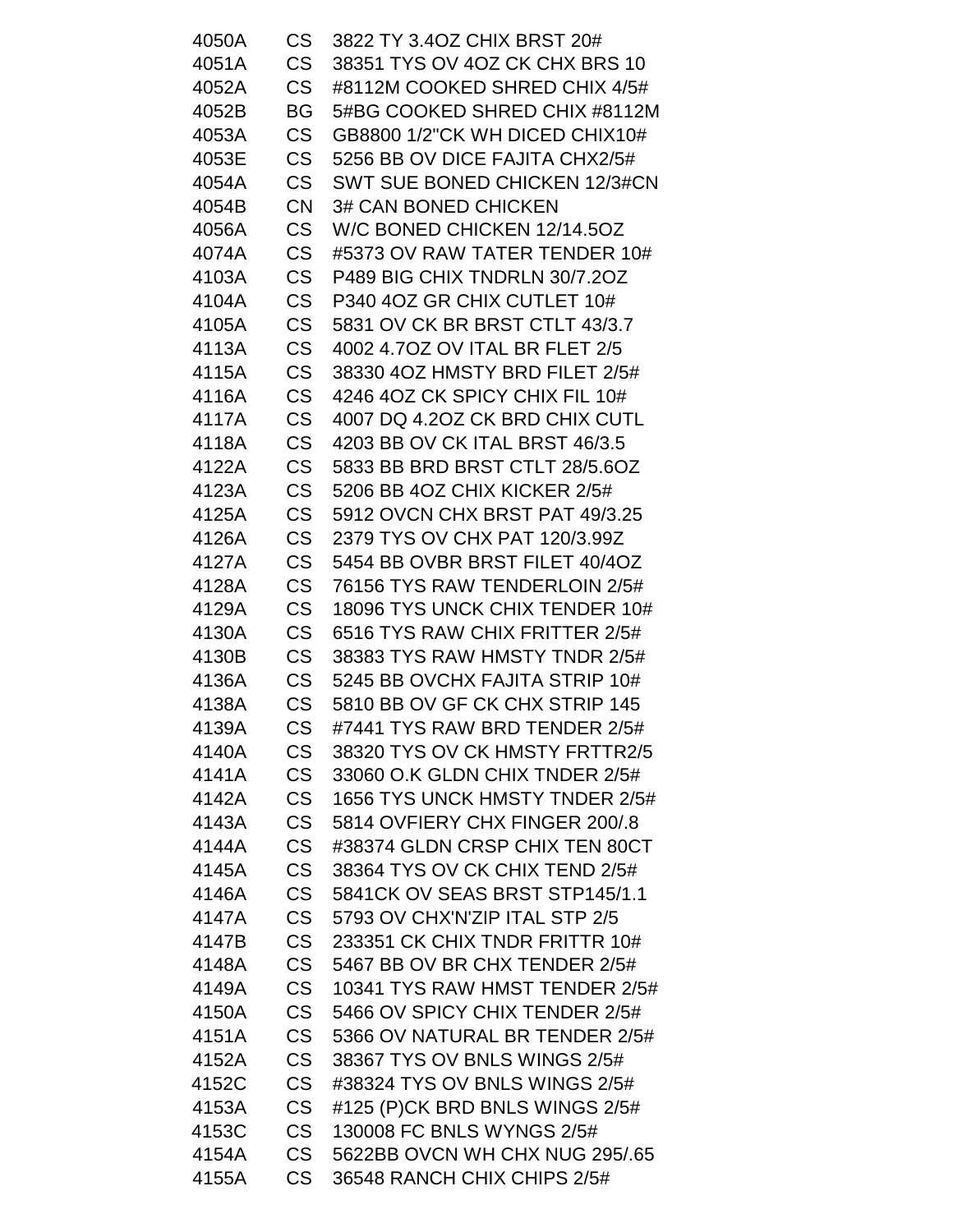| | | |
|---|---|---|
| 4050A | CS | 3822 TY 3.4OZ CHIX BRST 20# |
| 4051A | CS | 38351 TYS OV 4OZ CK CHX BRS 10 |
| 4052A | CS | #8112M COOKED SHRED CHIX 4/5# |
| 4052B | BG | 5#BG COOKED SHRED CHIX #8112M |
| 4053A | CS | GB8800 1/2"CK WH DICED CHIX10# |
| 4053E | CS | 5256 BB OV DICE FAJITA CHX2/5# |
| 4054A | CS | SWT SUE BONED CHICKEN 12/3#CN |
| 4054B | CN | 3# CAN BONED CHICKEN |
| 4056A | CS | W/C BONED CHICKEN 12/14.5OZ |
| 4074A | CS | #5373 OV RAW TATER TENDER 10# |
| 4103A | CS | P489 BIG CHIX TNDRLN 30/7.2OZ |
| 4104A | CS | P340 4OZ GR CHIX CUTLET 10# |
| 4105A | CS | 5831 OV CK BR BRST CTLT 43/3.7 |
| 4113A | CS | 4002 4.7OZ OV ITAL BR FLET 2/5 |
| 4115A | CS | 38330 4OZ HMSTY BRD FILET 2/5# |
| 4116A | CS | 4246 4OZ CK SPICY CHIX FIL 10# |
| 4117A | CS | 4007 DQ 4.2OZ CK BRD CHIX CUTL |
| 4118A | CS | 4203 BB OV CK ITAL BRST 46/3.5 |
| 4122A | CS | 5833 BB BRD BRST CTLT 28/5.6OZ |
| 4123A | CS | 5206 BB 4OZ CHIX KICKER 2/5# |
| 4125A | CS | 5912 OVCN CHX BRST PAT 49/3.25 |
| 4126A | CS | 2379 TYS OV CHX PAT 120/3.99Z |
| 4127A | CS | 5454 BB OVBR BRST FILET 40/4OZ |
| 4128A | CS | 76156 TYS RAW TENDERLOIN 2/5# |
| 4129A | CS | 18096 TYS UNCK CHIX TENDER 10# |
| 4130A | CS | 6516 TYS RAW CHIX FRITTER 2/5# |
| 4130B | CS | 38383 TYS RAW HMSTY TNDR 2/5# |
| 4136A | CS | 5245 BB OVCHX FAJITA STRIP 10# |
| 4138A | CS | 5810 BB OV GF CK CHX STRIP 145 |
| 4139A | CS | #7441 TYS RAW BRD TENDER 2/5# |
| 4140A | CS | 38320 TYS OV CK HMSTY FRTTR2/5 |
| 4141A | CS | 33060 O.K GLDN CHIX TNDER 2/5# |
| 4142A | CS | 1656 TYS UNCK HMSTY TNDER 2/5# |
| 4143A | CS | 5814 OVFIERY CHX FINGER 200/.8 |
| 4144A | CS | #38374 GLDN CRSP CHIX TEN 80CT |
| 4145A | CS | 38364 TYS OV CK CHIX TEND 2/5# |
| 4146A | CS | 5841CK OV SEAS BRST STP145/1.1 |
| 4147A | CS | 5793 OV CHX'N'ZIP ITAL STP 2/5 |
| 4147B | CS | 233351 CK CHIX TNDR FRITTR 10# |
| 4148A | CS | 5467 BB OV BR CHX TENDER 2/5# |
| 4149A | CS | 10341 TYS RAW HMST TENDER 2/5# |
| 4150A | CS | 5466 OV SPICY CHIX TENDER 2/5# |
| 4151A | CS | 5366 OV NATURAL BR TENDER 2/5# |
| 4152A | CS | 38367 TYS OV BNLS WINGS 2/5# |
| 4152C | CS | #38324 TYS OV BNLS WINGS 2/5# |
| 4153A | CS | #125 (P)CK BRD BNLS WINGS 2/5# |
| 4153C | CS | 130008 FC BNLS WYNGS 2/5# |
| 4154A | CS | 5622BB OVCN WH CHX NUG 295/.65 |
| 4155A | CS | 36548 RANCH CHIX CHIPS 2/5# |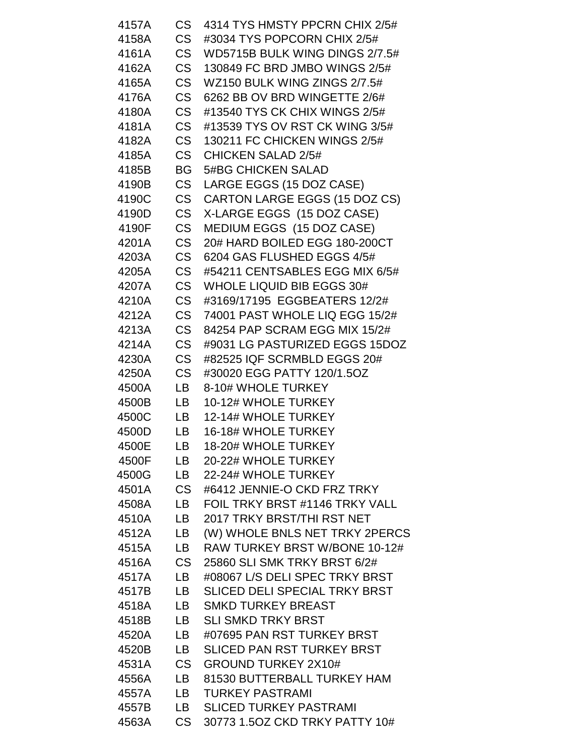| | | |
|---|---|---|
| 4157A | CS | 4314 TYS HMSTY PPCRN CHIX 2/5# |
| 4158A | CS | #3034 TYS POPCORN CHIX 2/5# |
| 4161A | CS | WD5715B BULK WING DINGS 2/7.5# |
| 4162A | CS | 130849 FC BRD JMBO WINGS 2/5# |
| 4165A | CS | WZ150 BULK WING ZINGS 2/7.5# |
| 4176A | CS | 6262 BB OV BRD WINGETTE 2/6# |
| 4180A | CS | #13540 TYS CK CHIX WINGS 2/5# |
| 4181A | CS | #13539 TYS OV RST CK WING 3/5# |
| 4182A | CS | 130211 FC CHICKEN WINGS 2/5# |
| 4185A | CS | CHICKEN SALAD 2/5# |
| 4185B | BG | 5#BG CHICKEN SALAD |
| 4190B | CS | LARGE EGGS (15 DOZ CASE) |
| 4190C | CS | CARTON LARGE EGGS (15 DOZ CS) |
| 4190D | CS | X-LARGE EGGS (15 DOZ CASE) |
| 4190F | CS | MEDIUM EGGS (15 DOZ CASE) |
| 4201A | CS | 20# HARD BOILED EGG 180-200CT |
| 4203A | CS | 6204 GAS FLUSHED EGGS 4/5# |
| 4205A | CS | #54211 CENTSABLES EGG MIX 6/5# |
| 4207A | CS | WHOLE LIQUID BIB EGGS 30# |
| 4210A | CS | #3169/17195 EGGBEATERS 12/2# |
| 4212A | CS | 74001 PAST WHOLE LIQ EGG 15/2# |
| 4213A | CS | 84254 PAP SCRAM EGG MIX 15/2# |
| 4214A | CS | #9031 LG PASTURIZED EGGS 15DOZ |
| 4230A | CS | #82525 IQF SCRMBLD EGGS 20# |
| 4250A | CS | #30020 EGG PATTY 120/1.5OZ |
| 4500A | LB | 8-10# WHOLE TURKEY |
| 4500B | LB | 10-12# WHOLE TURKEY |
| 4500C | LB | 12-14# WHOLE TURKEY |
| 4500D | LB | 16-18# WHOLE TURKEY |
| 4500E | LB | 18-20# WHOLE TURKEY |
| 4500F | LB | 20-22# WHOLE TURKEY |
| 4500G | LB | 22-24# WHOLE TURKEY |
| 4501A | CS | #6412 JENNIE-O CKD FRZ TRKY |
| 4508A | LB | FOIL TRKY BRST #1146 TRKY VALL |
| 4510A | LB | 2017 TRKY BRST/THI RST NET |
| 4512A | LB | (W) WHOLE BNLS NET TRKY 2PERCS |
| 4515A | LB | RAW TURKEY BRST W/BONE 10-12# |
| 4516A | CS | 25860 SLI SMK TRKY BRST 6/2# |
| 4517A | LB | #08067 L/S DELI SPEC TRKY BRST |
| 4517B | LB | SLICED DELI SPECIAL TRKY BRST |
| 4518A | LB | SMKD TURKEY BREAST |
| 4518B | LB | SLI SMKD TRKY BRST |
| 4520A | LB | #07695 PAN RST TURKEY BRST |
| 4520B | LB | SLICED PAN RST TURKEY BRST |
| 4531A | CS | GROUND TURKEY 2X10# |
| 4556A | LB | 81530 BUTTERBALL TURKEY HAM |
| 4557A | LB | TURKEY PASTRAMI |
| 4557B | LB | SLICED TURKEY PASTRAMI |
| 4563A | CS | 30773 1.5OZ CKD TRKY PATTY 10# |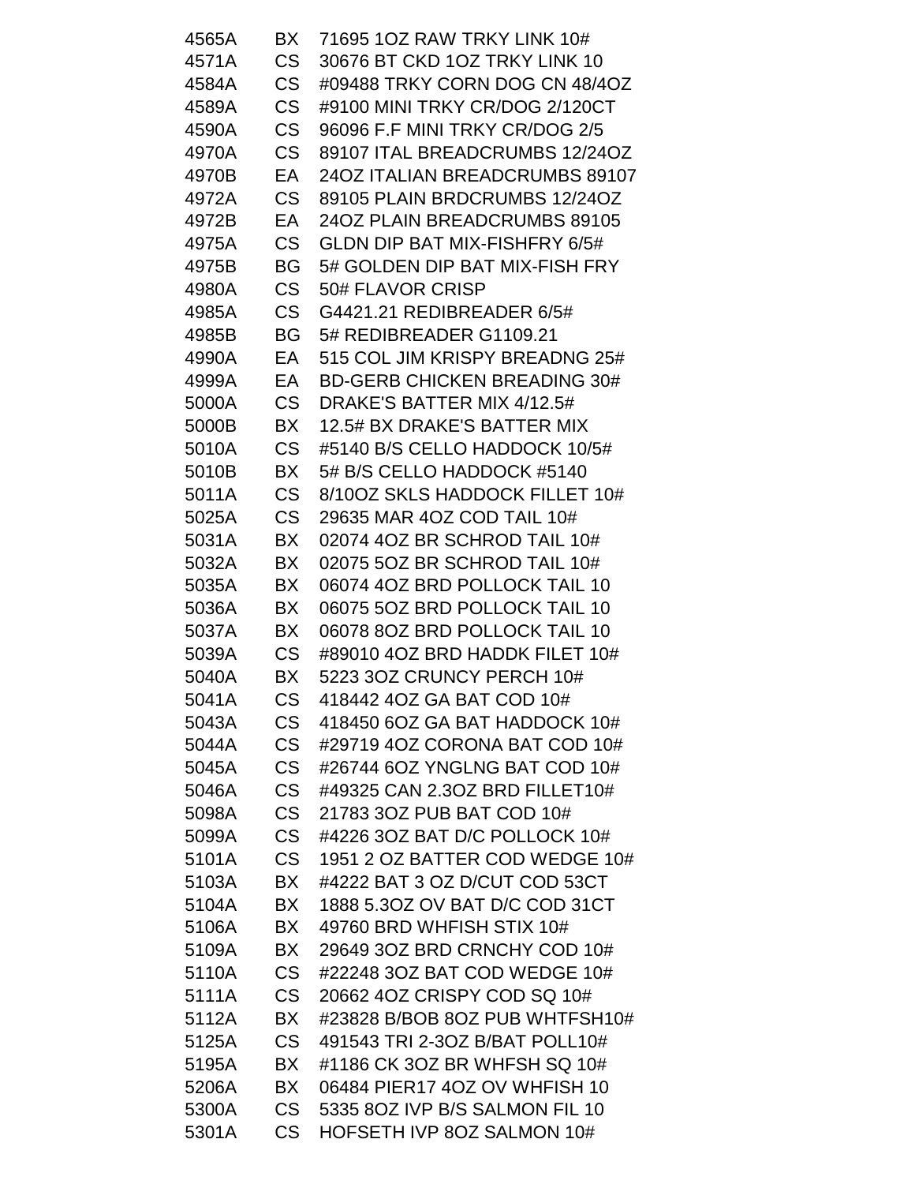| | | |
|---|---|---|
| 4565A | BX | 71695 1OZ RAW TRKY LINK 10# |
| 4571A | CS | 30676 BT CKD 1OZ TRKY LINK 10 |
| 4584A | CS | #09488 TRKY CORN DOG CN 48/4OZ |
| 4589A | CS | #9100 MINI TRKY CR/DOG 2/120CT |
| 4590A | CS | 96096 F.F MINI TRKY CR/DOG 2/5 |
| 4970A | CS | 89107 ITAL BREADCRUMBS 12/24OZ |
| 4970B | EA | 24OZ ITALIAN BREADCRUMBS 89107 |
| 4972A | CS | 89105 PLAIN BRDCRUMBS 12/24OZ |
| 4972B | EA | 24OZ PLAIN BREADCRUMBS 89105 |
| 4975A | CS | GLDN DIP BAT MIX-FISHFRY 6/5# |
| 4975B | BG | 5# GOLDEN DIP BAT MIX-FISH FRY |
| 4980A | CS | 50# FLAVOR CRISP |
| 4985A | CS | G4421.21 REDIBREADER 6/5# |
| 4985B | BG | 5# REDIBREADER G1109.21 |
| 4990A | EA | 515 COL JIM KRISPY BREADNG 25# |
| 4999A | EA | BD-GERB CHICKEN BREADING 30# |
| 5000A | CS | DRAKE'S BATTER MIX 4/12.5# |
| 5000B | BX | 12.5# BX DRAKE'S BATTER MIX |
| 5010A | CS | #5140 B/S CELLO HADDOCK 10/5# |
| 5010B | BX | 5# B/S CELLO HADDOCK #5140 |
| 5011A | CS | 8/10OZ SKLS HADDOCK FILLET 10# |
| 5025A | CS | 29635 MAR 4OZ COD TAIL 10# |
| 5031A | BX | 02074 4OZ BR SCHROD TAIL 10# |
| 5032A | BX | 02075 5OZ BR SCHROD TAIL 10# |
| 5035A | BX | 06074 4OZ BRD POLLOCK TAIL 10 |
| 5036A | BX | 06075 5OZ BRD POLLOCK TAIL 10 |
| 5037A | BX | 06078 8OZ BRD POLLOCK TAIL 10 |
| 5039A | CS | #89010 4OZ BRD HADDK FILET 10# |
| 5040A | BX | 5223 3OZ CRUNCY PERCH 10# |
| 5041A | CS | 418442 4OZ GA BAT COD 10# |
| 5043A | CS | 418450 6OZ GA BAT HADDOCK 10# |
| 5044A | CS | #29719 4OZ CORONA BAT COD 10# |
| 5045A | CS | #26744 6OZ YNGLNG BAT COD 10# |
| 5046A | CS | #49325 CAN 2.3OZ BRD FILLET10# |
| 5098A | CS | 21783 3OZ PUB BAT COD 10# |
| 5099A | CS | #4226 3OZ BAT D/C POLLOCK 10# |
| 5101A | CS | 1951 2 OZ BATTER COD WEDGE 10# |
| 5103A | BX | #4222 BAT 3 OZ D/CUT COD 53CT |
| 5104A | BX | 1888 5.3OZ OV BAT D/C COD 31CT |
| 5106A | BX | 49760 BRD WHFISH STIX 10# |
| 5109A | BX | 29649 3OZ BRD CRNCHY COD 10# |
| 5110A | CS | #22248 3OZ BAT COD WEDGE 10# |
| 5111A | CS | 20662 4OZ CRISPY COD SQ 10# |
| 5112A | BX | #23828 B/BOB 8OZ PUB WHTFSH10# |
| 5125A | CS | 491543 TRI 2-3OZ B/BAT POLL10# |
| 5195A | BX | #1186 CK 3OZ BR WHFSH SQ 10# |
| 5206A | BX | 06484 PIER17 4OZ OV WHFISH 10 |
| 5300A | CS | 5335 8OZ IVP B/S SALMON FIL 10 |
| 5301A | CS | HOFSETH IVP 8OZ SALMON 10# |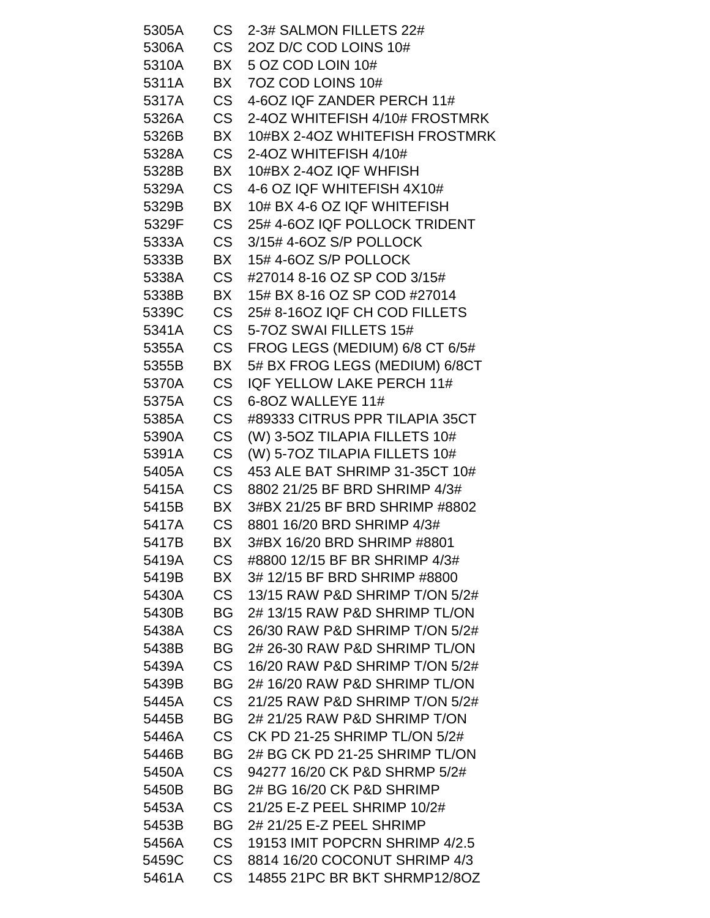| | | |
|---|---|---|
| 5305A | CS | 2-3# SALMON FILLETS 22# |
| 5306A | CS | 2OZ D/C COD LOINS 10# |
| 5310A | BX | 5 OZ COD LOIN 10# |
| 5311A | BX | 7OZ COD LOINS 10# |
| 5317A | CS | 4-6OZ IQF ZANDER PERCH 11# |
| 5326A | CS | 2-4OZ WHITEFISH 4/10# FROSTMRK |
| 5326B | BX | 10#BX 2-4OZ WHITEFISH FROSTMRK |
| 5328A | CS | 2-4OZ WHITEFISH 4/10# |
| 5328B | BX | 10#BX 2-4OZ IQF WHFISH |
| 5329A | CS | 4-6 OZ IQF WHITEFISH 4X10# |
| 5329B | BX | 10# BX 4-6 OZ IQF WHITEFISH |
| 5329F | CS | 25# 4-6OZ IQF POLLOCK TRIDENT |
| 5333A | CS | 3/15# 4-6OZ S/P POLLOCK |
| 5333B | BX | 15# 4-6OZ S/P POLLOCK |
| 5338A | CS | #27014 8-16 OZ SP COD 3/15# |
| 5338B | BX | 15# BX 8-16 OZ SP COD #27014 |
| 5339C | CS | 25# 8-16OZ IQF CH COD FILLETS |
| 5341A | CS | 5-7OZ SWAI FILLETS 15# |
| 5355A | CS | FROG LEGS (MEDIUM) 6/8 CT 6/5# |
| 5355B | BX | 5# BX FROG LEGS (MEDIUM) 6/8CT |
| 5370A | CS | IQF YELLOW LAKE PERCH 11# |
| 5375A | CS | 6-8OZ WALLEYE 11# |
| 5385A | CS | #89333 CITRUS PPR TILAPIA 35CT |
| 5390A | CS | (W) 3-5OZ TILAPIA FILLETS 10# |
| 5391A | CS | (W) 5-7OZ TILAPIA FILLETS 10# |
| 5405A | CS | 453 ALE BAT SHRIMP 31-35CT 10# |
| 5415A | CS | 8802 21/25 BF BRD SHRIMP 4/3# |
| 5415B | BX | 3#BX 21/25 BF BRD SHRIMP #8802 |
| 5417A | CS | 8801 16/20 BRD SHRIMP 4/3# |
| 5417B | BX | 3#BX 16/20 BRD SHRIMP #8801 |
| 5419A | CS | #8800 12/15 BF BR SHRIMP 4/3# |
| 5419B | BX | 3# 12/15 BF BRD SHRIMP #8800 |
| 5430A | CS | 13/15 RAW P&D SHRIMP T/ON 5/2# |
| 5430B | BG | 2# 13/15 RAW P&D SHRIMP TL/ON |
| 5438A | CS | 26/30 RAW P&D SHRIMP T/ON 5/2# |
| 5438B | BG | 2# 26-30 RAW P&D SHRIMP TL/ON |
| 5439A | CS | 16/20 RAW P&D SHRIMP T/ON 5/2# |
| 5439B | BG | 2# 16/20 RAW P&D SHRIMP TL/ON |
| 5445A | CS | 21/25 RAW P&D SHRIMP T/ON 5/2# |
| 5445B | BG | 2# 21/25 RAW P&D SHRIMP T/ON |
| 5446A | CS | CK PD 21-25 SHRIMP TL/ON 5/2# |
| 5446B | BG | 2# BG CK PD 21-25 SHRIMP TL/ON |
| 5450A | CS | 94277 16/20 CK P&D SHRMP 5/2# |
| 5450B | BG | 2# BG 16/20 CK P&D SHRIMP |
| 5453A | CS | 21/25 E-Z PEEL SHRIMP 10/2# |
| 5453B | BG | 2# 21/25 E-Z PEEL SHRIMP |
| 5456A | CS | 19153 IMIT POPCRN SHRIMP 4/2.5 |
| 5459C | CS | 8814 16/20 COCONUT SHRIMP 4/3 |
| 5461A | CS | 14855 21PC BR BKT SHRMP12/8OZ |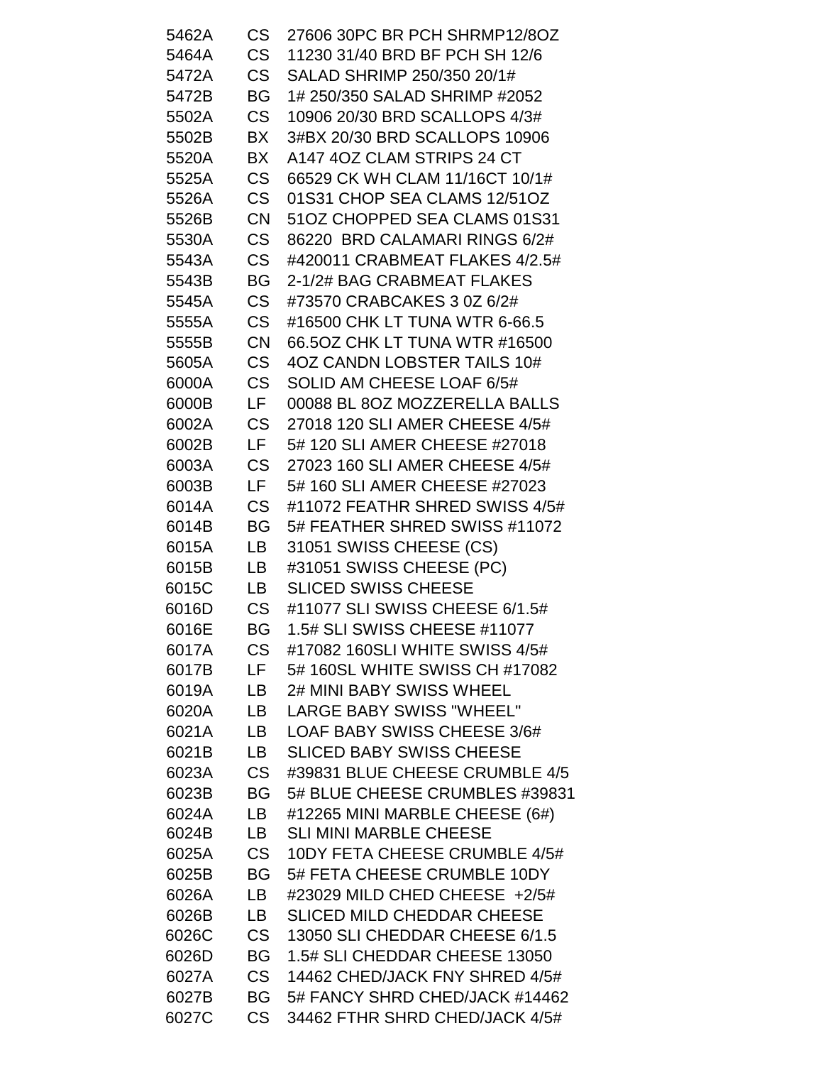| | | |
|---|---|---|
| 5462A | CS | 27606 30PC BR PCH SHRMP12/8OZ |
| 5464A | CS | 11230 31/40 BRD BF PCH SH 12/6 |
| 5472A | CS | SALAD SHRIMP 250/350 20/1# |
| 5472B | BG | 1# 250/350 SALAD SHRIMP #2052 |
| 5502A | CS | 10906 20/30 BRD SCALLOPS 4/3# |
| 5502B | BX | 3#BX 20/30 BRD SCALLOPS 10906 |
| 5520A | BX | A147 4OZ CLAM STRIPS 24 CT |
| 5525A | CS | 66529 CK WH CLAM 11/16CT 10/1# |
| 5526A | CS | 01S31 CHOP SEA CLAMS 12/51OZ |
| 5526B | CN | 51OZ CHOPPED SEA CLAMS 01S31 |
| 5530A | CS | 86220  BRD CALAMARI RINGS 6/2# |
| 5543A | CS | #420011 CRABMEAT FLAKES 4/2.5# |
| 5543B | BG | 2-1/2# BAG CRABMEAT FLAKES |
| 5545A | CS | #73570 CRABCAKES 3 0Z 6/2# |
| 5555A | CS | #16500 CHK LT TUNA WTR 6-66.5 |
| 5555B | CN | 66.5OZ CHK LT TUNA WTR #16500 |
| 5605A | CS | 4OZ CANDN LOBSTER TAILS 10# |
| 6000A | CS | SOLID AM CHEESE LOAF 6/5# |
| 6000B | LF | 00088 BL 8OZ MOZZERELLA BALLS |
| 6002A | CS | 27018 120 SLI AMER CHEESE 4/5# |
| 6002B | LF | 5# 120 SLI AMER CHEESE #27018 |
| 6003A | CS | 27023 160 SLI AMER CHEESE 4/5# |
| 6003B | LF | 5# 160 SLI AMER CHEESE #27023 |
| 6014A | CS | #11072 FEATHR SHRED SWISS 4/5# |
| 6014B | BG | 5# FEATHER SHRED SWISS #11072 |
| 6015A | LB | 31051 SWISS CHEESE (CS) |
| 6015B | LB | #31051 SWISS CHEESE (PC) |
| 6015C | LB | SLICED SWISS CHEESE |
| 6016D | CS | #11077 SLI SWISS CHEESE 6/1.5# |
| 6016E | BG | 1.5# SLI SWISS CHEESE #11077 |
| 6017A | CS | #17082 160SLI WHITE SWISS 4/5# |
| 6017B | LF | 5# 160SL WHITE SWISS CH #17082 |
| 6019A | LB | 2# MINI BABY SWISS WHEEL |
| 6020A | LB | LARGE BABY SWISS "WHEEL" |
| 6021A | LB | LOAF BABY SWISS CHEESE 3/6# |
| 6021B | LB | SLICED BABY SWISS CHEESE |
| 6023A | CS | #39831 BLUE CHEESE CRUMBLE 4/5 |
| 6023B | BG | 5# BLUE CHEESE CRUMBLES #39831 |
| 6024A | LB | #12265 MINI MARBLE CHEESE (6#) |
| 6024B | LB | SLI MINI MARBLE CHEESE |
| 6025A | CS | 10DY FETA CHEESE CRUMBLE 4/5# |
| 6025B | BG | 5# FETA CHEESE CRUMBLE 10DY |
| 6026A | LB | #23029 MILD CHED CHEESE  +2/5# |
| 6026B | LB | SLICED MILD CHEDDAR CHEESE |
| 6026C | CS | 13050 SLI CHEDDAR CHEESE 6/1.5 |
| 6026D | BG | 1.5# SLI CHEDDAR CHEESE 13050 |
| 6027A | CS | 14462 CHED/JACK FNY SHRED 4/5# |
| 6027B | BG | 5# FANCY SHRD CHED/JACK #14462 |
| 6027C | CS | 34462 FTHR SHRD CHED/JACK 4/5# |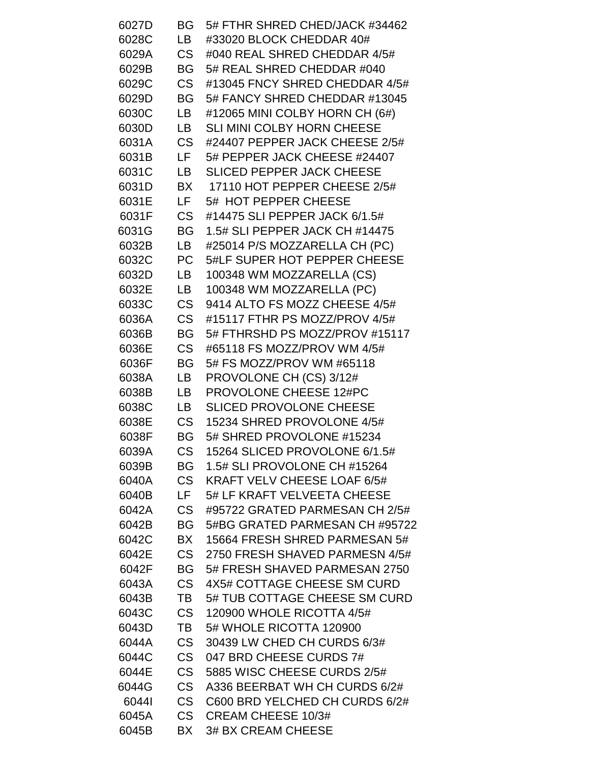| | | |
|---|---|---|
| 6027D | BG | 5# FTHR SHRED CHED/JACK #34462 |
| 6028C | LB | #33020 BLOCK CHEDDAR 40# |
| 6029A | CS | #040 REAL SHRED CHEDDAR 4/5# |
| 6029B | BG | 5# REAL SHRED CHEDDAR #040 |
| 6029C | CS | #13045 FNCY SHRED CHEDDAR 4/5# |
| 6029D | BG | 5# FANCY SHRED CHEDDAR #13045 |
| 6030C | LB | #12065 MINI COLBY HORN CH (6#) |
| 6030D | LB | SLI MINI COLBY HORN CHEESE |
| 6031A | CS | #24407 PEPPER JACK CHEESE 2/5# |
| 6031B | LF | 5# PEPPER JACK CHEESE #24407 |
| 6031C | LB | SLICED PEPPER JACK CHEESE |
| 6031D | BX | 17110 HOT PEPPER CHEESE 2/5# |
| 6031E | LF | 5# HOT PEPPER CHEESE |
| 6031F | CS | #14475 SLI PEPPER JACK 6/1.5# |
| 6031G | BG | 1.5# SLI PEPPER JACK CH #14475 |
| 6032B | LB | #25014 P/S MOZZARELLA CH (PC) |
| 6032C | PC | 5#LF SUPER HOT PEPPER CHEESE |
| 6032D | LB | 100348 WM MOZZARELLA (CS) |
| 6032E | LB | 100348 WM MOZZARELLA (PC) |
| 6033C | CS | 9414 ALTO FS MOZZ CHEESE 4/5# |
| 6036A | CS | #15117 FTHR PS MOZZ/PROV 4/5# |
| 6036B | BG | 5# FTHRSHD PS MOZZ/PROV #15117 |
| 6036E | CS | #65118 FS MOZZ/PROV WM 4/5# |
| 6036F | BG | 5# FS MOZZ/PROV WM #65118 |
| 6038A | LB | PROVOLONE CH (CS) 3/12# |
| 6038B | LB | PROVOLONE CHEESE 12#PC |
| 6038C | LB | SLICED PROVOLONE CHEESE |
| 6038E | CS | 15234 SHRED PROVOLONE 4/5# |
| 6038F | BG | 5# SHRED PROVOLONE #15234 |
| 6039A | CS | 15264 SLICED PROVOLONE 6/1.5# |
| 6039B | BG | 1.5# SLI PROVOLONE CH #15264 |
| 6040A | CS | KRAFT VELV CHEESE LOAF 6/5# |
| 6040B | LF | 5# LF KRAFT VELVEETA CHEESE |
| 6042A | CS | #95722 GRATED PARMESAN CH 2/5# |
| 6042B | BG | 5#BG GRATED PARMESAN CH #95722 |
| 6042C | BX | 15664 FRESH SHRED PARMESAN 5# |
| 6042E | CS | 2750 FRESH SHAVED PARMESN 4/5# |
| 6042F | BG | 5# FRESH SHAVED PARMESAN 2750 |
| 6043A | CS | 4X5# COTTAGE CHEESE SM CURD |
| 6043B | TB | 5# TUB COTTAGE CHEESE SM CURD |
| 6043C | CS | 120900 WHOLE RICOTTA 4/5# |
| 6043D | TB | 5# WHOLE RICOTTA 120900 |
| 6044A | CS | 30439 LW CHED CH CURDS 6/3# |
| 6044C | CS | 047 BRD CHEESE CURDS 7# |
| 6044E | CS | 5885 WISC CHEESE CURDS 2/5# |
| 6044G | CS | A336 BEERBAT WH CH CURDS 6/2# |
| 6044I | CS | C600 BRD YELCHED CH CURDS 6/2# |
| 6045A | CS | CREAM CHEESE 10/3# |
| 6045B | BX | 3# BX CREAM CHEESE |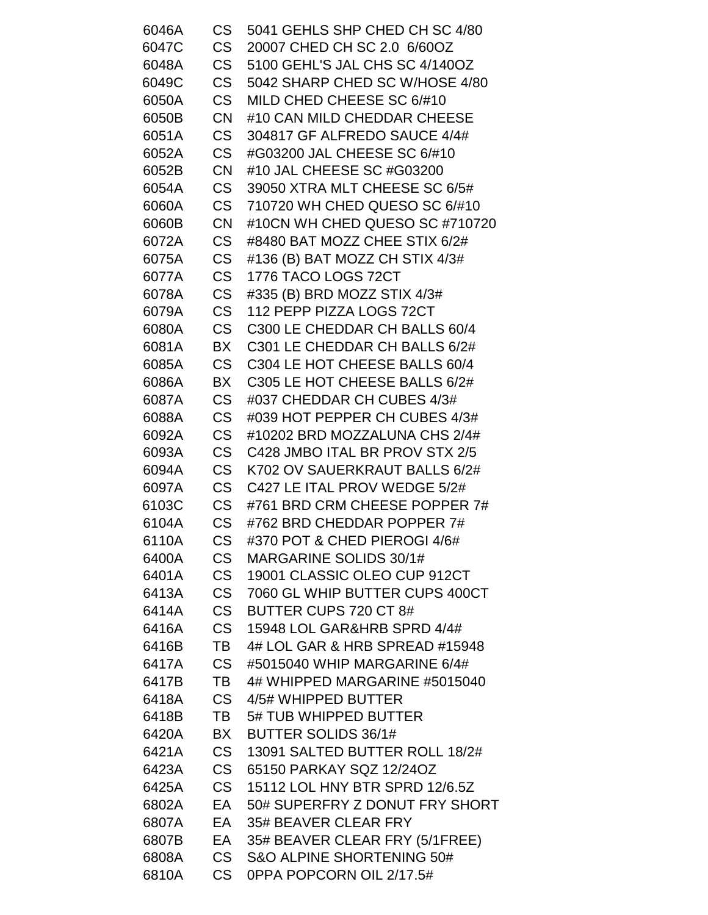| | | |
|---|---|---|
| 6046A | CS | 5041 GEHLS SHP CHED CH SC 4/80 |
| 6047C | CS | 20007 CHED CH SC 2.0 6/60OZ |
| 6048A | CS | 5100 GEHL'S JAL CHS SC 4/140OZ |
| 6049C | CS | 5042 SHARP CHED SC W/HOSE 4/80 |
| 6050A | CS | MILD CHED CHEESE SC 6/#10 |
| 6050B | CN | #10 CAN MILD CHEDDAR CHEESE |
| 6051A | CS | 304817 GF ALFREDO SAUCE 4/4# |
| 6052A | CS | #G03200 JAL CHEESE SC 6/#10 |
| 6052B | CN | #10 JAL CHEESE SC #G03200 |
| 6054A | CS | 39050 XTRA MLT CHEESE SC 6/5# |
| 6060A | CS | 710720 WH CHED QUESO SC 6/#10 |
| 6060B | CN | #10CN WH CHED QUESO SC #710720 |
| 6072A | CS | #8480 BAT MOZZ CHEE STIX 6/2# |
| 6075A | CS | #136 (B) BAT MOZZ CH STIX 4/3# |
| 6077A | CS | 1776 TACO LOGS 72CT |
| 6078A | CS | #335 (B) BRD MOZZ STIX 4/3# |
| 6079A | CS | 112 PEPP PIZZA LOGS 72CT |
| 6080A | CS | C300 LE CHEDDAR CH BALLS 60/4 |
| 6081A | BX | C301 LE CHEDDAR CH BALLS 6/2# |
| 6085A | CS | C304 LE HOT CHEESE BALLS 60/4 |
| 6086A | BX | C305 LE HOT CHEESE BALLS 6/2# |
| 6087A | CS | #037 CHEDDAR CH CUBES 4/3# |
| 6088A | CS | #039 HOT PEPPER CH CUBES 4/3# |
| 6092A | CS | #10202 BRD MOZZALUNA CHS 2/4# |
| 6093A | CS | C428 JMBO ITAL BR PROV STX 2/5 |
| 6094A | CS | K702 OV SAUERKRAUT BALLS 6/2# |
| 6097A | CS | C427 LE ITAL PROV WEDGE 5/2# |
| 6103C | CS | #761 BRD CRM CHEESE POPPER 7# |
| 6104A | CS | #762 BRD CHEDDAR POPPER 7# |
| 6110A | CS | #370 POT & CHED PIEROGI 4/6# |
| 6400A | CS | MARGARINE SOLIDS 30/1# |
| 6401A | CS | 19001 CLASSIC OLEO CUP 912CT |
| 6413A | CS | 7060 GL WHIP BUTTER CUPS 400CT |
| 6414A | CS | BUTTER CUPS 720 CT 8# |
| 6416A | CS | 15948 LOL GAR&HRB SPRD 4/4# |
| 6416B | TB | 4# LOL GAR & HRB SPREAD #15948 |
| 6417A | CS | #5015040 WHIP MARGARINE 6/4# |
| 6417B | TB | 4# WHIPPED MARGARINE #5015040 |
| 6418A | CS | 4/5# WHIPPED BUTTER |
| 6418B | TB | 5# TUB WHIPPED BUTTER |
| 6420A | BX | BUTTER SOLIDS 36/1# |
| 6421A | CS | 13091 SALTED BUTTER ROLL 18/2# |
| 6423A | CS | 65150 PARKAY SQZ 12/24OZ |
| 6425A | CS | 15112 LOL HNY BTR SPRD 12/6.5Z |
| 6802A | EA | 50# SUPERFRY Z DONUT FRY SHORT |
| 6807A | EA | 35# BEAVER CLEAR FRY |
| 6807B | EA | 35# BEAVER CLEAR FRY (5/1FREE) |
| 6808A | CS | S&O ALPINE SHORTENING 50# |
| 6810A | CS | 0PPA POPCORN OIL 2/17.5# |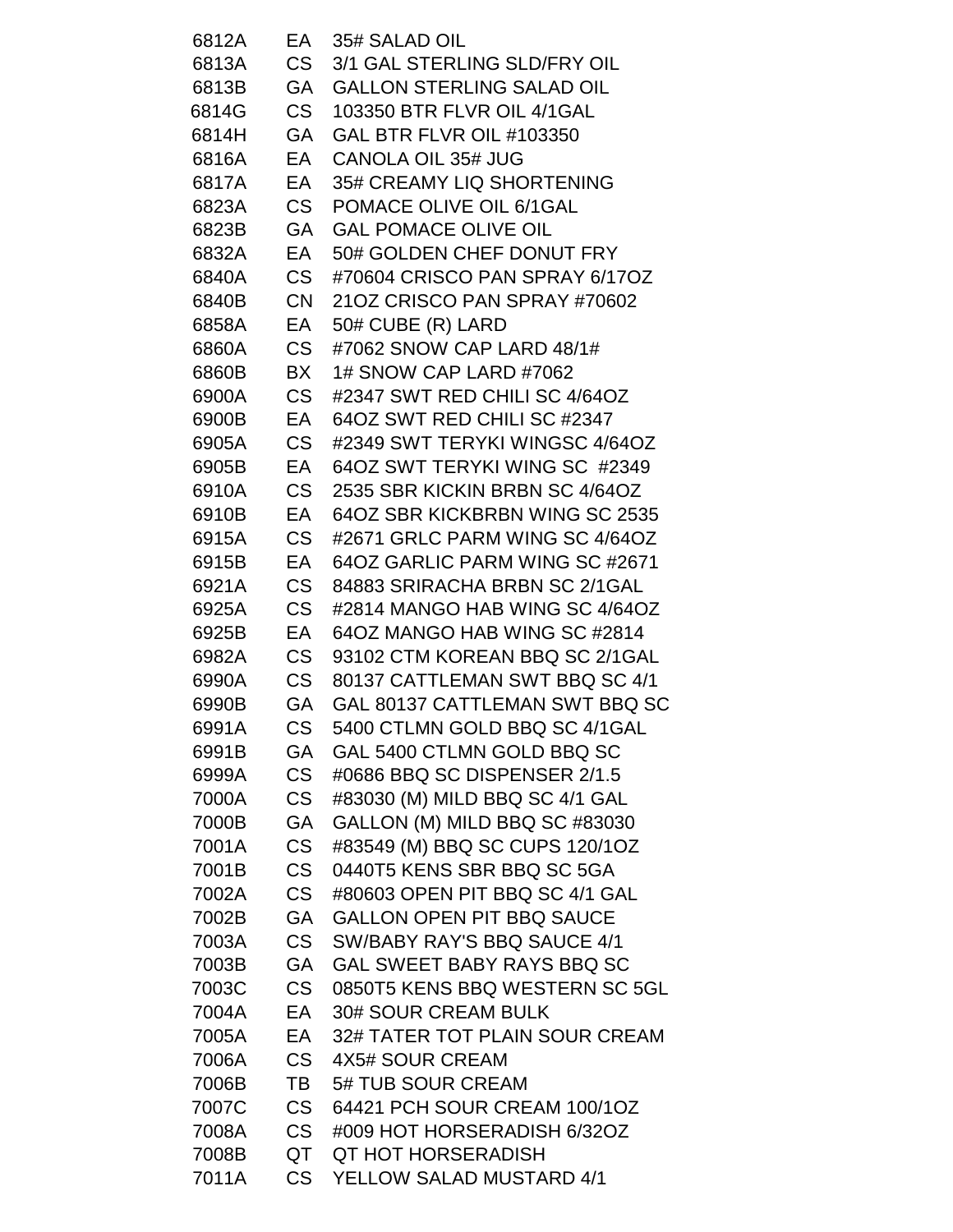| | | |
|---|---|---|
| 6812A | EA | 35# SALAD OIL |
| 6813A | CS | 3/1 GAL STERLING SLD/FRY OIL |
| 6813B | GA | GALLON STERLING SALAD OIL |
| 6814G | CS | 103350 BTR FLVR OIL 4/1GAL |
| 6814H | GA | GAL BTR FLVR OIL #103350 |
| 6816A | EA | CANOLA OIL 35# JUG |
| 6817A | EA | 35# CREAMY LIQ SHORTENING |
| 6823A | CS | POMACE OLIVE OIL 6/1GAL |
| 6823B | GA | GAL POMACE OLIVE OIL |
| 6832A | EA | 50# GOLDEN CHEF DONUT FRY |
| 6840A | CS | #70604 CRISCO PAN SPRAY 6/17OZ |
| 6840B | CN | 21OZ CRISCO PAN SPRAY #70602 |
| 6858A | EA | 50# CUBE (R) LARD |
| 6860A | CS | #7062 SNOW CAP LARD 48/1# |
| 6860B | BX | 1# SNOW CAP LARD #7062 |
| 6900A | CS | #2347 SWT RED CHILI SC 4/64OZ |
| 6900B | EA | 64OZ SWT RED CHILI SC #2347 |
| 6905A | CS | #2349 SWT TERYKI WINGSC 4/64OZ |
| 6905B | EA | 64OZ SWT TERYKI WING SC #2349 |
| 6910A | CS | 2535 SBR KICKIN BRBN SC 4/64OZ |
| 6910B | EA | 64OZ SBR KICKBRBN WING SC 2535 |
| 6915A | CS | #2671 GRLC PARM WING SC 4/64OZ |
| 6915B | EA | 64OZ GARLIC PARM WING SC #2671 |
| 6921A | CS | 84883 SRIRACHA BRBN SC 2/1GAL |
| 6925A | CS | #2814 MANGO HAB WING SC 4/64OZ |
| 6925B | EA | 64OZ MANGO HAB WING SC #2814 |
| 6982A | CS | 93102 CTM KOREAN BBQ SC 2/1GAL |
| 6990A | CS | 80137 CATTLEMAN SWT BBQ SC 4/1 |
| 6990B | GA | GAL 80137 CATTLEMAN SWT BBQ SC |
| 6991A | CS | 5400 CTLMN GOLD BBQ SC 4/1GAL |
| 6991B | GA | GAL 5400 CTLMN GOLD BBQ SC |
| 6999A | CS | #0686 BBQ SC DISPENSER 2/1.5 |
| 7000A | CS | #83030 (M) MILD BBQ SC 4/1 GAL |
| 7000B | GA | GALLON (M) MILD BBQ SC #83030 |
| 7001A | CS | #83549 (M) BBQ SC CUPS 120/1OZ |
| 7001B | CS | 0440T5 KENS SBR BBQ SC 5GA |
| 7002A | CS | #80603 OPEN PIT BBQ SC 4/1 GAL |
| 7002B | GA | GALLON OPEN PIT BBQ SAUCE |
| 7003A | CS | SW/BABY RAY'S BBQ SAUCE 4/1 |
| 7003B | GA | GAL SWEET BABY RAYS BBQ SC |
| 7003C | CS | 0850T5 KENS BBQ WESTERN SC 5GL |
| 7004A | EA | 30# SOUR CREAM BULK |
| 7005A | EA | 32# TATER TOT PLAIN SOUR CREAM |
| 7006A | CS | 4X5# SOUR CREAM |
| 7006B | TB | 5# TUB SOUR CREAM |
| 7007C | CS | 64421 PCH SOUR CREAM 100/1OZ |
| 7008A | CS | #009 HOT HORSERADISH 6/32OZ |
| 7008B | QT | QT HOT HORSERADISH |
| 7011A | CS | YELLOW SALAD MUSTARD 4/1 |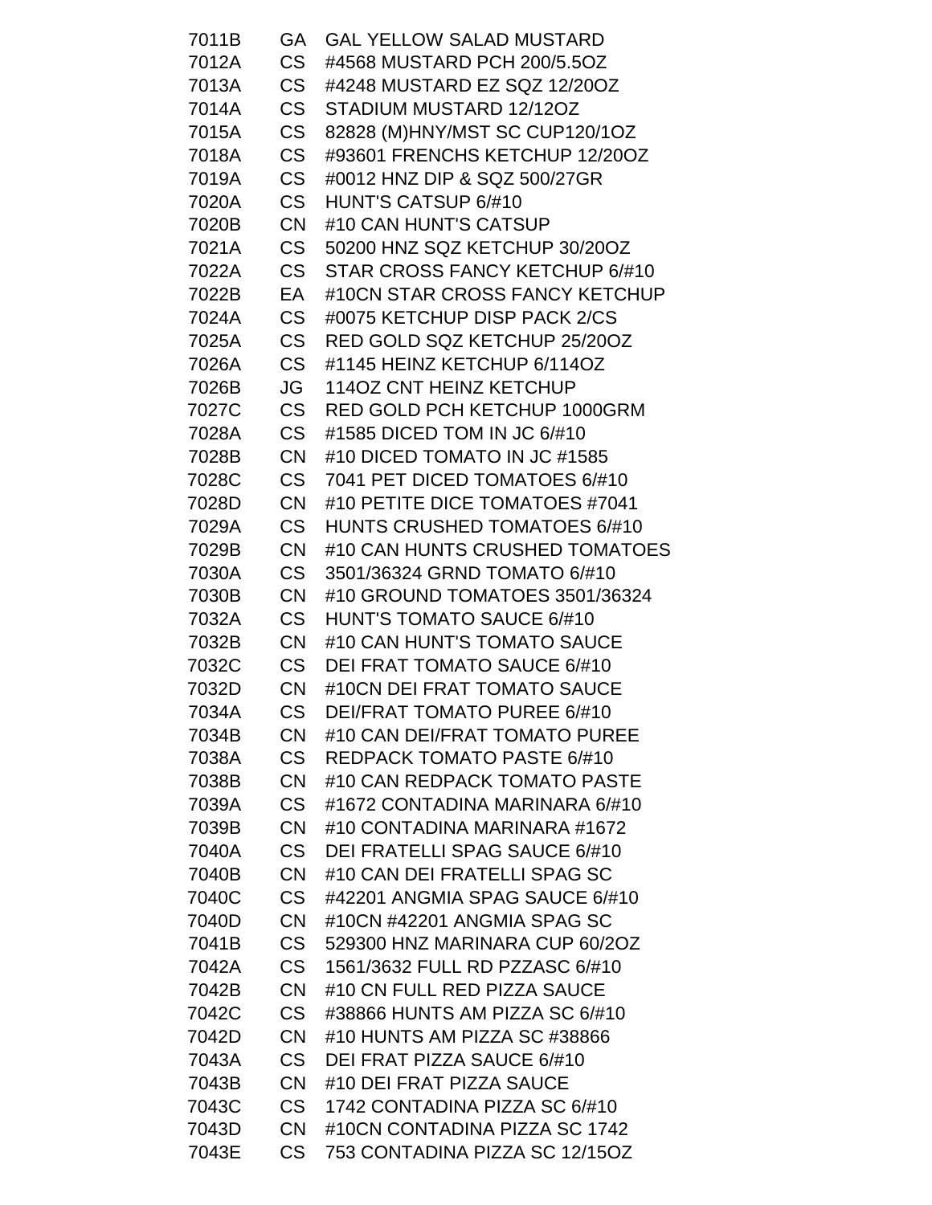| | | |
|---|---|---|
| 7011B | GA | GAL YELLOW SALAD MUSTARD |
| 7012A | CS | #4568 MUSTARD PCH 200/5.5OZ |
| 7013A | CS | #4248 MUSTARD EZ SQZ 12/20OZ |
| 7014A | CS | STADIUM MUSTARD 12/12OZ |
| 7015A | CS | 82828 (M)HNY/MST SC CUP120/1OZ |
| 7018A | CS | #93601 FRENCHS KETCHUP 12/20OZ |
| 7019A | CS | #0012 HNZ DIP & SQZ 500/27GR |
| 7020A | CS | HUNT'S CATSUP 6/#10 |
| 7020B | CN | #10 CAN HUNT'S CATSUP |
| 7021A | CS | 50200 HNZ SQZ KETCHUP 30/20OZ |
| 7022A | CS | STAR CROSS FANCY KETCHUP 6/#10 |
| 7022B | EA | #10CN STAR CROSS FANCY KETCHUP |
| 7024A | CS | #0075 KETCHUP DISP PACK 2/CS |
| 7025A | CS | RED GOLD SQZ KETCHUP 25/20OZ |
| 7026A | CS | #1145 HEINZ KETCHUP 6/114OZ |
| 7026B | JG | 114OZ CNT HEINZ KETCHUP |
| 7027C | CS | RED GOLD PCH KETCHUP 1000GRM |
| 7028A | CS | #1585 DICED TOM IN JC 6/#10 |
| 7028B | CN | #10 DICED TOMATO IN JC #1585 |
| 7028C | CS | 7041 PET DICED TOMATOES 6/#10 |
| 7028D | CN | #10 PETITE DICE TOMATOES #7041 |
| 7029A | CS | HUNTS CRUSHED TOMATOES 6/#10 |
| 7029B | CN | #10 CAN HUNTS CRUSHED TOMATOES |
| 7030A | CS | 3501/36324 GRND TOMATO 6/#10 |
| 7030B | CN | #10 GROUND TOMATOES 3501/36324 |
| 7032A | CS | HUNT'S TOMATO SAUCE 6/#10 |
| 7032B | CN | #10 CAN HUNT'S TOMATO SAUCE |
| 7032C | CS | DEI FRAT TOMATO SAUCE 6/#10 |
| 7032D | CN | #10CN DEI FRAT TOMATO SAUCE |
| 7034A | CS | DEI/FRAT TOMATO PUREE 6/#10 |
| 7034B | CN | #10 CAN DEI/FRAT TOMATO PUREE |
| 7038A | CS | REDPACK TOMATO PASTE 6/#10 |
| 7038B | CN | #10 CAN REDPACK TOMATO PASTE |
| 7039A | CS | #1672 CONTADINA MARINARA 6/#10 |
| 7039B | CN | #10 CONTADINA MARINARA #1672 |
| 7040A | CS | DEI FRATELLI SPAG SAUCE 6/#10 |
| 7040B | CN | #10 CAN DEI FRATELLI SPAG SC |
| 7040C | CS | #42201 ANGMIA SPAG SAUCE 6/#10 |
| 7040D | CN | #10CN #42201 ANGMIA SPAG SC |
| 7041B | CS | 529300 HNZ MARINARA CUP 60/2OZ |
| 7042A | CS | 1561/3632 FULL RD PZZASC 6/#10 |
| 7042B | CN | #10 CN FULL RED PIZZA SAUCE |
| 7042C | CS | #38866 HUNTS AM PIZZA SC 6/#10 |
| 7042D | CN | #10 HUNTS AM PIZZA SC #38866 |
| 7043A | CS | DEI FRAT PIZZA SAUCE 6/#10 |
| 7043B | CN | #10 DEI FRAT PIZZA SAUCE |
| 7043C | CS | 1742 CONTADINA PIZZA SC 6/#10 |
| 7043D | CN | #10CN CONTADINA PIZZA SC 1742 |
| 7043E | CS | 753 CONTADINA PIZZA SC 12/15OZ |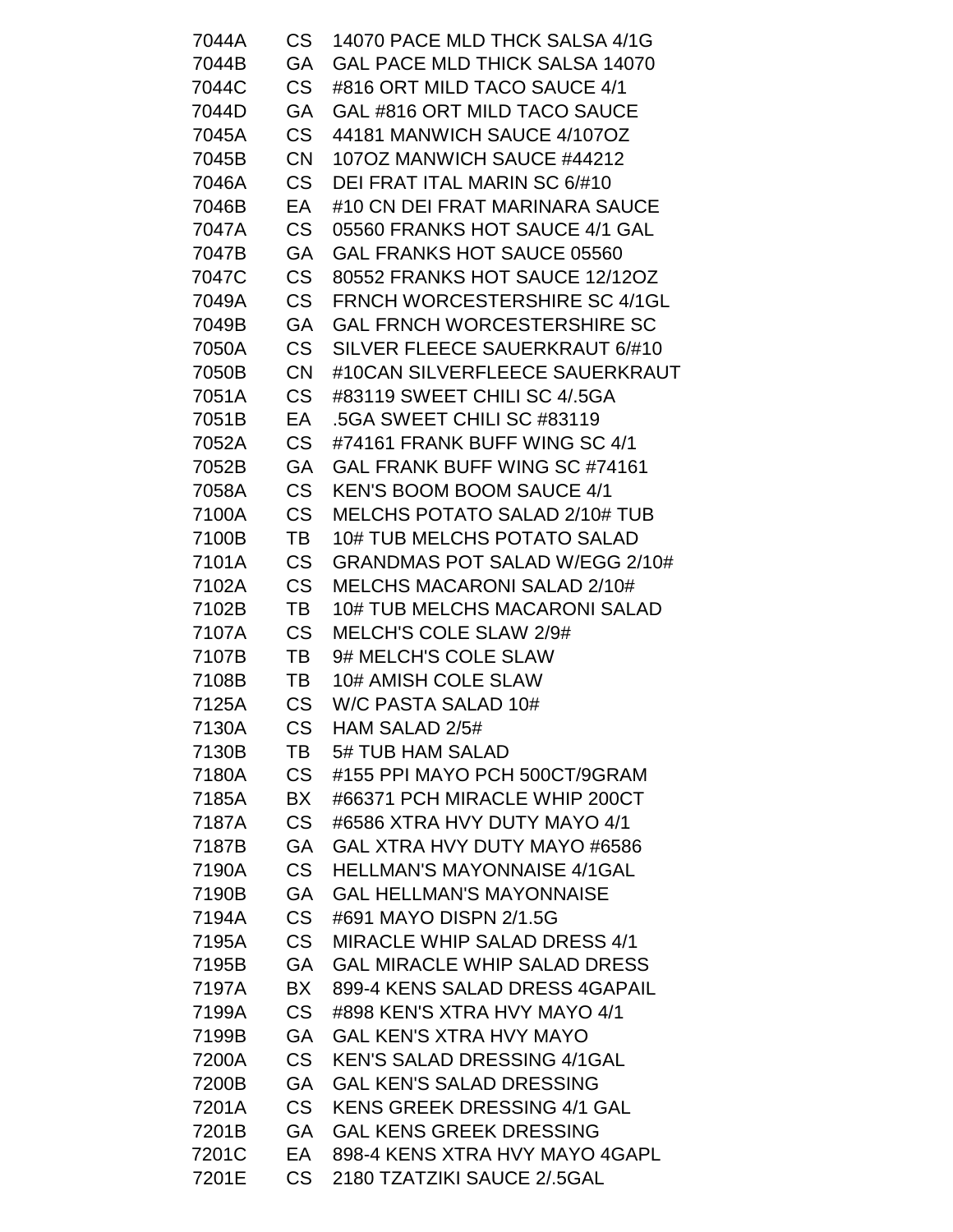| | | |
|---|---|---|
| 7044A | CS | 14070 PACE MLD THCK SALSA 4/1G |
| 7044B | GA | GAL PACE MLD THICK SALSA 14070 |
| 7044C | CS | #816 ORT MILD TACO SAUCE 4/1 |
| 7044D | GA | GAL #816 ORT MILD TACO SAUCE |
| 7045A | CS | 44181 MANWICH SAUCE 4/107OZ |
| 7045B | CN | 107OZ MANWICH SAUCE #44212 |
| 7046A | CS | DEI FRAT ITAL MARIN SC 6/#10 |
| 7046B | EA | #10 CN DEI FRAT MARINARA SAUCE |
| 7047A | CS | 05560 FRANKS HOT SAUCE 4/1 GAL |
| 7047B | GA | GAL FRANKS HOT SAUCE 05560 |
| 7047C | CS | 80552 FRANKS HOT SAUCE 12/12OZ |
| 7049A | CS | FRNCH WORCESTERSHIRE SC 4/1GL |
| 7049B | GA | GAL FRNCH WORCESTERSHIRE SC |
| 7050A | CS | SILVER FLEECE SAUERKRAUT 6/#10 |
| 7050B | CN | #10CAN SILVERFLEECE SAUERKRAUT |
| 7051A | CS | #83119 SWEET CHILI SC 4/.5GA |
| 7051B | EA | .5GA SWEET CHILI SC #83119 |
| 7052A | CS | #74161 FRANK BUFF WING SC 4/1 |
| 7052B | GA | GAL FRANK BUFF WING SC #74161 |
| 7058A | CS | KEN'S BOOM BOOM SAUCE 4/1 |
| 7100A | CS | MELCHS POTATO SALAD 2/10# TUB |
| 7100B | TB | 10# TUB MELCHS POTATO SALAD |
| 7101A | CS | GRANDMAS POT SALAD W/EGG 2/10# |
| 7102A | CS | MELCHS MACARONI SALAD 2/10# |
| 7102B | TB | 10# TUB MELCHS MACARONI SALAD |
| 7107A | CS | MELCH'S COLE SLAW 2/9# |
| 7107B | TB | 9# MELCH'S COLE SLAW |
| 7108B | TB | 10# AMISH COLE SLAW |
| 7125A | CS | W/C PASTA SALAD 10# |
| 7130A | CS | HAM SALAD 2/5# |
| 7130B | TB | 5# TUB HAM SALAD |
| 7180A | CS | #155 PPI MAYO PCH 500CT/9GRAM |
| 7185A | BX | #66371 PCH MIRACLE WHIP 200CT |
| 7187A | CS | #6586 XTRA HVY DUTY MAYO 4/1 |
| 7187B | GA | GAL XTRA HVY DUTY MAYO #6586 |
| 7190A | CS | HELLMAN'S MAYONNAISE 4/1GAL |
| 7190B | GA | GAL HELLMAN'S MAYONNAISE |
| 7194A | CS | #691 MAYO DISPN 2/1.5G |
| 7195A | CS | MIRACLE WHIP SALAD DRESS 4/1 |
| 7195B | GA | GAL MIRACLE WHIP SALAD DRESS |
| 7197A | BX | 899-4 KENS SALAD DRESS 4GAPAIL |
| 7199A | CS | #898 KEN'S XTRA HVY MAYO 4/1 |
| 7199B | GA | GAL KEN'S XTRA HVY MAYO |
| 7200A | CS | KEN'S SALAD DRESSING 4/1GAL |
| 7200B | GA | GAL KEN'S SALAD DRESSING |
| 7201A | CS | KENS GREEK DRESSING 4/1 GAL |
| 7201B | GA | GAL KENS GREEK DRESSING |
| 7201C | EA | 898-4 KENS XTRA HVY MAYO 4GAPL |
| 7201E | CS | 2180 TZATZIKI SAUCE 2/.5GAL |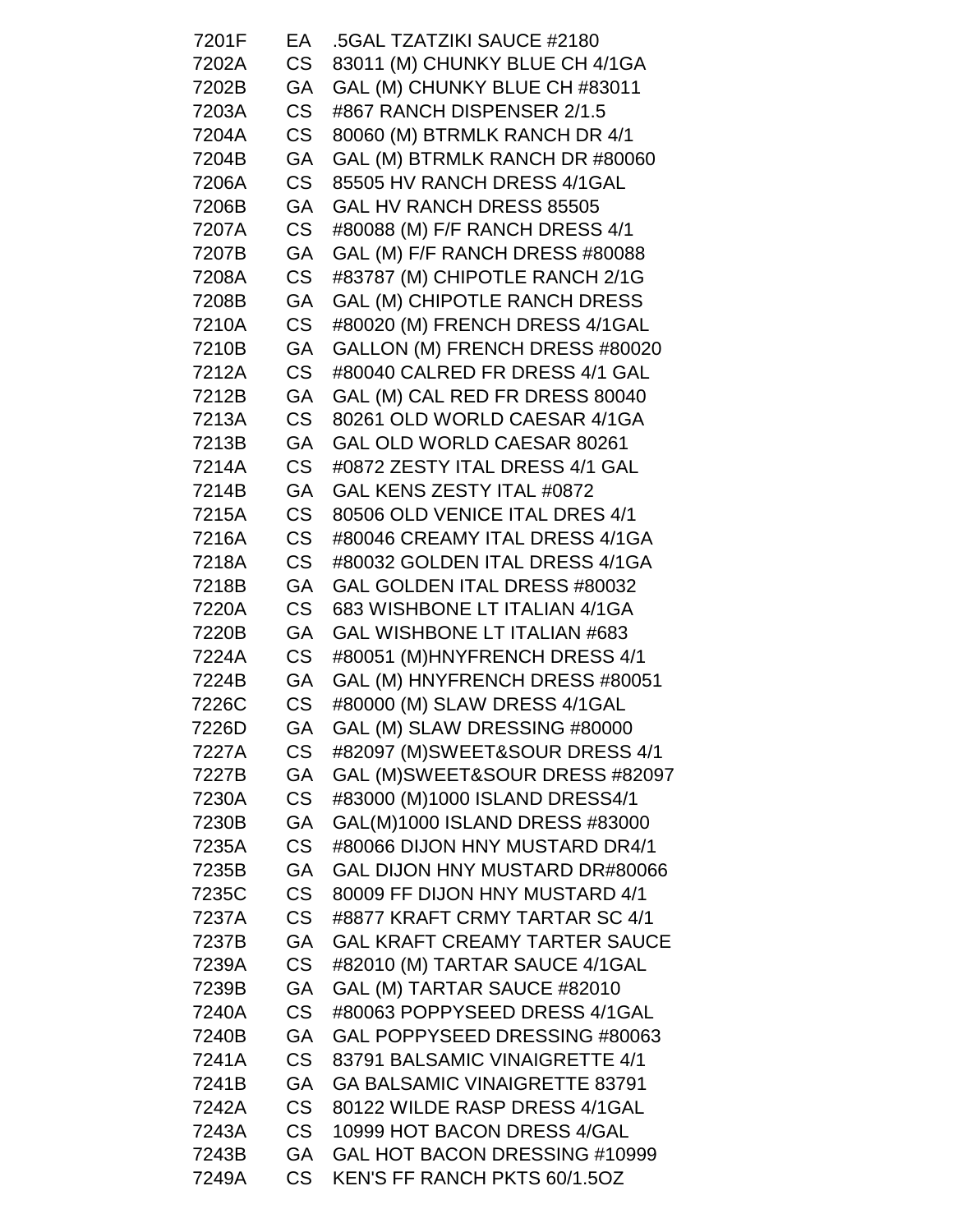| | | |
|---|---|---|
| 7201F | EA | .5GAL TZATZIKI SAUCE #2180 |
| 7202A | CS | 83011 (M) CHUNKY BLUE CH 4/1GA |
| 7202B | GA | GAL (M) CHUNKY BLUE CH #83011 |
| 7203A | CS | #867 RANCH DISPENSER 2/1.5 |
| 7204A | CS | 80060 (M) BTRMLK RANCH DR 4/1 |
| 7204B | GA | GAL (M) BTRMLK RANCH DR #80060 |
| 7206A | CS | 85505 HV RANCH DRESS 4/1GAL |
| 7206B | GA | GAL HV RANCH DRESS 85505 |
| 7207A | CS | #80088 (M) F/F RANCH DRESS 4/1 |
| 7207B | GA | GAL (M) F/F RANCH DRESS #80088 |
| 7208A | CS | #83787 (M) CHIPOTLE RANCH 2/1G |
| 7208B | GA | GAL (M) CHIPOTLE RANCH DRESS |
| 7210A | CS | #80020 (M) FRENCH DRESS 4/1GAL |
| 7210B | GA | GALLON (M) FRENCH DRESS #80020 |
| 7212A | CS | #80040 CALRED FR DRESS 4/1 GAL |
| 7212B | GA | GAL (M) CAL RED FR DRESS 80040 |
| 7213A | CS | 80261 OLD WORLD CAESAR 4/1GA |
| 7213B | GA | GAL OLD WORLD CAESAR 80261 |
| 7214A | CS | #0872 ZESTY ITAL DRESS 4/1 GAL |
| 7214B | GA | GAL KENS ZESTY ITAL #0872 |
| 7215A | CS | 80506 OLD VENICE ITAL DRES 4/1 |
| 7216A | CS | #80046 CREAMY ITAL DRESS 4/1GA |
| 7218A | CS | #80032 GOLDEN ITAL DRESS 4/1GA |
| 7218B | GA | GAL GOLDEN ITAL DRESS #80032 |
| 7220A | CS | 683 WISHBONE LT ITALIAN 4/1GA |
| 7220B | GA | GAL WISHBONE LT ITALIAN #683 |
| 7224A | CS | #80051 (M)HNYFRENCH DRESS 4/1 |
| 7224B | GA | GAL (M) HNYFRENCH DRESS #80051 |
| 7226C | CS | #80000 (M) SLAW DRESS 4/1GAL |
| 7226D | GA | GAL (M) SLAW DRESSING #80000 |
| 7227A | CS | #82097 (M)SWEET&SOUR DRESS 4/1 |
| 7227B | GA | GAL (M)SWEET&SOUR DRESS #82097 |
| 7230A | CS | #83000 (M)1000 ISLAND DRESS4/1 |
| 7230B | GA | GAL(M)1000 ISLAND DRESS #83000 |
| 7235A | CS | #80066 DIJON HNY MUSTARD DR4/1 |
| 7235B | GA | GAL DIJON HNY MUSTARD DR#80066 |
| 7235C | CS | 80009 FF DIJON HNY MUSTARD 4/1 |
| 7237A | CS | #8877 KRAFT CRMY TARTAR SC 4/1 |
| 7237B | GA | GAL KRAFT CREAMY TARTER SAUCE |
| 7239A | CS | #82010 (M) TARTAR SAUCE 4/1GAL |
| 7239B | GA | GAL (M) TARTAR SAUCE #82010 |
| 7240A | CS | #80063 POPPYSEED DRESS 4/1GAL |
| 7240B | GA | GAL POPPYSEED DRESSING #80063 |
| 7241A | CS | 83791 BALSAMIC VINAIGRETTE 4/1 |
| 7241B | GA | GA BALSAMIC VINAIGRETTE 83791 |
| 7242A | CS | 80122 WILDE RASP DRESS 4/1GAL |
| 7243A | CS | 10999 HOT BACON DRESS 4/GAL |
| 7243B | GA | GAL HOT BACON DRESSING #10999 |
| 7249A | CS | KEN'S FF RANCH PKTS 60/1.5OZ |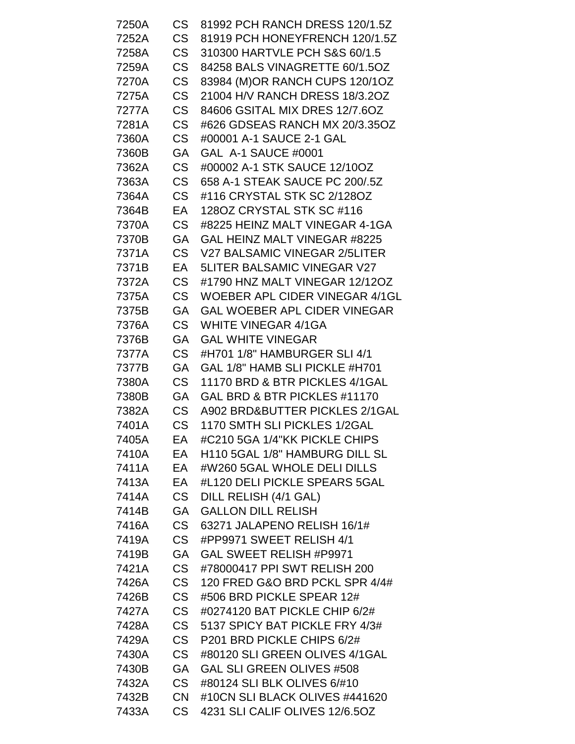| | | |
|---|---|---|
| 7250A | CS | 81992 PCH RANCH DRESS 120/1.5Z |
| 7252A | CS | 81919 PCH HONEYFRENCH 120/1.5Z |
| 7258A | CS | 310300 HARTVLE PCH S&S 60/1.5 |
| 7259A | CS | 84258 BALS VINAGRETTE 60/1.5OZ |
| 7270A | CS | 83984 (M)OR RANCH CUPS 120/1OZ |
| 7275A | CS | 21004 H/V RANCH DRESS 18/3.2OZ |
| 7277A | CS | 84606 GSITAL MIX DRES 12/7.6OZ |
| 7281A | CS | #626 GDSEAS RANCH MX 20/3.35OZ |
| 7360A | CS | #00001 A-1 SAUCE 2-1 GAL |
| 7360B | GA | GAL A-1 SAUCE #0001 |
| 7362A | CS | #00002 A-1 STK SAUCE 12/10OZ |
| 7363A | CS | 658 A-1 STEAK SAUCE PC 200/.5Z |
| 7364A | CS | #116 CRYSTAL STK SC 2/128OZ |
| 7364B | EA | 128OZ CRYSTAL STK SC #116 |
| 7370A | CS | #8225 HEINZ MALT VINEGAR 4-1GA |
| 7370B | GA | GAL HEINZ MALT VINEGAR #8225 |
| 7371A | CS | V27 BALSAMIC VINEGAR 2/5LITER |
| 7371B | EA | 5LITER BALSAMIC VINEGAR V27 |
| 7372A | CS | #1790 HNZ MALT VINEGAR 12/12OZ |
| 7375A | CS | WOEBER APL CIDER VINEGAR 4/1GL |
| 7375B | GA | GAL WOEBER APL CIDER VINEGAR |
| 7376A | CS | WHITE VINEGAR 4/1GA |
| 7376B | GA | GAL WHITE VINEGAR |
| 7377A | CS | #H701 1/8" HAMBURGER SLI 4/1 |
| 7377B | GA | GAL 1/8" HAMB SLI PICKLE #H701 |
| 7380A | CS | 11170 BRD & BTR PICKLES 4/1GAL |
| 7380B | GA | GAL BRD & BTR PICKLES #11170 |
| 7382A | CS | A902 BRD&BUTTER PICKLES 2/1GAL |
| 7401A | CS | 1170 SMTH SLI PICKLES 1/2GAL |
| 7405A | EA | #C210 5GA 1/4"KK PICKLE CHIPS |
| 7410A | EA | H110 5GAL 1/8" HAMBURG DILL SL |
| 7411A | EA | #W260 5GAL WHOLE DELI DILLS |
| 7413A | EA | #L120 DELI PICKLE SPEARS 5GAL |
| 7414A | CS | DILL RELISH (4/1 GAL) |
| 7414B | GA | GALLON DILL RELISH |
| 7416A | CS | 63271 JALAPENO RELISH 16/1# |
| 7419A | CS | #PP9971 SWEET RELISH 4/1 |
| 7419B | GA | GAL SWEET RELISH #P9971 |
| 7421A | CS | #78000417 PPI SWT RELISH 200 |
| 7426A | CS | 120 FRED G&O BRD PCKL SPR 4/4# |
| 7426B | CS | #506 BRD PICKLE SPEAR 12# |
| 7427A | CS | #0274120 BAT PICKLE CHIP 6/2# |
| 7428A | CS | 5137 SPICY BAT PICKLE FRY 4/3# |
| 7429A | CS | P201 BRD PICKLE CHIPS 6/2# |
| 7430A | CS | #80120 SLI GREEN OLIVES 4/1GAL |
| 7430B | GA | GAL SLI GREEN OLIVES #508 |
| 7432A | CS | #80124 SLI BLK OLIVES 6/#10 |
| 7432B | CN | #10CN SLI BLACK OLIVES #441620 |
| 7433A | CS | 4231 SLI CALIF OLIVES 12/6.5OZ |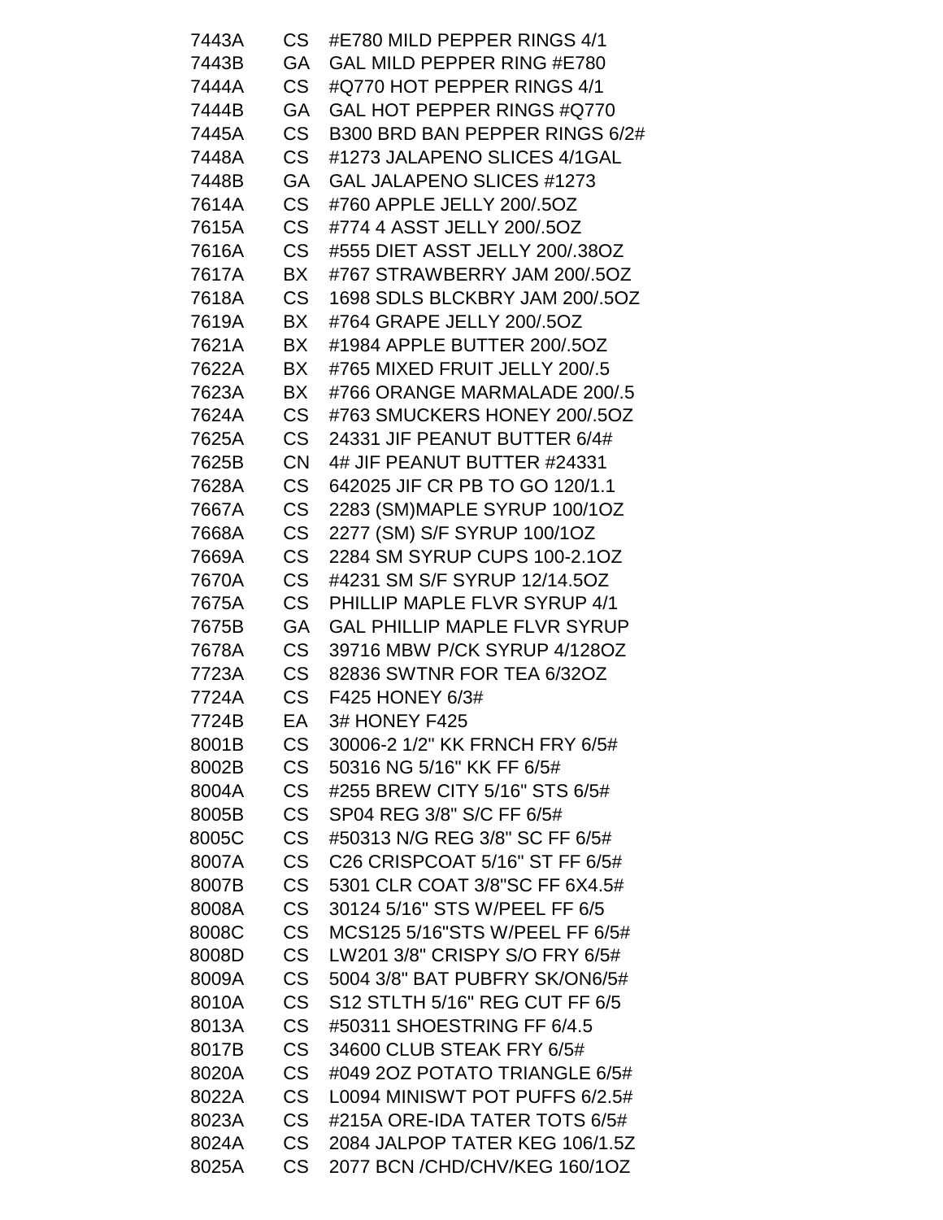| | | |
|---|---|---|
| 7443A | CS | #E780 MILD PEPPER RINGS 4/1 |
| 7443B | GA | GAL MILD PEPPER RING #E780 |
| 7444A | CS | #Q770 HOT PEPPER RINGS 4/1 |
| 7444B | GA | GAL HOT PEPPER RINGS #Q770 |
| 7445A | CS | B300 BRD BAN PEPPER RINGS 6/2# |
| 7448A | CS | #1273 JALAPENO SLICES 4/1GAL |
| 7448B | GA | GAL JALAPENO SLICES #1273 |
| 7614A | CS | #760 APPLE JELLY 200/.5OZ |
| 7615A | CS | #774 4 ASST JELLY 200/.5OZ |
| 7616A | CS | #555 DIET ASST JELLY 200/.38OZ |
| 7617A | BX | #767 STRAWBERRY JAM 200/.5OZ |
| 7618A | CS | 1698 SDLS BLCKBRY JAM 200/.5OZ |
| 7619A | BX | #764 GRAPE JELLY 200/.5OZ |
| 7621A | BX | #1984 APPLE BUTTER 200/.5OZ |
| 7622A | BX | #765 MIXED FRUIT JELLY 200/.5 |
| 7623A | BX | #766 ORANGE MARMALADE 200/.5 |
| 7624A | CS | #763 SMUCKERS HONEY 200/.5OZ |
| 7625A | CS | 24331 JIF PEANUT BUTTER 6/4# |
| 7625B | CN | 4# JIF PEANUT BUTTER #24331 |
| 7628A | CS | 642025 JIF CR PB TO GO 120/1.1 |
| 7667A | CS | 2283 (SM)MAPLE SYRUP 100/1OZ |
| 7668A | CS | 2277 (SM) S/F SYRUP 100/1OZ |
| 7669A | CS | 2284 SM SYRUP CUPS 100-2.1OZ |
| 7670A | CS | #4231 SM S/F SYRUP 12/14.5OZ |
| 7675A | CS | PHILLIP MAPLE FLVR SYRUP 4/1 |
| 7675B | GA | GAL PHILLIP MAPLE FLVR SYRUP |
| 7678A | CS | 39716 MBW P/CK SYRUP 4/128OZ |
| 7723A | CS | 82836 SWTNR FOR TEA 6/32OZ |
| 7724A | CS | F425 HONEY 6/3# |
| 7724B | EA | 3# HONEY F425 |
| 8001B | CS | 30006-2 1/2" KK FRNCH FRY 6/5# |
| 8002B | CS | 50316 NG 5/16" KK FF 6/5# |
| 8004A | CS | #255 BREW CITY 5/16" STS 6/5# |
| 8005B | CS | SP04 REG 3/8" S/C FF 6/5# |
| 8005C | CS | #50313 N/G REG 3/8" SC FF 6/5# |
| 8007A | CS | C26 CRISPCOAT 5/16" ST FF 6/5# |
| 8007B | CS | 5301 CLR COAT 3/8"SC FF 6X4.5# |
| 8008A | CS | 30124 5/16" STS W/PEEL FF 6/5 |
| 8008C | CS | MCS125 5/16"STS W/PEEL FF 6/5# |
| 8008D | CS | LW201 3/8" CRISPY S/O FRY 6/5# |
| 8009A | CS | 5004 3/8" BAT PUBFRY SK/ON6/5# |
| 8010A | CS | S12 STLTH 5/16" REG CUT FF 6/5 |
| 8013A | CS | #50311 SHOESTRING FF 6/4.5 |
| 8017B | CS | 34600 CLUB STEAK FRY 6/5# |
| 8020A | CS | #049 2OZ POTATO TRIANGLE 6/5# |
| 8022A | CS | L0094 MINISWT POT PUFFS 6/2.5# |
| 8023A | CS | #215A ORE-IDA TATER TOTS 6/5# |
| 8024A | CS | 2084 JALPOP TATER KEG 106/1.5Z |
| 8025A | CS | 2077 BCN /CHD/CHV/KEG 160/1OZ |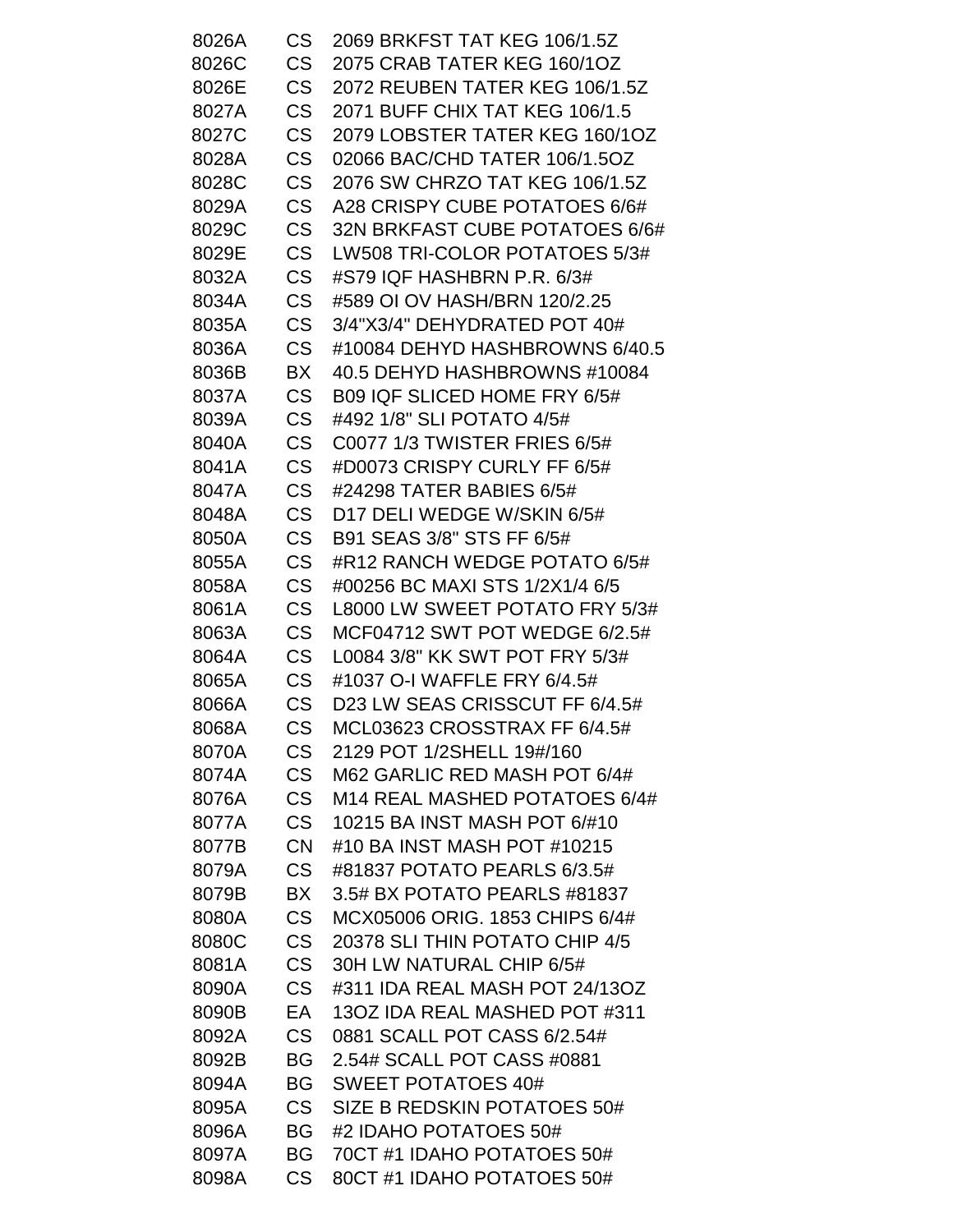| | | |
|---|---|---|
| 8026A | CS | 2069 BRKFST TAT KEG 106/1.5Z |
| 8026C | CS | 2075 CRAB TATER KEG 160/1OZ |
| 8026E | CS | 2072 REUBEN TATER KEG 106/1.5Z |
| 8027A | CS | 2071 BUFF CHIX TAT KEG 106/1.5 |
| 8027C | CS | 2079 LOBSTER TATER KEG 160/1OZ |
| 8028A | CS | 02066 BAC/CHD TATER 106/1.5OZ |
| 8028C | CS | 2076 SW CHRZO TAT KEG 106/1.5Z |
| 8029A | CS | A28 CRISPY CUBE POTATOES 6/6# |
| 8029C | CS | 32N BRKFAST CUBE POTATOES 6/6# |
| 8029E | CS | LW508 TRI-COLOR POTATOES 5/3# |
| 8032A | CS | #S79 IQF HASHBRN P.R. 6/3# |
| 8034A | CS | #589 OI OV HASH/BRN 120/2.25 |
| 8035A | CS | 3/4"X3/4" DEHYDRATED POT 40# |
| 8036A | CS | #10084 DEHYD HASHBROWNS 6/40.5 |
| 8036B | BX | 40.5 DEHYD HASHBROWNS #10084 |
| 8037A | CS | B09 IQF SLICED HOME FRY 6/5# |
| 8039A | CS | #492 1/8" SLI POTATO 4/5# |
| 8040A | CS | C0077 1/3 TWISTER FRIES 6/5# |
| 8041A | CS | #D0073 CRISPY CURLY FF 6/5# |
| 8047A | CS | #24298 TATER BABIES 6/5# |
| 8048A | CS | D17 DELI WEDGE W/SKIN 6/5# |
| 8050A | CS | B91 SEAS 3/8" STS FF 6/5# |
| 8055A | CS | #R12 RANCH WEDGE POTATO 6/5# |
| 8058A | CS | #00256 BC MAXI STS 1/2X1/4 6/5 |
| 8061A | CS | L8000 LW SWEET POTATO FRY 5/3# |
| 8063A | CS | MCF04712 SWT POT WEDGE 6/2.5# |
| 8064A | CS | L0084 3/8" KK SWT POT FRY 5/3# |
| 8065A | CS | #1037 O-I WAFFLE FRY 6/4.5# |
| 8066A | CS | D23 LW SEAS CRISSCUT FF 6/4.5# |
| 8068A | CS | MCL03623 CROSSTRAX FF 6/4.5# |
| 8070A | CS | 2129 POT 1/2SHELL 19#/160 |
| 8074A | CS | M62 GARLIC RED MASH POT 6/4# |
| 8076A | CS | M14 REAL MASHED POTATOES 6/4# |
| 8077A | CS | 10215 BA INST MASH POT 6/#10 |
| 8077B | CN | #10 BA INST MASH POT #10215 |
| 8079A | CS | #81837 POTATO PEARLS 6/3.5# |
| 8079B | BX | 3.5# BX POTATO PEARLS #81837 |
| 8080A | CS | MCX05006 ORIG. 1853 CHIPS 6/4# |
| 8080C | CS | 20378 SLI THIN POTATO CHIP 4/5 |
| 8081A | CS | 30H LW NATURAL CHIP 6/5# |
| 8090A | CS | #311 IDA REAL MASH POT 24/13OZ |
| 8090B | EA | 13OZ IDA REAL MASHED POT #311 |
| 8092A | CS | 0881 SCALL POT CASS 6/2.54# |
| 8092B | BG | 2.54# SCALL POT CASS #0881 |
| 8094A | BG | SWEET POTATOES 40# |
| 8095A | CS | SIZE B REDSKIN POTATOES 50# |
| 8096A | BG | #2 IDAHO POTATOES 50# |
| 8097A | BG | 70CT #1 IDAHO POTATOES 50# |
| 8098A | CS | 80CT #1 IDAHO POTATOES 50# |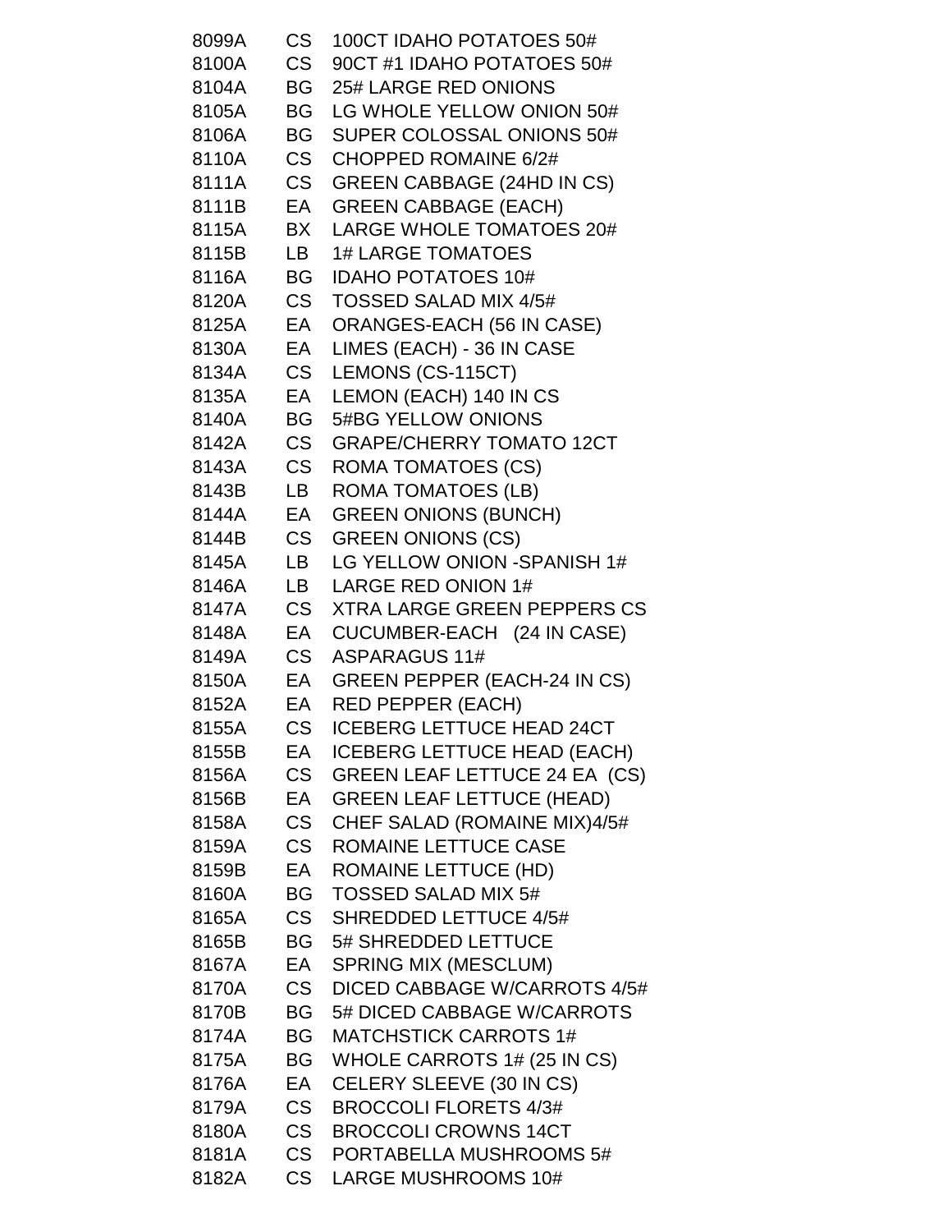| | | |
|---|---|---|
| 8099A | CS | 100CT IDAHO POTATOES 50# |
| 8100A | CS | 90CT #1 IDAHO POTATOES 50# |
| 8104A | BG | 25# LARGE RED ONIONS |
| 8105A | BG | LG WHOLE YELLOW ONION 50# |
| 8106A | BG | SUPER COLOSSAL ONIONS 50# |
| 8110A | CS | CHOPPED ROMAINE 6/2# |
| 8111A | CS | GREEN CABBAGE (24HD IN CS) |
| 8111B | EA | GREEN CABBAGE (EACH) |
| 8115A | BX | LARGE WHOLE TOMATOES 20# |
| 8115B | LB | 1# LARGE TOMATOES |
| 8116A | BG | IDAHO POTATOES 10# |
| 8120A | CS | TOSSED SALAD MIX 4/5# |
| 8125A | EA | ORANGES-EACH (56 IN CASE) |
| 8130A | EA | LIMES (EACH) - 36 IN CASE |
| 8134A | CS | LEMONS (CS-115CT) |
| 8135A | EA | LEMON (EACH) 140 IN CS |
| 8140A | BG | 5#BG YELLOW ONIONS |
| 8142A | CS | GRAPE/CHERRY TOMATO 12CT |
| 8143A | CS | ROMA TOMATOES (CS) |
| 8143B | LB | ROMA TOMATOES (LB) |
| 8144A | EA | GREEN ONIONS (BUNCH) |
| 8144B | CS | GREEN ONIONS (CS) |
| 8145A | LB | LG YELLOW ONION -SPANISH 1# |
| 8146A | LB | LARGE RED ONION 1# |
| 8147A | CS | XTRA LARGE GREEN PEPPERS CS |
| 8148A | EA | CUCUMBER-EACH (24 IN CASE) |
| 8149A | CS | ASPARAGUS 11# |
| 8150A | EA | GREEN PEPPER (EACH-24 IN CS) |
| 8152A | EA | RED PEPPER (EACH) |
| 8155A | CS | ICEBERG LETTUCE HEAD 24CT |
| 8155B | EA | ICEBERG LETTUCE HEAD (EACH) |
| 8156A | CS | GREEN LEAF LETTUCE 24 EA (CS) |
| 8156B | EA | GREEN LEAF LETTUCE (HEAD) |
| 8158A | CS | CHEF SALAD (ROMAINE MIX)4/5# |
| 8159A | CS | ROMAINE LETTUCE CASE |
| 8159B | EA | ROMAINE LETTUCE (HD) |
| 8160A | BG | TOSSED SALAD MIX 5# |
| 8165A | CS | SHREDDED LETTUCE 4/5# |
| 8165B | BG | 5# SHREDDED LETTUCE |
| 8167A | EA | SPRING MIX (MESCLUM) |
| 8170A | CS | DICED CABBAGE W/CARROTS 4/5# |
| 8170B | BG | 5# DICED CABBAGE W/CARROTS |
| 8174A | BG | MATCHSTICK CARROTS 1# |
| 8175A | BG | WHOLE CARROTS 1# (25 IN CS) |
| 8176A | EA | CELERY SLEEVE (30 IN CS) |
| 8179A | CS | BROCCOLI FLORETS 4/3# |
| 8180A | CS | BROCCOLI CROWNS 14CT |
| 8181A | CS | PORTABELLA MUSHROOMS 5# |
| 8182A | CS | LARGE MUSHROOMS 10# |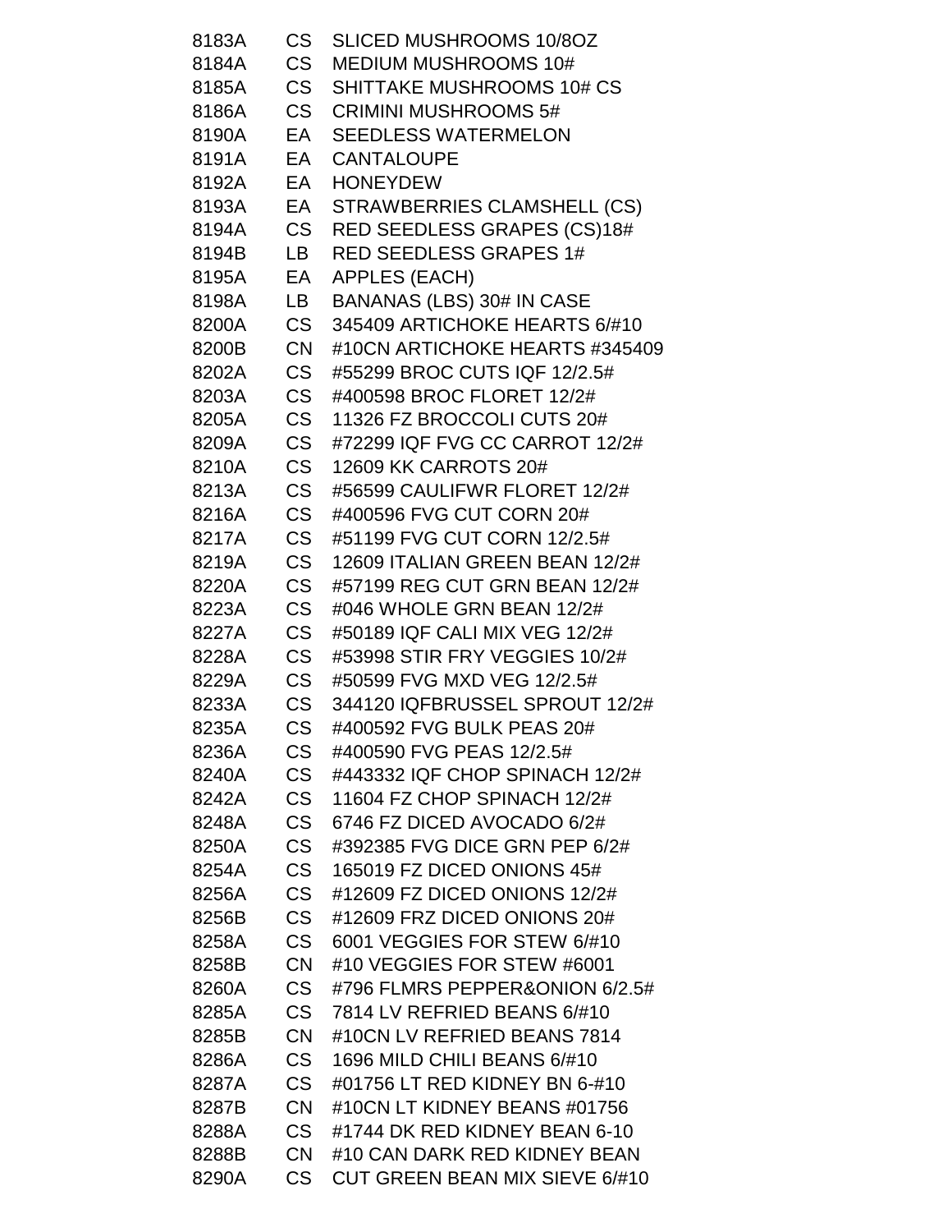| | | |
|---|---|---|
| 8183A | CS | SLICED MUSHROOMS 10/8OZ |
| 8184A | CS | MEDIUM MUSHROOMS 10# |
| 8185A | CS | SHITTAKE MUSHROOMS 10# CS |
| 8186A | CS | CRIMINI MUSHROOMS 5# |
| 8190A | EA | SEEDLESS WATERMELON |
| 8191A | EA | CANTALOUPE |
| 8192A | EA | HONEYDEW |
| 8193A | EA | STRAWBERRIES CLAMSHELL (CS) |
| 8194A | CS | RED SEEDLESS GRAPES (CS)18# |
| 8194B | LB | RED SEEDLESS GRAPES 1# |
| 8195A | EA | APPLES (EACH) |
| 8198A | LB | BANANAS (LBS) 30# IN CASE |
| 8200A | CS | 345409 ARTICHOKE HEARTS 6/#10 |
| 8200B | CN | #10CN ARTICHOKE HEARTS #345409 |
| 8202A | CS | #55299 BROC CUTS IQF 12/2.5# |
| 8203A | CS | #400598 BROC FLORET 12/2# |
| 8205A | CS | 11326 FZ BROCCOLI CUTS 20# |
| 8209A | CS | #72299 IQF FVG CC CARROT 12/2# |
| 8210A | CS | 12609 KK CARROTS 20# |
| 8213A | CS | #56599 CAULIFWR FLORET 12/2# |
| 8216A | CS | #400596 FVG CUT CORN 20# |
| 8217A | CS | #51199 FVG CUT CORN 12/2.5# |
| 8219A | CS | 12609 ITALIAN GREEN BEAN 12/2# |
| 8220A | CS | #57199 REG CUT GRN BEAN 12/2# |
| 8223A | CS | #046 WHOLE GRN BEAN 12/2# |
| 8227A | CS | #50189 IQF CALI MIX VEG 12/2# |
| 8228A | CS | #53998 STIR FRY VEGGIES 10/2# |
| 8229A | CS | #50599 FVG MXD VEG 12/2.5# |
| 8233A | CS | 344120 IQFBRUSSEL SPROUT 12/2# |
| 8235A | CS | #400592 FVG BULK PEAS 20# |
| 8236A | CS | #400590 FVG PEAS 12/2.5# |
| 8240A | CS | #443332 IQF CHOP SPINACH 12/2# |
| 8242A | CS | 11604 FZ CHOP SPINACH 12/2# |
| 8248A | CS | 6746 FZ DICED AVOCADO 6/2# |
| 8250A | CS | #392385 FVG DICE GRN PEP 6/2# |
| 8254A | CS | 165019 FZ DICED ONIONS 45# |
| 8256A | CS | #12609 FZ DICED ONIONS 12/2# |
| 8256B | CS | #12609 FRZ DICED ONIONS 20# |
| 8258A | CS | 6001 VEGGIES FOR STEW 6/#10 |
| 8258B | CN | #10 VEGGIES FOR STEW #6001 |
| 8260A | CS | #796 FLMRS PEPPER&ONION 6/2.5# |
| 8285A | CS | 7814 LV REFRIED BEANS 6/#10 |
| 8285B | CN | #10CN LV REFRIED BEANS 7814 |
| 8286A | CS | 1696 MILD CHILI BEANS 6/#10 |
| 8287A | CS | #01756 LT RED KIDNEY BN 6-#10 |
| 8287B | CN | #10CN LT KIDNEY BEANS #01756 |
| 8288A | CS | #1744 DK RED KIDNEY BEAN 6-10 |
| 8288B | CN | #10 CAN DARK RED KIDNEY BEAN |
| 8290A | CS | CUT GREEN BEAN MIX SIEVE 6/#10 |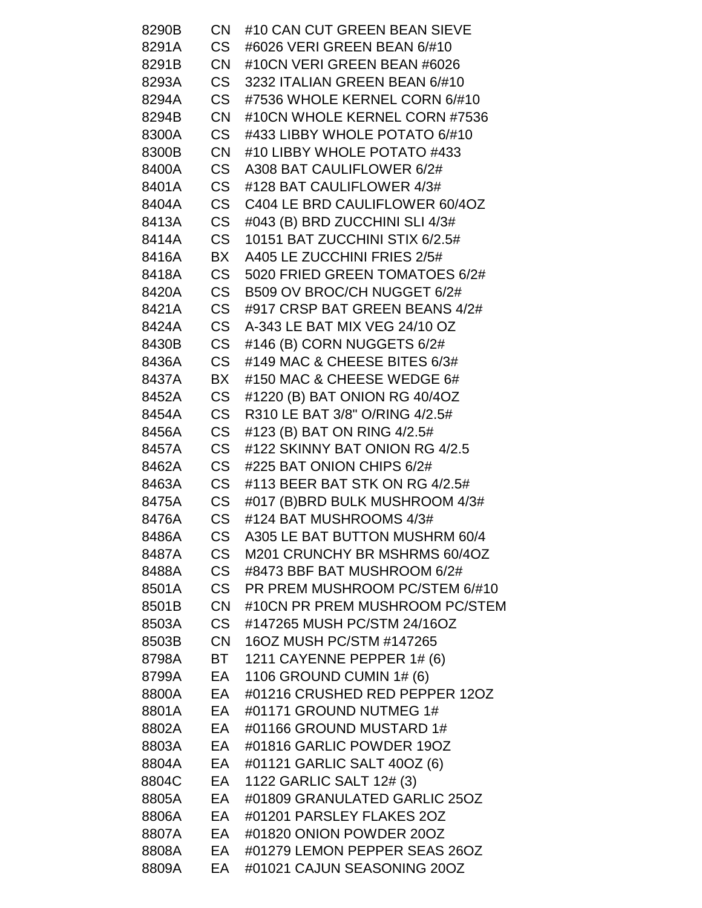| | | |
|---|---|---|
| 8290B | CN | #10 CAN CUT GREEN BEAN SIEVE |
| 8291A | CS | #6026 VERI GREEN BEAN 6/#10 |
| 8291B | CN | #10CN VERI GREEN BEAN #6026 |
| 8293A | CS | 3232 ITALIAN GREEN BEAN 6/#10 |
| 8294A | CS | #7536 WHOLE KERNEL CORN 6/#10 |
| 8294B | CN | #10CN WHOLE KERNEL CORN #7536 |
| 8300A | CS | #433 LIBBY WHOLE POTATO 6/#10 |
| 8300B | CN | #10 LIBBY WHOLE POTATO #433 |
| 8400A | CS | A308 BAT CAULIFLOWER 6/2# |
| 8401A | CS | #128 BAT CAULIFLOWER 4/3# |
| 8404A | CS | C404 LE BRD CAULIFLOWER 60/4OZ |
| 8413A | CS | #043 (B) BRD ZUCCHINI SLI 4/3# |
| 8414A | CS | 10151 BAT ZUCCHINI STIX 6/2.5# |
| 8416A | BX | A405 LE ZUCCHINI FRIES 2/5# |
| 8418A | CS | 5020 FRIED GREEN TOMATOES 6/2# |
| 8420A | CS | B509 OV BROC/CH NUGGET 6/2# |
| 8421A | CS | #917 CRSP BAT GREEN BEANS 4/2# |
| 8424A | CS | A-343 LE BAT MIX VEG 24/10 OZ |
| 8430B | CS | #146 (B) CORN NUGGETS 6/2# |
| 8436A | CS | #149 MAC & CHEESE BITES 6/3# |
| 8437A | BX | #150 MAC & CHEESE WEDGE 6# |
| 8452A | CS | #1220 (B) BAT ONION RG 40/4OZ |
| 8454A | CS | R310 LE BAT 3/8" O/RING 4/2.5# |
| 8456A | CS | #123 (B) BAT ON RING 4/2.5# |
| 8457A | CS | #122 SKINNY BAT ONION RG 4/2.5 |
| 8462A | CS | #225 BAT ONION CHIPS 6/2# |
| 8463A | CS | #113 BEER BAT STK ON RG 4/2.5# |
| 8475A | CS | #017 (B)BRD BULK MUSHROOM 4/3# |
| 8476A | CS | #124 BAT MUSHROOMS 4/3# |
| 8486A | CS | A305 LE BAT BUTTON MUSHRM 60/4 |
| 8487A | CS | M201 CRUNCHY BR MSHRMS 60/4OZ |
| 8488A | CS | #8473 BBF BAT MUSHROOM 6/2# |
| 8501A | CS | PR PREM MUSHROOM PC/STEM 6/#10 |
| 8501B | CN | #10CN PR PREM MUSHROOM PC/STEM |
| 8503A | CS | #147265 MUSH PC/STM 24/16OZ |
| 8503B | CN | 16OZ MUSH PC/STM #147265 |
| 8798A | BT | 1211 CAYENNE PEPPER 1# (6) |
| 8799A | EA | 1106 GROUND CUMIN 1# (6) |
| 8800A | EA | #01216 CRUSHED RED PEPPER 12OZ |
| 8801A | EA | #01171 GROUND NUTMEG 1# |
| 8802A | EA | #01166 GROUND MUSTARD 1# |
| 8803A | EA | #01816 GARLIC POWDER 19OZ |
| 8804A | EA | #01121 GARLIC SALT 40OZ (6) |
| 8804C | EA | 1122 GARLIC SALT 12# (3) |
| 8805A | EA | #01809 GRANULATED GARLIC 25OZ |
| 8806A | EA | #01201 PARSLEY FLAKES 2OZ |
| 8807A | EA | #01820 ONION POWDER 20OZ |
| 8808A | EA | #01279 LEMON PEPPER SEAS 26OZ |
| 8809A | EA | #01021 CAJUN SEASONING 20OZ |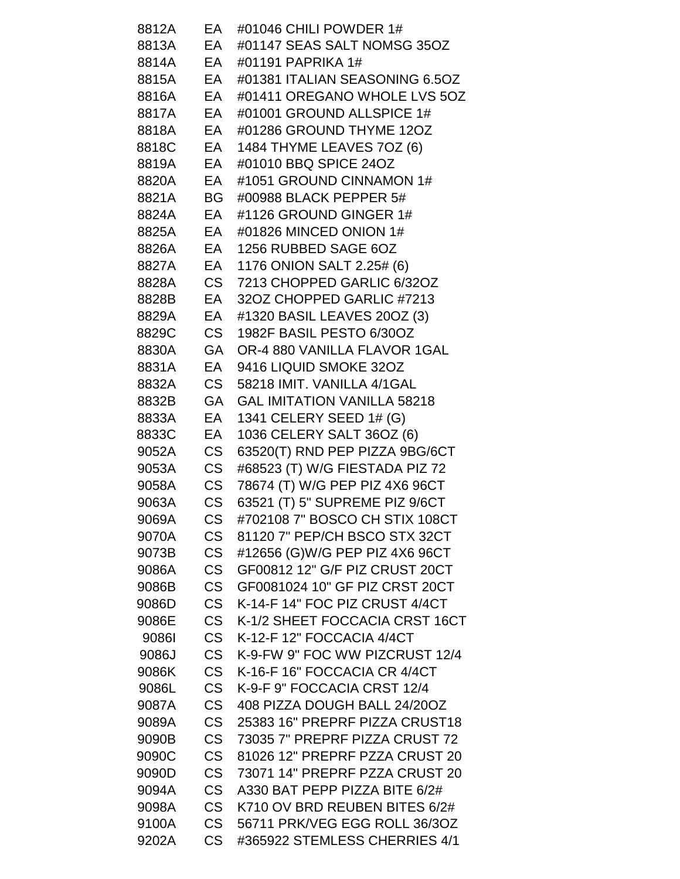| | | |
|---|---|---|
| 8812A | EA | #01046 CHILI POWDER 1# |
| 8813A | EA | #01147 SEAS SALT NOMSG 35OZ |
| 8814A | EA | #01191 PAPRIKA 1# |
| 8815A | EA | #01381 ITALIAN SEASONING 6.5OZ |
| 8816A | EA | #01411 OREGANO WHOLE LVS 5OZ |
| 8817A | EA | #01001 GROUND ALLSPICE 1# |
| 8818A | EA | #01286 GROUND THYME 12OZ |
| 8818C | EA | 1484 THYME LEAVES 7OZ (6) |
| 8819A | EA | #01010 BBQ SPICE 24OZ |
| 8820A | EA | #1051 GROUND CINNAMON 1# |
| 8821A | BG | #00988 BLACK PEPPER 5# |
| 8824A | EA | #1126 GROUND GINGER 1# |
| 8825A | EA | #01826 MINCED ONION 1# |
| 8826A | EA | 1256 RUBBED SAGE 6OZ |
| 8827A | EA | 1176 ONION SALT 2.25# (6) |
| 8828A | CS | 7213 CHOPPED GARLIC 6/32OZ |
| 8828B | EA | 32OZ CHOPPED GARLIC #7213 |
| 8829A | EA | #1320 BASIL LEAVES 20OZ (3) |
| 8829C | CS | 1982F BASIL PESTO 6/30OZ |
| 8830A | GA | OR-4 880 VANILLA FLAVOR 1GAL |
| 8831A | EA | 9416 LIQUID SMOKE 32OZ |
| 8832A | CS | 58218 IMIT. VANILLA 4/1GAL |
| 8832B | GA | GAL IMITATION VANILLA 58218 |
| 8833A | EA | 1341 CELERY SEED 1# (G) |
| 8833C | EA | 1036 CELERY SALT 36OZ (6) |
| 9052A | CS | 63520(T) RND PEP PIZZA 9BG/6CT |
| 9053A | CS | #68523 (T) W/G FIESTADA PIZ 72 |
| 9058A | CS | 78674 (T) W/G PEP PIZ 4X6 96CT |
| 9063A | CS | 63521 (T) 5" SUPREME PIZ 9/6CT |
| 9069A | CS | #702108 7" BOSCO CH STIX 108CT |
| 9070A | CS | 81120 7" PEP/CH BSCO STX 32CT |
| 9073B | CS | #12656 (G)W/G PEP PIZ 4X6 96CT |
| 9086A | CS | GF00812 12" G/F PIZ CRUST 20CT |
| 9086B | CS | GF0081024 10" GF PIZ CRST 20CT |
| 9086D | CS | K-14-F 14" FOC PIZ CRUST 4/4CT |
| 9086E | CS | K-1/2 SHEET FOCCACIA CRST 16CT |
| 9086I | CS | K-12-F 12" FOCCACIA 4/4CT |
| 9086J | CS | K-9-FW 9" FOC WW PIZCRUST 12/4 |
| 9086K | CS | K-16-F 16" FOCCACIA CR 4/4CT |
| 9086L | CS | K-9-F 9" FOCCACIA CRST 12/4 |
| 9087A | CS | 408 PIZZA DOUGH BALL 24/20OZ |
| 9089A | CS | 25383 16" PREPRF PIZZA CRUST18 |
| 9090B | CS | 73035 7" PREPRF PIZZA CRUST 72 |
| 9090C | CS | 81026 12" PREPRF PZZA CRUST 20 |
| 9090D | CS | 73071 14" PREPRF PZZA CRUST 20 |
| 9094A | CS | A330 BAT PEPP PIZZA BITE 6/2# |
| 9098A | CS | K710 OV BRD REUBEN BITES 6/2# |
| 9100A | CS | 56711 PRK/VEG EGG ROLL 36/3OZ |
| 9202A | CS | #365922 STEMLESS CHERRIES 4/1 |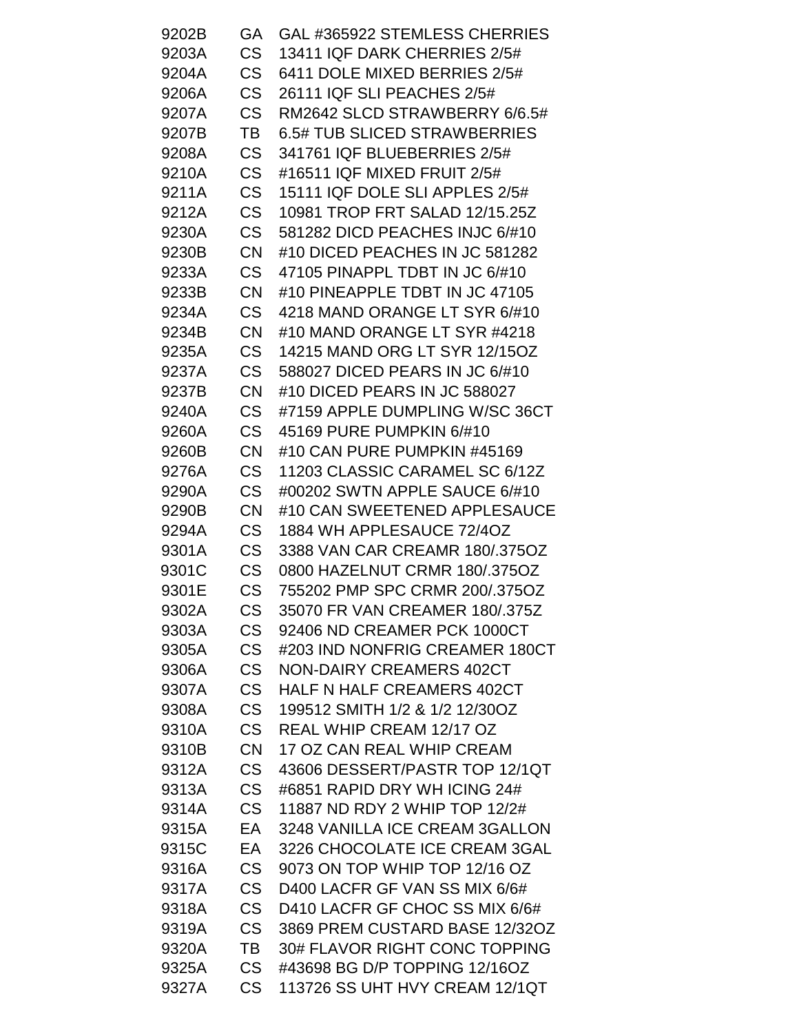| | | |
|---|---|---|
| 9202B | GA | GAL #365922 STEMLESS CHERRIES |
| 9203A | CS | 13411 IQF DARK CHERRIES 2/5# |
| 9204A | CS | 6411 DOLE MIXED BERRIES 2/5# |
| 9206A | CS | 26111 IQF SLI PEACHES 2/5# |
| 9207A | CS | RM2642 SLCD STRAWBERRY 6/6.5# |
| 9207B | TB | 6.5# TUB SLICED STRAWBERRIES |
| 9208A | CS | 341761 IQF BLUEBERRIES 2/5# |
| 9210A | CS | #16511 IQF MIXED FRUIT 2/5# |
| 9211A | CS | 15111 IQF DOLE SLI APPLES 2/5# |
| 9212A | CS | 10981 TROP FRT SALAD 12/15.25Z |
| 9230A | CS | 581282 DICD PEACHES INJC 6/#10 |
| 9230B | CN | #10 DICED PEACHES IN JC 581282 |
| 9233A | CS | 47105 PINAPPL TDBT IN JC 6/#10 |
| 9233B | CN | #10 PINEAPPLE TDBT IN JC 47105 |
| 9234A | CS | 4218 MAND ORANGE LT SYR 6/#10 |
| 9234B | CN | #10 MAND ORANGE LT SYR #4218 |
| 9235A | CS | 14215 MAND ORG LT SYR 12/15OZ |
| 9237A | CS | 588027 DICED PEARS IN JC 6/#10 |
| 9237B | CN | #10 DICED PEARS IN JC 588027 |
| 9240A | CS | #7159 APPLE DUMPLING W/SC 36CT |
| 9260A | CS | 45169 PURE PUMPKIN 6/#10 |
| 9260B | CN | #10 CAN PURE PUMPKIN #45169 |
| 9276A | CS | 11203 CLASSIC CARAMEL SC 6/12Z |
| 9290A | CS | #00202 SWTN APPLE SAUCE 6/#10 |
| 9290B | CN | #10 CAN SWEETENED APPLESAUCE |
| 9294A | CS | 1884 WH APPLESAUCE 72/4OZ |
| 9301A | CS | 3388 VAN CAR CREAMR 180/.375OZ |
| 9301C | CS | 0800 HAZELNUT CRMR 180/.375OZ |
| 9301E | CS | 755202 PMP SPC CRMR 200/.375OZ |
| 9302A | CS | 35070 FR VAN CREAMER 180/.375Z |
| 9303A | CS | 92406 ND CREAMER PCK 1000CT |
| 9305A | CS | #203 IND NONFRIG CREAMER 180CT |
| 9306A | CS | NON-DAIRY CREAMERS 402CT |
| 9307A | CS | HALF N HALF CREAMERS 402CT |
| 9308A | CS | 199512 SMITH 1/2 & 1/2 12/30OZ |
| 9310A | CS | REAL WHIP CREAM 12/17 OZ |
| 9310B | CN | 17 OZ CAN REAL WHIP CREAM |
| 9312A | CS | 43606 DESSERT/PASTR TOP 12/1QT |
| 9313A | CS | #6851 RAPID DRY WH ICING 24# |
| 9314A | CS | 11887 ND RDY 2 WHIP TOP 12/2# |
| 9315A | EA | 3248 VANILLA ICE CREAM 3GALLON |
| 9315C | EA | 3226 CHOCOLATE ICE CREAM 3GAL |
| 9316A | CS | 9073 ON TOP WHIP TOP 12/16 OZ |
| 9317A | CS | D400 LACFR GF VAN SS MIX 6/6# |
| 9318A | CS | D410 LACFR GF CHOC SS MIX 6/6# |
| 9319A | CS | 3869 PREM CUSTARD BASE 12/32OZ |
| 9320A | TB | 30# FLAVOR RIGHT CONC TOPPING |
| 9325A | CS | #43698 BG D/P TOPPING 12/16OZ |
| 9327A | CS | 113726 SS UHT HVY CREAM 12/1QT |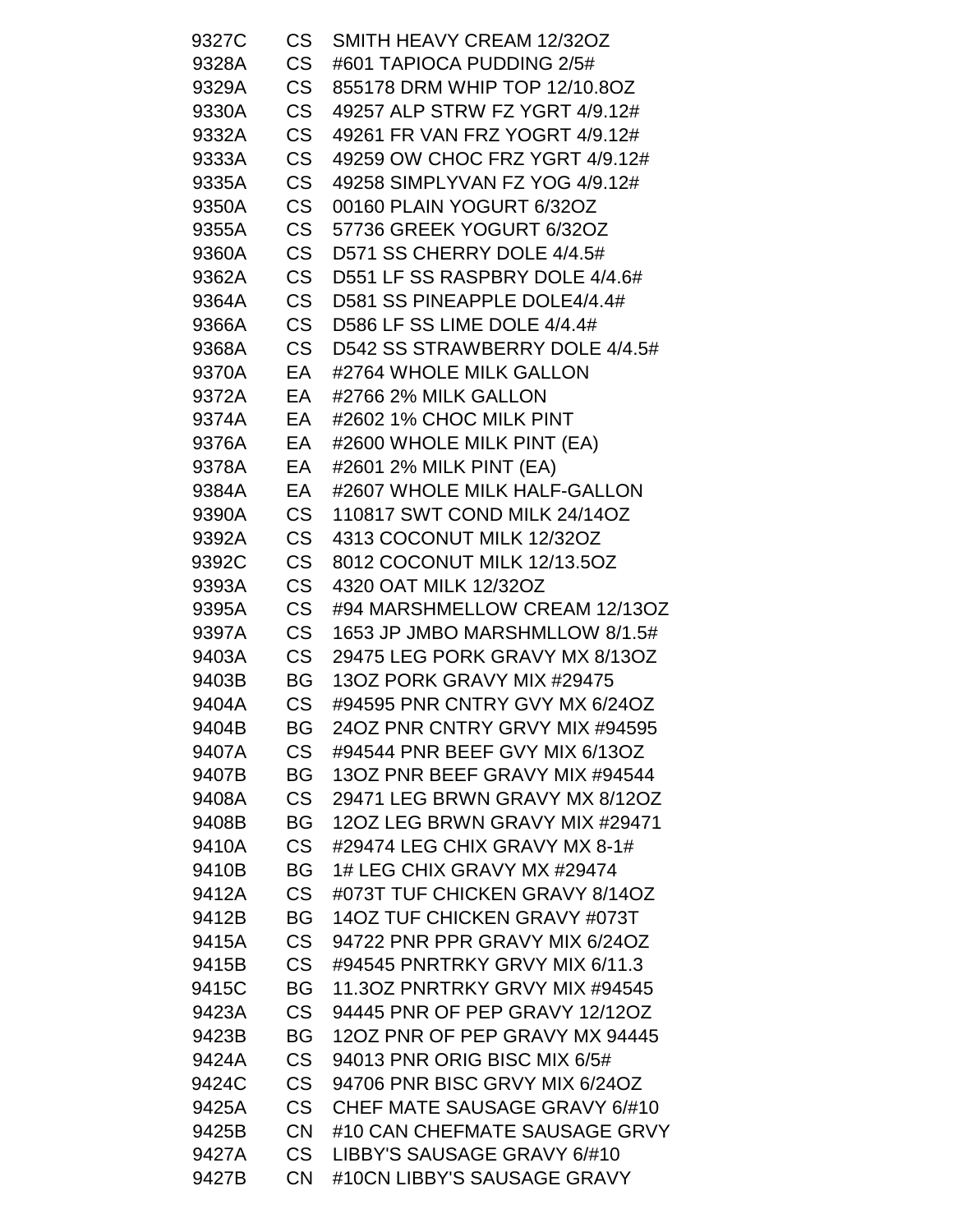| | | |
|---|---|---|
| 9327C | CS | SMITH HEAVY CREAM 12/32OZ |
| 9328A | CS | #601 TAPIOCA PUDDING 2/5# |
| 9329A | CS | 855178 DRM WHIP TOP 12/10.8OZ |
| 9330A | CS | 49257 ALP STRW FZ YGRT 4/9.12# |
| 9332A | CS | 49261 FR VAN FRZ YOGRT 4/9.12# |
| 9333A | CS | 49259 OW CHOC FRZ YGRT 4/9.12# |
| 9335A | CS | 49258 SIMPLYVAN FZ YOG 4/9.12# |
| 9350A | CS | 00160 PLAIN YOGURT 6/32OZ |
| 9355A | CS | 57736 GREEK YOGURT 6/32OZ |
| 9360A | CS | D571 SS CHERRY DOLE 4/4.5# |
| 9362A | CS | D551 LF SS RASPBRY DOLE 4/4.6# |
| 9364A | CS | D581 SS PINEAPPLE DOLE4/4.4# |
| 9366A | CS | D586 LF SS LIME DOLE 4/4.4# |
| 9368A | CS | D542 SS STRAWBERRY DOLE 4/4.5# |
| 9370A | EA | #2764 WHOLE MILK GALLON |
| 9372A | EA | #2766 2% MILK GALLON |
| 9374A | EA | #2602 1% CHOC MILK PINT |
| 9376A | EA | #2600 WHOLE MILK PINT (EA) |
| 9378A | EA | #2601 2% MILK PINT (EA) |
| 9384A | EA | #2607 WHOLE MILK HALF-GALLON |
| 9390A | CS | 110817 SWT COND MILK 24/14OZ |
| 9392A | CS | 4313 COCONUT MILK 12/32OZ |
| 9392C | CS | 8012 COCONUT MILK 12/13.5OZ |
| 9393A | CS | 4320 OAT MILK 12/32OZ |
| 9395A | CS | #94 MARSHMELLOW CREAM 12/13OZ |
| 9397A | CS | 1653 JP JMBO MARSHMLLOW 8/1.5# |
| 9403A | CS | 29475 LEG PORK GRAVY MX 8/13OZ |
| 9403B | BG | 13OZ PORK GRAVY MIX #29475 |
| 9404A | CS | #94595 PNR CNTRY GVY MX 6/24OZ |
| 9404B | BG | 24OZ PNR CNTRY GRVY MIX #94595 |
| 9407A | CS | #94544 PNR BEEF GVY MIX 6/13OZ |
| 9407B | BG | 13OZ PNR BEEF GRAVY MIX #94544 |
| 9408A | CS | 29471 LEG BRWN GRAVY MX 8/12OZ |
| 9408B | BG | 12OZ LEG BRWN GRAVY MIX #29471 |
| 9410A | CS | #29474 LEG CHIX GRAVY MX 8-1# |
| 9410B | BG | 1# LEG CHIX GRAVY MX #29474 |
| 9412A | CS | #073T TUF CHICKEN GRAVY 8/14OZ |
| 9412B | BG | 14OZ TUF CHICKEN GRAVY #073T |
| 9415A | CS | 94722 PNR PPR GRAVY MIX 6/24OZ |
| 9415B | CS | #94545 PNRTRKY GRVY MIX 6/11.3 |
| 9415C | BG | 11.3OZ PNRTRKY GRVY MIX #94545 |
| 9423A | CS | 94445 PNR OF PEP GRAVY 12/12OZ |
| 9423B | BG | 12OZ PNR OF PEP GRAVY MX 94445 |
| 9424A | CS | 94013 PNR ORIG BISC MIX 6/5# |
| 9424C | CS | 94706 PNR BISC GRVY MIX 6/24OZ |
| 9425A | CS | CHEF MATE SAUSAGE GRAVY 6/#10 |
| 9425B | CN | #10 CAN CHEFMATE SAUSAGE GRVY |
| 9427A | CS | LIBBY'S SAUSAGE GRAVY 6/#10 |
| 9427B | CN | #10CN LIBBY'S SAUSAGE GRAVY |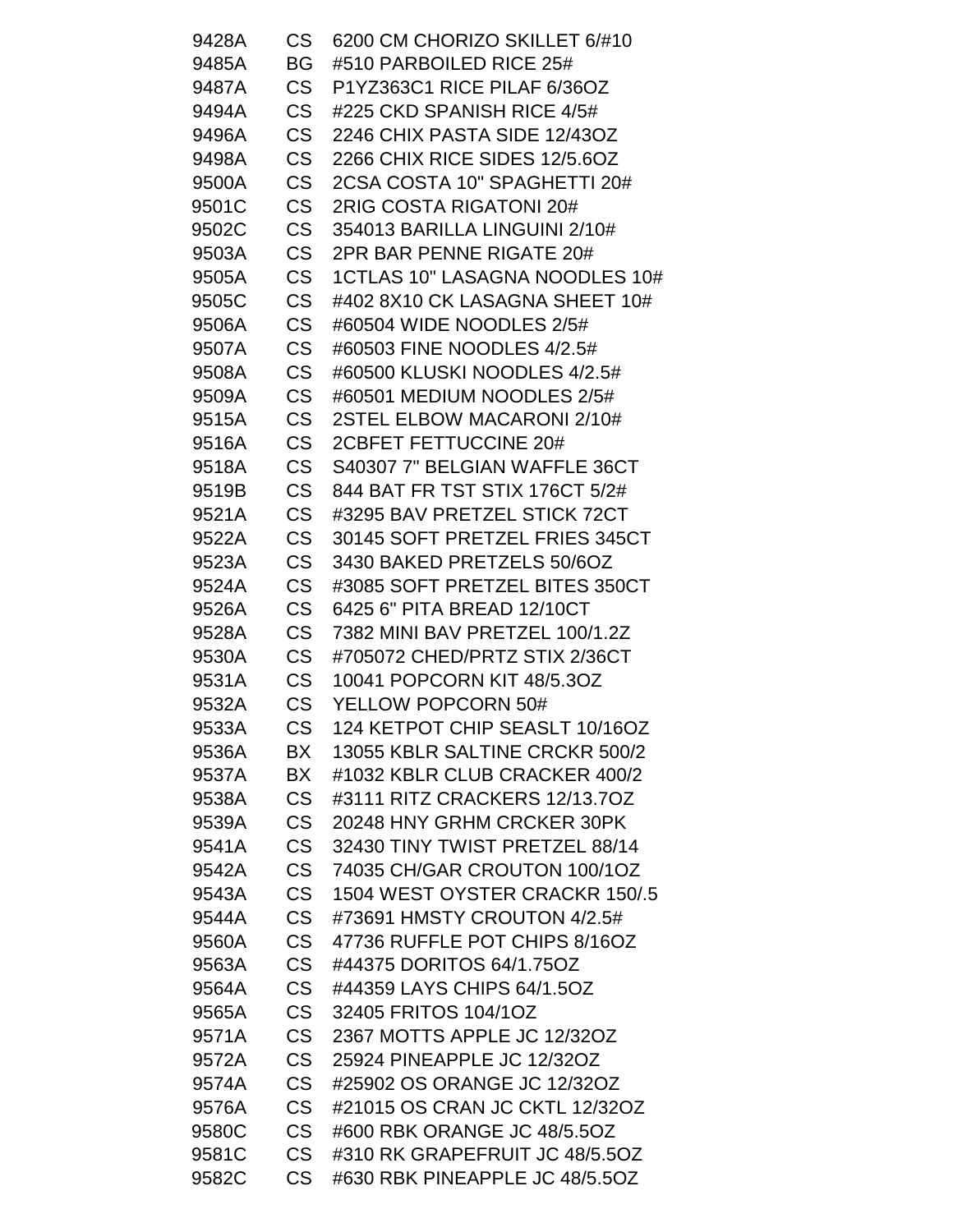| | | |
|---|---|---|
| 9428A | CS | 6200 CM CHORIZO SKILLET 6/#10 |
| 9485A | BG | #510 PARBOILED RICE 25# |
| 9487A | CS | P1YZ363C1 RICE PILAF 6/36OZ |
| 9494A | CS | #225 CKD SPANISH RICE 4/5# |
| 9496A | CS | 2246 CHIX PASTA SIDE 12/43OZ |
| 9498A | CS | 2266 CHIX RICE SIDES 12/5.6OZ |
| 9500A | CS | 2CSA COSTA 10" SPAGHETTI 20# |
| 9501C | CS | 2RIG COSTA RIGATONI 20# |
| 9502C | CS | 354013 BARILLA LINGUINI 2/10# |
| 9503A | CS | 2PR BAR PENNE RIGATE 20# |
| 9505A | CS | 1CTLAS 10" LASAGNA NOODLES 10# |
| 9505C | CS | #402 8X10 CK LASAGNA SHEET 10# |
| 9506A | CS | #60504 WIDE NOODLES 2/5# |
| 9507A | CS | #60503 FINE NOODLES 4/2.5# |
| 9508A | CS | #60500 KLUSKI NOODLES 4/2.5# |
| 9509A | CS | #60501 MEDIUM NOODLES 2/5# |
| 9515A | CS | 2STEL ELBOW MACARONI 2/10# |
| 9516A | CS | 2CBFET FETTUCCINE 20# |
| 9518A | CS | S40307 7" BELGIAN WAFFLE 36CT |
| 9519B | CS | 844 BAT FR TST STIX 176CT 5/2# |
| 9521A | CS | #3295 BAV PRETZEL STICK 72CT |
| 9522A | CS | 30145 SOFT PRETZEL FRIES 345CT |
| 9523A | CS | 3430 BAKED PRETZELS 50/6OZ |
| 9524A | CS | #3085 SOFT PRETZEL BITES 350CT |
| 9526A | CS | 6425 6" PITA BREAD 12/10CT |
| 9528A | CS | 7382 MINI BAV PRETZEL 100/1.2Z |
| 9530A | CS | #705072 CHED/PRTZ STIX 2/36CT |
| 9531A | CS | 10041 POPCORN KIT 48/5.3OZ |
| 9532A | CS | YELLOW POPCORN 50# |
| 9533A | CS | 124 KETPOT CHIP SEASLT 10/16OZ |
| 9536A | BX | 13055 KBLR SALTINE CRCKR 500/2 |
| 9537A | BX | #1032 KBLR CLUB CRACKER 400/2 |
| 9538A | CS | #3111 RITZ CRACKERS 12/13.7OZ |
| 9539A | CS | 20248 HNY GRHM CRCKER 30PK |
| 9541A | CS | 32430 TINY TWIST PRETZEL 88/14 |
| 9542A | CS | 74035 CH/GAR CROUTON 100/1OZ |
| 9543A | CS | 1504 WEST OYSTER CRACKR 150/.5 |
| 9544A | CS | #73691 HMSTY CROUTON 4/2.5# |
| 9560A | CS | 47736 RUFFLE POT CHIPS 8/16OZ |
| 9563A | CS | #44375 DORITOS 64/1.75OZ |
| 9564A | CS | #44359 LAYS CHIPS 64/1.5OZ |
| 9565A | CS | 32405 FRITOS 104/1OZ |
| 9571A | CS | 2367 MOTTS APPLE JC 12/32OZ |
| 9572A | CS | 25924 PINEAPPLE JC 12/32OZ |
| 9574A | CS | #25902 OS ORANGE JC 12/32OZ |
| 9576A | CS | #21015 OS CRAN JC CKTL 12/32OZ |
| 9580C | CS | #600 RBK ORANGE JC 48/5.5OZ |
| 9581C | CS | #310 RK GRAPEFRUIT JC 48/5.5OZ |
| 9582C | CS | #630 RBK PINEAPPLE JC 48/5.5OZ |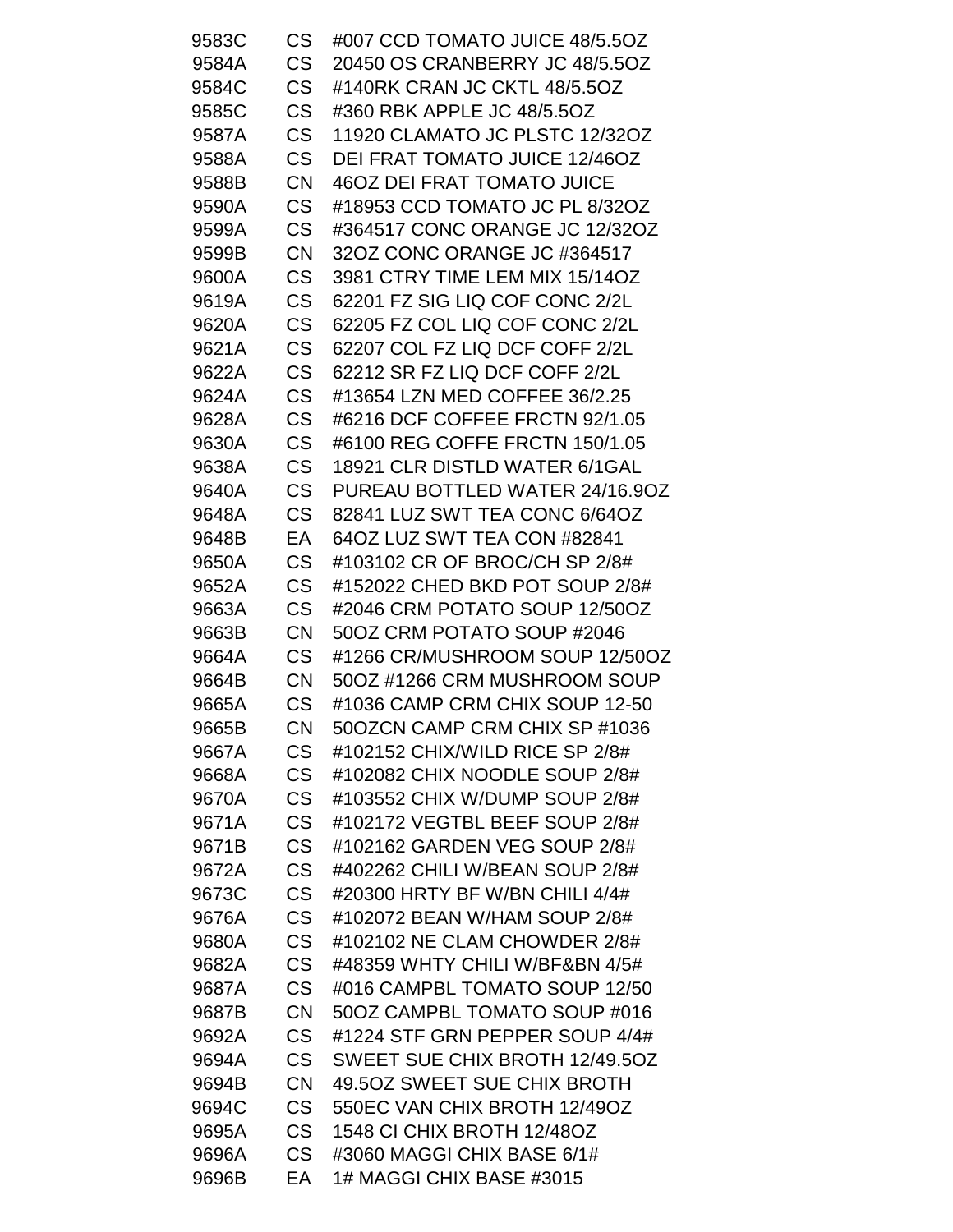| | | |
|---|---|---|
| 9583C | CS | #007 CCD TOMATO JUICE 48/5.5OZ |
| 9584A | CS | 20450 OS CRANBERRY JC 48/5.5OZ |
| 9584C | CS | #140RK CRAN JC CKTL 48/5.5OZ |
| 9585C | CS | #360 RBK APPLE JC 48/5.5OZ |
| 9587A | CS | 11920 CLAMATO JC PLSTC 12/32OZ |
| 9588A | CS | DEI FRAT TOMATO JUICE 12/46OZ |
| 9588B | CN | 46OZ DEI FRAT TOMATO JUICE |
| 9590A | CS | #18953 CCD TOMATO JC PL 8/32OZ |
| 9599A | CS | #364517 CONC ORANGE JC 12/32OZ |
| 9599B | CN | 32OZ CONC ORANGE JC #364517 |
| 9600A | CS | 3981 CTRY TIME LEM MIX 15/14OZ |
| 9619A | CS | 62201 FZ SIG LIQ COF CONC 2/2L |
| 9620A | CS | 62205 FZ COL LIQ COF CONC 2/2L |
| 9621A | CS | 62207 COL FZ LIQ DCF COFF 2/2L |
| 9622A | CS | 62212 SR FZ LIQ DCF COFF 2/2L |
| 9624A | CS | #13654 LZN MED COFFEE 36/2.25 |
| 9628A | CS | #6216 DCF COFFEE FRCTN 92/1.05 |
| 9630A | CS | #6100 REG COFFE FRCTN 150/1.05 |
| 9638A | CS | 18921 CLR DISTLD WATER 6/1GAL |
| 9640A | CS | PUREAU BOTTLED WATER 24/16.9OZ |
| 9648A | CS | 82841 LUZ SWT TEA CONC 6/64OZ |
| 9648B | EA | 64OZ LUZ SWT TEA CON #82841 |
| 9650A | CS | #103102 CR OF BROC/CH SP 2/8# |
| 9652A | CS | #152022 CHED BKD POT SOUP 2/8# |
| 9663A | CS | #2046 CRM POTATO SOUP 12/50OZ |
| 9663B | CN | 50OZ CRM POTATO SOUP #2046 |
| 9664A | CS | #1266 CR/MUSHROOM SOUP 12/50OZ |
| 9664B | CN | 50OZ #1266 CRM MUSHROOM SOUP |
| 9665A | CS | #1036 CAMP CRM CHIX SOUP 12-50 |
| 9665B | CN | 50OZCN CAMP CRM CHIX SP #1036 |
| 9667A | CS | #102152 CHIX/WILD RICE SP 2/8# |
| 9668A | CS | #102082 CHIX NOODLE SOUP 2/8# |
| 9670A | CS | #103552 CHIX W/DUMP SOUP 2/8# |
| 9671A | CS | #102172 VEGTBL BEEF SOUP 2/8# |
| 9671B | CS | #102162 GARDEN VEG SOUP 2/8# |
| 9672A | CS | #402262 CHILI W/BEAN SOUP 2/8# |
| 9673C | CS | #20300 HRTY BF W/BN CHILI 4/4# |
| 9676A | CS | #102072 BEAN W/HAM SOUP 2/8# |
| 9680A | CS | #102102 NE CLAM CHOWDER 2/8# |
| 9682A | CS | #48359 WHTY CHILI W/BF&BN 4/5# |
| 9687A | CS | #016 CAMPBL TOMATO SOUP 12/50 |
| 9687B | CN | 50OZ CAMPBL TOMATO SOUP #016 |
| 9692A | CS | #1224 STF GRN PEPPER SOUP 4/4# |
| 9694A | CS | SWEET SUE CHIX BROTH 12/49.5OZ |
| 9694B | CN | 49.5OZ SWEET SUE CHIX BROTH |
| 9694C | CS | 550EC VAN CHIX BROTH 12/49OZ |
| 9695A | CS | 1548 CI CHIX BROTH 12/48OZ |
| 9696A | CS | #3060 MAGGI CHIX BASE 6/1# |
| 9696B | EA | 1# MAGGI CHIX BASE #3015 |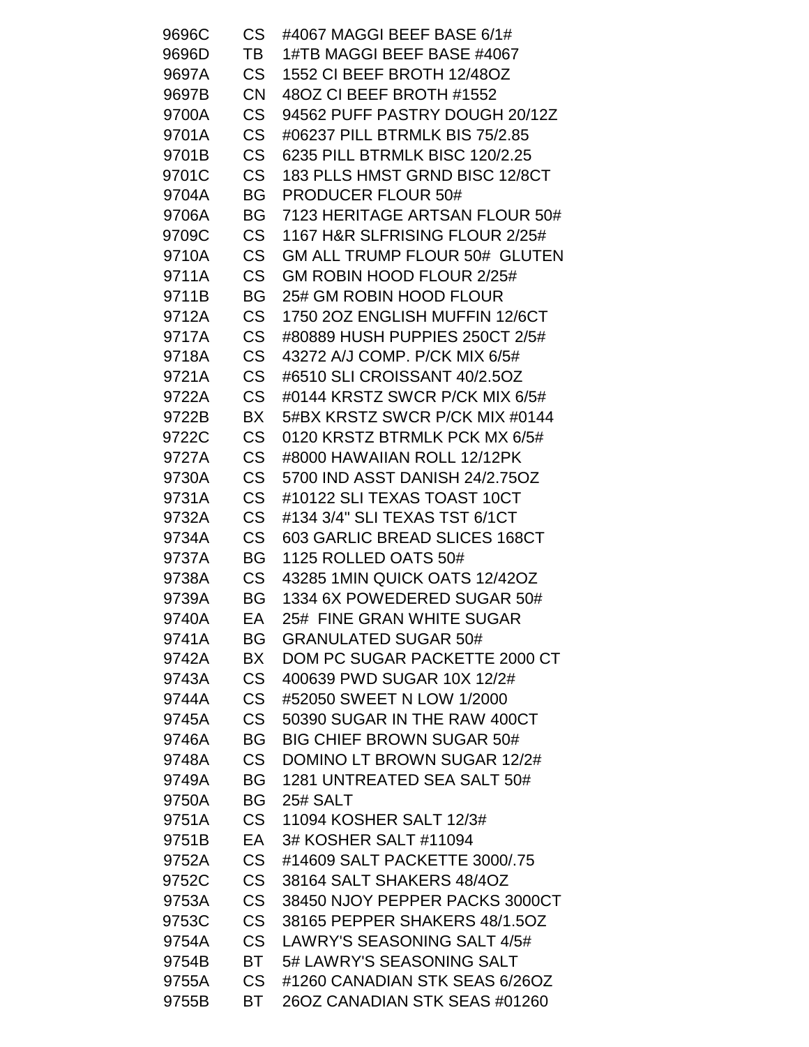| | | |
|---|---|---|
| 9696C | CS | #4067 MAGGI BEEF BASE 6/1# |
| 9696D | TB | 1#TB MAGGI BEEF BASE #4067 |
| 9697A | CS | 1552 CI BEEF BROTH 12/48OZ |
| 9697B | CN | 48OZ CI BEEF BROTH #1552 |
| 9700A | CS | 94562 PUFF PASTRY DOUGH 20/12Z |
| 9701A | CS | #06237 PILL BTRMLK BIS 75/2.85 |
| 9701B | CS | 6235 PILL BTRMLK BISC 120/2.25 |
| 9701C | CS | 183 PLLS HMST GRND BISC 12/8CT |
| 9704A | BG | PRODUCER FLOUR 50# |
| 9706A | BG | 7123 HERITAGE ARTSAN FLOUR 50# |
| 9709C | CS | 1167 H&R SLFRISING FLOUR 2/25# |
| 9710A | CS | GM ALL TRUMP FLOUR 50# GLUTEN |
| 9711A | CS | GM ROBIN HOOD FLOUR 2/25# |
| 9711B | BG | 25# GM ROBIN HOOD FLOUR |
| 9712A | CS | 1750 2OZ ENGLISH MUFFIN 12/6CT |
| 9717A | CS | #80889 HUSH PUPPIES 250CT 2/5# |
| 9718A | CS | 43272 A/J COMP. P/CK MIX 6/5# |
| 9721A | CS | #6510 SLI CROISSANT 40/2.5OZ |
| 9722A | CS | #0144 KRSTZ SWCR P/CK MIX 6/5# |
| 9722B | BX | 5#BX KRSTZ SWCR P/CK MIX #0144 |
| 9722C | CS | 0120 KRSTZ BTRMLK PCK MX 6/5# |
| 9727A | CS | #8000 HAWAIIAN ROLL 12/12PK |
| 9730A | CS | 5700 IND ASST DANISH 24/2.75OZ |
| 9731A | CS | #10122 SLI TEXAS TOAST 10CT |
| 9732A | CS | #134 3/4" SLI TEXAS TST 6/1CT |
| 9734A | CS | 603 GARLIC BREAD SLICES 168CT |
| 9737A | BG | 1125 ROLLED OATS 50# |
| 9738A | CS | 43285 1MIN QUICK OATS 12/42OZ |
| 9739A | BG | 1334 6X POWEDERED SUGAR 50# |
| 9740A | EA | 25# FINE GRAN WHITE SUGAR |
| 9741A | BG | GRANULATED SUGAR 50# |
| 9742A | BX | DOM PC SUGAR PACKETTE 2000 CT |
| 9743A | CS | 400639 PWD SUGAR 10X 12/2# |
| 9744A | CS | #52050 SWEET N LOW 1/2000 |
| 9745A | CS | 50390 SUGAR IN THE RAW 400CT |
| 9746A | BG | BIG CHIEF BROWN SUGAR 50# |
| 9748A | CS | DOMINO LT BROWN SUGAR 12/2# |
| 9749A | BG | 1281 UNTREATED SEA SALT 50# |
| 9750A | BG | 25# SALT |
| 9751A | CS | 11094 KOSHER SALT 12/3# |
| 9751B | EA | 3# KOSHER SALT #11094 |
| 9752A | CS | #14609 SALT PACKETTE 3000/.75 |
| 9752C | CS | 38164 SALT SHAKERS 48/4OZ |
| 9753A | CS | 38450 NJOY PEPPER PACKS 3000CT |
| 9753C | CS | 38165 PEPPER SHAKERS 48/1.5OZ |
| 9754A | CS | LAWRY'S SEASONING SALT 4/5# |
| 9754B | BT | 5# LAWRY'S SEASONING SALT |
| 9755A | CS | #1260 CANADIAN STK SEAS 6/26OZ |
| 9755B | BT | 26OZ CANADIAN STK SEAS #01260 |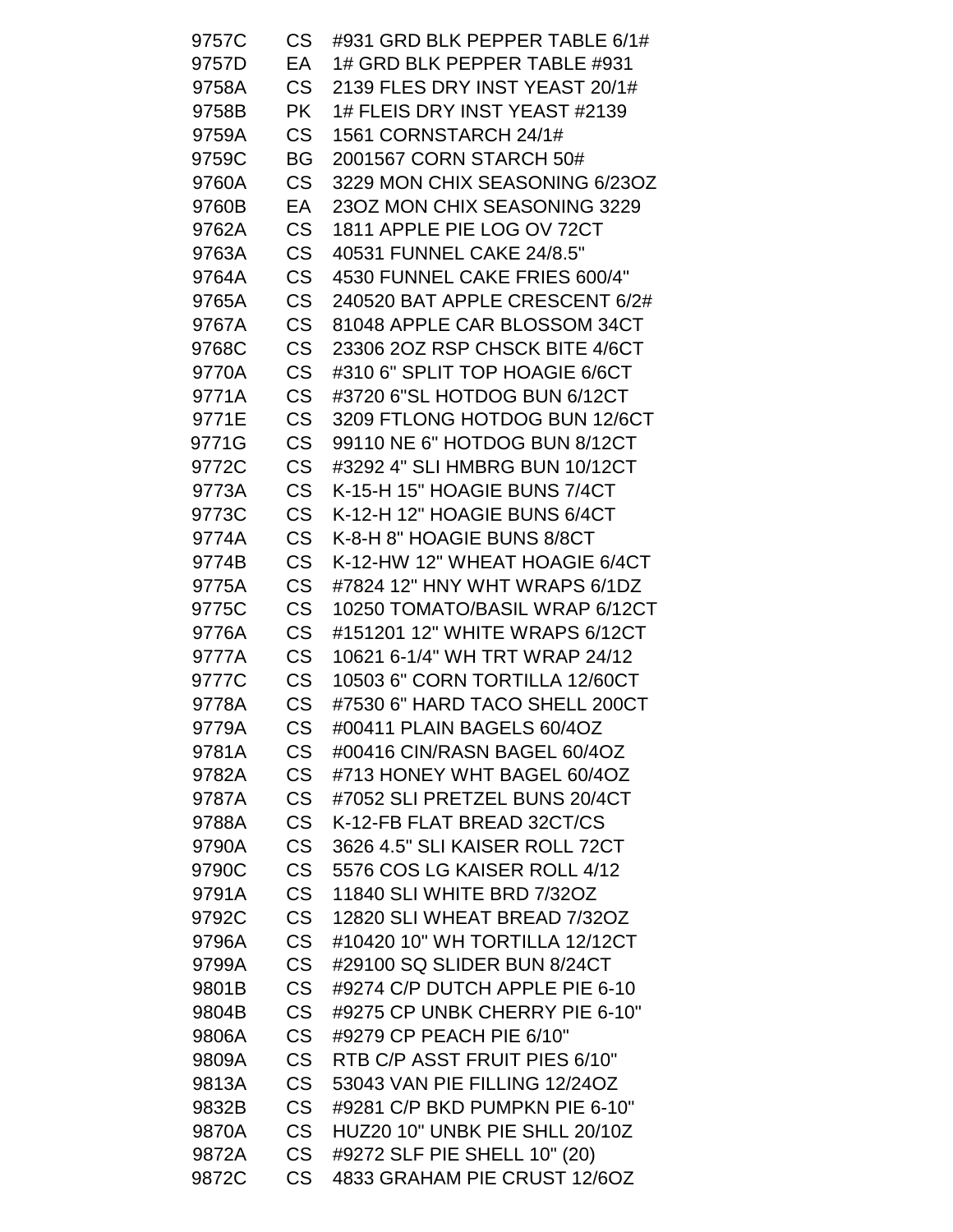| | | |
|---|---|---|
| 9757C | CS | #931 GRD BLK PEPPER TABLE 6/1# |
| 9757D | EA | 1# GRD BLK PEPPER TABLE #931 |
| 9758A | CS | 2139 FLES DRY INST YEAST 20/1# |
| 9758B | PK | 1# FLEIS DRY INST YEAST #2139 |
| 9759A | CS | 1561 CORNSTARCH 24/1# |
| 9759C | BG | 2001567 CORN STARCH 50# |
| 9760A | CS | 3229 MON CHIX SEASONING 6/23OZ |
| 9760B | EA | 23OZ MON CHIX SEASONING 3229 |
| 9762A | CS | 1811 APPLE PIE LOG OV 72CT |
| 9763A | CS | 40531 FUNNEL CAKE 24/8.5" |
| 9764A | CS | 4530 FUNNEL CAKE FRIES 600/4" |
| 9765A | CS | 240520 BAT APPLE CRESCENT 6/2# |
| 9767A | CS | 81048 APPLE CAR BLOSSOM 34CT |
| 9768C | CS | 23306 2OZ RSP CHSCK BITE 4/6CT |
| 9770A | CS | #310 6" SPLIT TOP HOAGIE 6/6CT |
| 9771A | CS | #3720 6"SL HOTDOG BUN 6/12CT |
| 9771E | CS | 3209 FTLONG HOTDOG BUN 12/6CT |
| 9771G | CS | 99110 NE 6" HOTDOG BUN 8/12CT |
| 9772C | CS | #3292 4" SLI HMBRG BUN 10/12CT |
| 9773A | CS | K-15-H 15" HOAGIE BUNS 7/4CT |
| 9773C | CS | K-12-H 12" HOAGIE BUNS 6/4CT |
| 9774A | CS | K-8-H 8" HOAGIE BUNS 8/8CT |
| 9774B | CS | K-12-HW 12" WHEAT HOAGIE 6/4CT |
| 9775A | CS | #7824 12" HNY WHT WRAPS 6/1DZ |
| 9775C | CS | 10250 TOMATO/BASIL WRAP 6/12CT |
| 9776A | CS | #151201 12" WHITE WRAPS 6/12CT |
| 9777A | CS | 10621 6-1/4" WH TRT WRAP 24/12 |
| 9777C | CS | 10503 6" CORN TORTILLA 12/60CT |
| 9778A | CS | #7530 6" HARD TACO SHELL 200CT |
| 9779A | CS | #00411 PLAIN BAGELS 60/4OZ |
| 9781A | CS | #00416 CIN/RASN BAGEL 60/4OZ |
| 9782A | CS | #713 HONEY WHT BAGEL 60/4OZ |
| 9787A | CS | #7052 SLI PRETZEL BUNS 20/4CT |
| 9788A | CS | K-12-FB FLAT BREAD 32CT/CS |
| 9790A | CS | 3626 4.5" SLI KAISER ROLL 72CT |
| 9790C | CS | 5576 COS LG KAISER ROLL 4/12 |
| 9791A | CS | 11840 SLI WHITE BRD 7/32OZ |
| 9792C | CS | 12820 SLI WHEAT BREAD 7/32OZ |
| 9796A | CS | #10420 10" WH TORTILLA 12/12CT |
| 9799A | CS | #29100 SQ SLIDER BUN 8/24CT |
| 9801B | CS | #9274 C/P DUTCH APPLE PIE 6-10 |
| 9804B | CS | #9275 CP UNBK CHERRY PIE 6-10" |
| 9806A | CS | #9279 CP PEACH PIE 6/10" |
| 9809A | CS | RTB C/P ASST FRUIT PIES 6/10" |
| 9813A | CS | 53043 VAN PIE FILLING 12/24OZ |
| 9832B | CS | #9281 C/P BKD PUMPKN PIE 6-10" |
| 9870A | CS | HUZ20 10" UNBK PIE SHLL 20/10Z |
| 9872A | CS | #9272 SLF PIE SHELL 10" (20) |
| 9872C | CS | 4833 GRAHAM PIE CRUST 12/6OZ |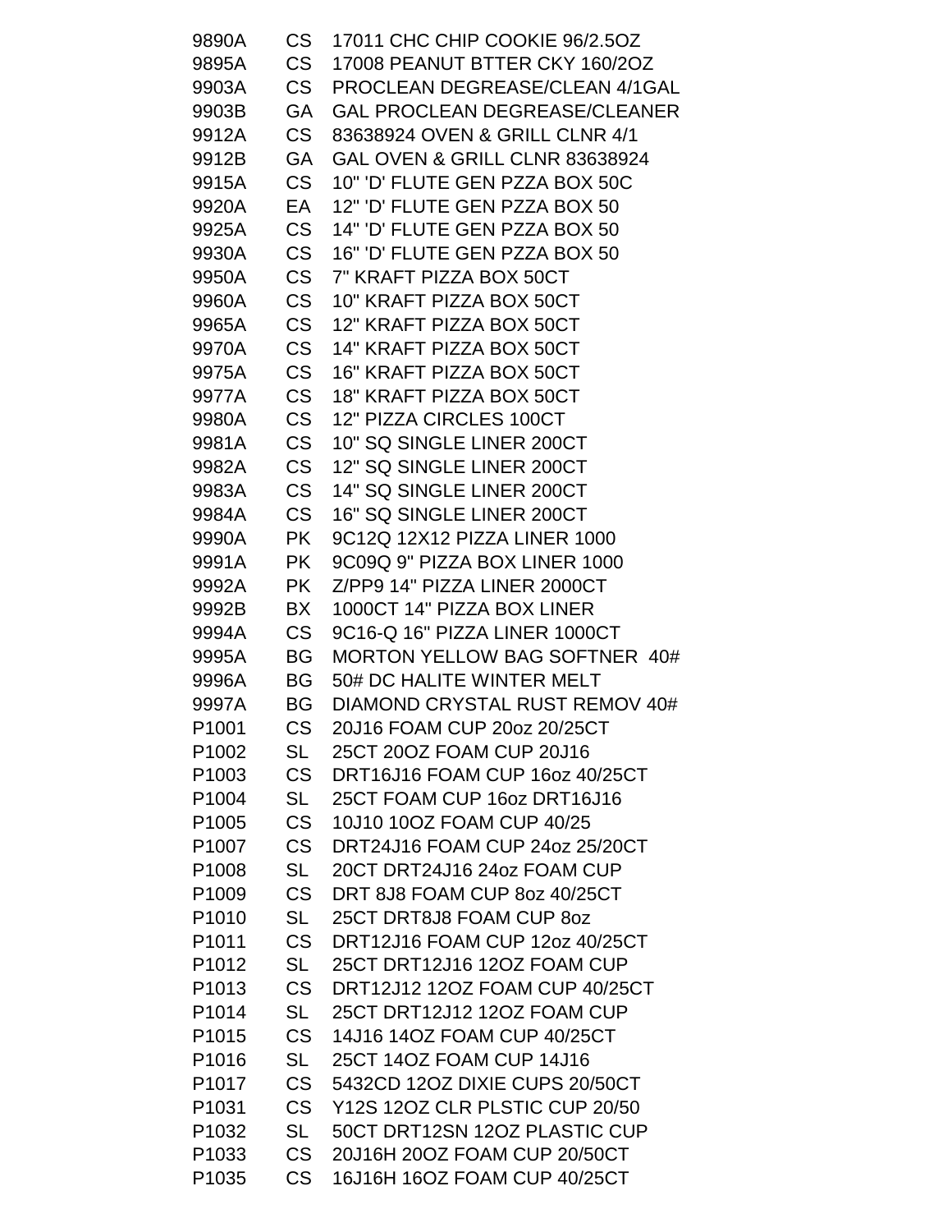| | | |
|---|---|---|
| 9890A | CS | 17011 CHC CHIP COOKIE 96/2.5OZ |
| 9895A | CS | 17008 PEANUT BTTER CKY 160/2OZ |
| 9903A | CS | PROCLEAN DEGREASE/CLEAN 4/1GAL |
| 9903B | GA | GAL PROCLEAN DEGREASE/CLEANER |
| 9912A | CS | 83638924 OVEN & GRILL CLNR 4/1 |
| 9912B | GA | GAL OVEN & GRILL CLNR 83638924 |
| 9915A | CS | 10" 'D' FLUTE GEN PZZA BOX 50C |
| 9920A | EA | 12" 'D' FLUTE GEN PZZA BOX 50 |
| 9925A | CS | 14" 'D' FLUTE GEN PZZA BOX 50 |
| 9930A | CS | 16" 'D' FLUTE GEN PZZA BOX 50 |
| 9950A | CS | 7" KRAFT PIZZA BOX 50CT |
| 9960A | CS | 10" KRAFT PIZZA BOX 50CT |
| 9965A | CS | 12" KRAFT PIZZA BOX 50CT |
| 9970A | CS | 14" KRAFT PIZZA BOX 50CT |
| 9975A | CS | 16" KRAFT PIZZA BOX 50CT |
| 9977A | CS | 18" KRAFT PIZZA BOX 50CT |
| 9980A | CS | 12" PIZZA CIRCLES 100CT |
| 9981A | CS | 10" SQ SINGLE LINER 200CT |
| 9982A | CS | 12" SQ SINGLE LINER 200CT |
| 9983A | CS | 14" SQ SINGLE LINER 200CT |
| 9984A | CS | 16" SQ SINGLE LINER 200CT |
| 9990A | PK | 9C12Q 12X12 PIZZA LINER 1000 |
| 9991A | PK | 9C09Q 9" PIZZA BOX LINER 1000 |
| 9992A | PK | Z/PP9 14" PIZZA LINER 2000CT |
| 9992B | BX | 1000CT 14" PIZZA BOX LINER |
| 9994A | CS | 9C16-Q 16" PIZZA LINER 1000CT |
| 9995A | BG | MORTON YELLOW BAG SOFTNER 40# |
| 9996A | BG | 50# DC HALITE WINTER MELT |
| 9997A | BG | DIAMOND CRYSTAL RUST REMOV 40# |
| P1001 | CS | 20J16 FOAM CUP 20oz 20/25CT |
| P1002 | SL | 25CT 20OZ FOAM CUP 20J16 |
| P1003 | CS | DRT16J16 FOAM CUP 16oz 40/25CT |
| P1004 | SL | 25CT FOAM CUP 16oz DRT16J16 |
| P1005 | CS | 10J10 10OZ FOAM CUP 40/25 |
| P1007 | CS | DRT24J16 FOAM CUP 24oz 25/20CT |
| P1008 | SL | 20CT DRT24J16 24oz FOAM CUP |
| P1009 | CS | DRT 8J8 FOAM CUP 8oz 40/25CT |
| P1010 | SL | 25CT DRT8J8 FOAM CUP 8oz |
| P1011 | CS | DRT12J16 FOAM CUP 12oz 40/25CT |
| P1012 | SL | 25CT DRT12J16 12OZ FOAM CUP |
| P1013 | CS | DRT12J12 12OZ FOAM CUP 40/25CT |
| P1014 | SL | 25CT DRT12J12 12OZ FOAM CUP |
| P1015 | CS | 14J16 14OZ FOAM CUP 40/25CT |
| P1016 | SL | 25CT 14OZ FOAM CUP 14J16 |
| P1017 | CS | 5432CD 12OZ DIXIE CUPS 20/50CT |
| P1031 | CS | Y12S 12OZ CLR PLSTIC CUP 20/50 |
| P1032 | SL | 50CT DRT12SN 12OZ PLASTIC CUP |
| P1033 | CS | 20J16H 20OZ FOAM CUP 20/50CT |
| P1035 | CS | 16J16H 16OZ FOAM CUP 40/25CT |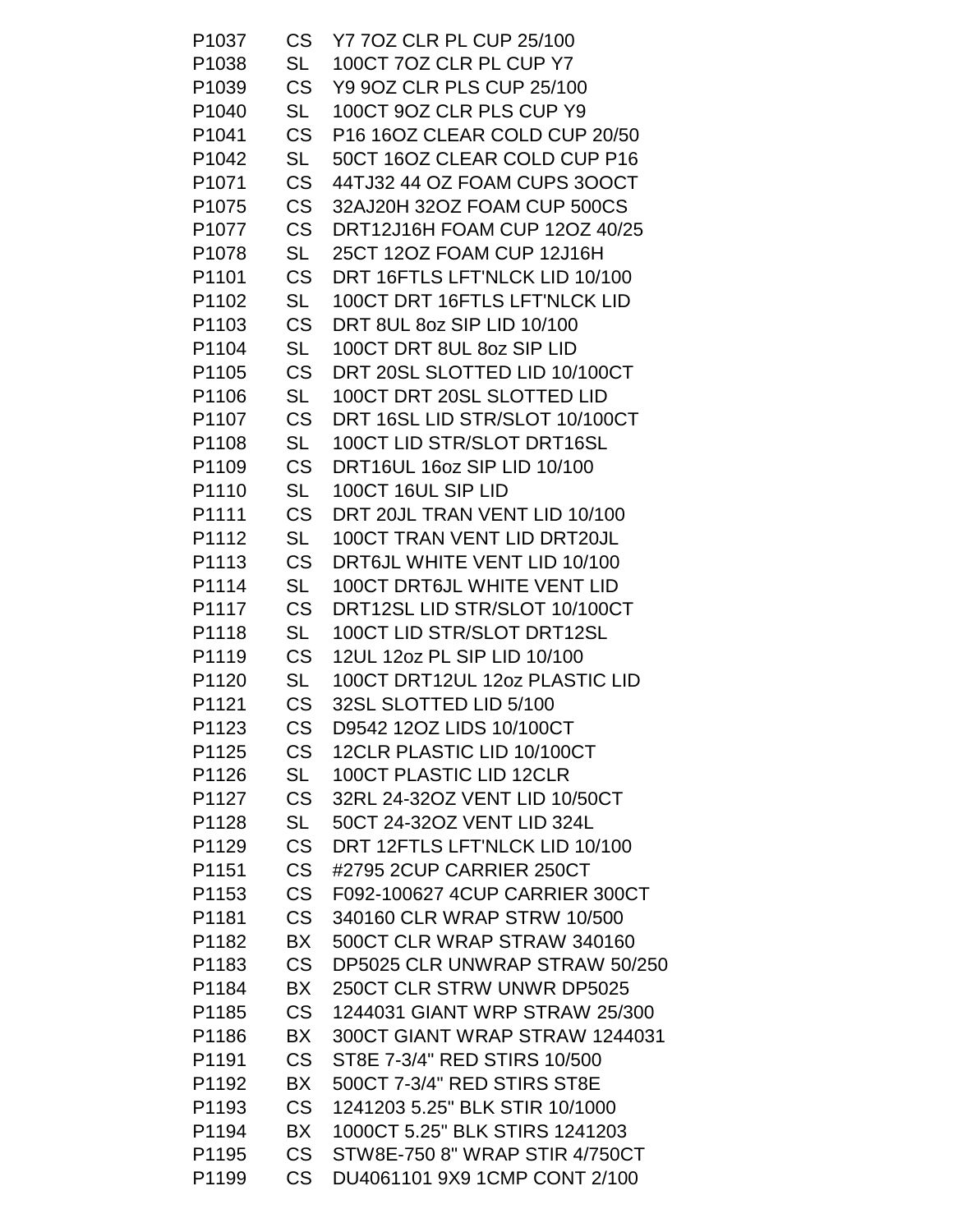| | | |
|---|---|---|
| P1037 | CS | Y7 7OZ CLR PL CUP 25/100 |
| P1038 | SL | 100CT 7OZ CLR PL CUP Y7 |
| P1039 | CS | Y9 9OZ CLR PLS CUP 25/100 |
| P1040 | SL | 100CT 9OZ CLR PLS CUP Y9 |
| P1041 | CS | P16 16OZ CLEAR COLD CUP 20/50 |
| P1042 | SL | 50CT 16OZ CLEAR COLD CUP P16 |
| P1071 | CS | 44TJ32 44 OZ FOAM CUPS 3OOCT |
| P1075 | CS | 32AJ20H 32OZ FOAM CUP 500CS |
| P1077 | CS | DRT12J16H FOAM CUP 12OZ 40/25 |
| P1078 | SL | 25CT 12OZ FOAM CUP 12J16H |
| P1101 | CS | DRT 16FTLS LFT'NLCK LID 10/100 |
| P1102 | SL | 100CT DRT 16FTLS LFT'NLCK LID |
| P1103 | CS | DRT 8UL 8oz SIP LID 10/100 |
| P1104 | SL | 100CT DRT 8UL 8oz SIP LID |
| P1105 | CS | DRT 20SL SLOTTED LID 10/100CT |
| P1106 | SL | 100CT DRT 20SL SLOTTED LID |
| P1107 | CS | DRT 16SL LID STR/SLOT 10/100CT |
| P1108 | SL | 100CT LID STR/SLOT DRT16SL |
| P1109 | CS | DRT16UL 16oz SIP LID 10/100 |
| P1110 | SL | 100CT 16UL SIP LID |
| P1111 | CS | DRT 20JL TRAN VENT LID 10/100 |
| P1112 | SL | 100CT TRAN VENT LID DRT20JL |
| P1113 | CS | DRT6JL WHITE VENT LID 10/100 |
| P1114 | SL | 100CT DRT6JL WHITE VENT LID |
| P1117 | CS | DRT12SL LID STR/SLOT 10/100CT |
| P1118 | SL | 100CT LID STR/SLOT DRT12SL |
| P1119 | CS | 12UL 12oz PL SIP LID 10/100 |
| P1120 | SL | 100CT DRT12UL 12oz PLASTIC LID |
| P1121 | CS | 32SL SLOTTED LID 5/100 |
| P1123 | CS | D9542 12OZ LIDS 10/100CT |
| P1125 | CS | 12CLR PLASTIC LID 10/100CT |
| P1126 | SL | 100CT PLASTIC LID 12CLR |
| P1127 | CS | 32RL 24-32OZ VENT LID 10/50CT |
| P1128 | SL | 50CT 24-32OZ VENT LID 324L |
| P1129 | CS | DRT 12FTLS LFT'NLCK LID 10/100 |
| P1151 | CS | #2795 2CUP CARRIER 250CT |
| P1153 | CS | F092-100627 4CUP CARRIER 300CT |
| P1181 | CS | 340160 CLR WRAP STRW 10/500 |
| P1182 | BX | 500CT CLR WRAP STRAW 340160 |
| P1183 | CS | DP5025 CLR UNWRAP STRAW 50/250 |
| P1184 | BX | 250CT CLR STRW UNWR DP5025 |
| P1185 | CS | 1244031 GIANT WRP STRAW 25/300 |
| P1186 | BX | 300CT GIANT WRAP STRAW 1244031 |
| P1191 | CS | ST8E 7-3/4" RED STIRS 10/500 |
| P1192 | BX | 500CT 7-3/4" RED STIRS ST8E |
| P1193 | CS | 1241203 5.25" BLK STIR 10/1000 |
| P1194 | BX | 1000CT 5.25" BLK STIRS 1241203 |
| P1195 | CS | STW8E-750 8" WRAP STIR 4/750CT |
| P1199 | CS | DU4061101 9X9 1CMP CONT 2/100 |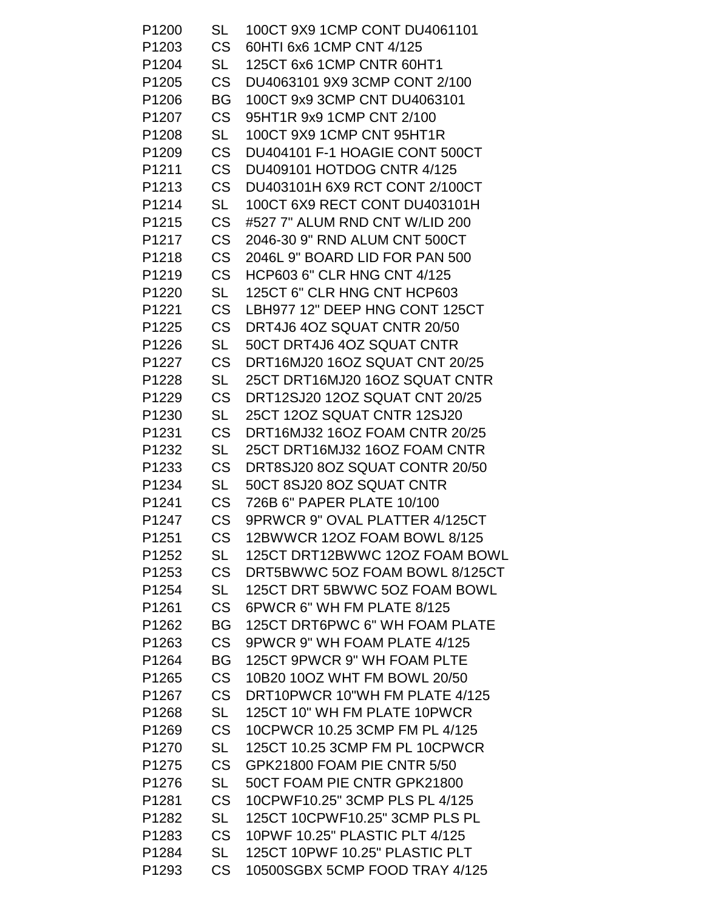| | | |
|---|---|---|
| P1200 | SL | 100CT 9X9 1CMP CONT DU4061101 |
| P1203 | CS | 60HTI 6x6 1CMP CNT 4/125 |
| P1204 | SL | 125CT 6x6 1CMP CNTR 60HT1 |
| P1205 | CS | DU4063101 9X9 3CMP CONT 2/100 |
| P1206 | BG | 100CT 9x9 3CMP CNT DU4063101 |
| P1207 | CS | 95HT1R 9x9 1CMP CNT 2/100 |
| P1208 | SL | 100CT 9X9 1CMP CNT 95HT1R |
| P1209 | CS | DU404101 F-1 HOAGIE CONT 500CT |
| P1211 | CS | DU409101 HOTDOG CNTR 4/125 |
| P1213 | CS | DU403101H 6X9 RCT CONT 2/100CT |
| P1214 | SL | 100CT 6X9 RECT CONT DU403101H |
| P1215 | CS | #527 7" ALUM RND CNT W/LID 200 |
| P1217 | CS | 2046-30 9" RND ALUM CNT 500CT |
| P1218 | CS | 2046L 9" BOARD LID FOR PAN 500 |
| P1219 | CS | HCP603 6" CLR HNG CNT 4/125 |
| P1220 | SL | 125CT 6" CLR HNG CNT HCP603 |
| P1221 | CS | LBH977 12" DEEP HNG CONT 125CT |
| P1225 | CS | DRT4J6 4OZ SQUAT CNTR 20/50 |
| P1226 | SL | 50CT DRT4J6 4OZ SQUAT CNTR |
| P1227 | CS | DRT16MJ20 16OZ SQUAT CNT 20/25 |
| P1228 | SL | 25CT DRT16MJ20 16OZ SQUAT CNTR |
| P1229 | CS | DRT12SJ20 12OZ SQUAT CNT 20/25 |
| P1230 | SL | 25CT 12OZ SQUAT CNTR 12SJ20 |
| P1231 | CS | DRT16MJ32 16OZ FOAM CNTR 20/25 |
| P1232 | SL | 25CT DRT16MJ32 16OZ FOAM CNTR |
| P1233 | CS | DRT8SJ20 8OZ SQUAT CONTR 20/50 |
| P1234 | SL | 50CT 8SJ20 8OZ SQUAT CNTR |
| P1241 | CS | 726B 6" PAPER PLATE 10/100 |
| P1247 | CS | 9PRWCR 9" OVAL PLATTER 4/125CT |
| P1251 | CS | 12BWWCR 12OZ FOAM BOWL 8/125 |
| P1252 | SL | 125CT DRT12BWWC 12OZ FOAM BOWL |
| P1253 | CS | DRT5BWWC 5OZ FOAM BOWL 8/125CT |
| P1254 | SL | 125CT DRT 5BWWC 5OZ FOAM BOWL |
| P1261 | CS | 6PWCR 6" WH FM PLATE 8/125 |
| P1262 | BG | 125CT DRT6PWC 6" WH FOAM PLATE |
| P1263 | CS | 9PWCR 9" WH FOAM PLATE 4/125 |
| P1264 | BG | 125CT 9PWCR 9" WH FOAM PLTE |
| P1265 | CS | 10B20 10OZ WHT FM BOWL 20/50 |
| P1267 | CS | DRT10PWCR 10"WH FM PLATE 4/125 |
| P1268 | SL | 125CT 10" WH FM PLATE 10PWCR |
| P1269 | CS | 10CPWCR 10.25 3CMP FM PL 4/125 |
| P1270 | SL | 125CT 10.25 3CMP FM PL 10CPWCR |
| P1275 | CS | GPK21800 FOAM PIE CNTR 5/50 |
| P1276 | SL | 50CT FOAM PIE CNTR GPK21800 |
| P1281 | CS | 10CPWF10.25" 3CMP PLS PL 4/125 |
| P1282 | SL | 125CT 10CPWF10.25" 3CMP PLS PL |
| P1283 | CS | 10PWF 10.25" PLASTIC PLT 4/125 |
| P1284 | SL | 125CT 10PWF 10.25" PLASTIC PLT |
| P1293 | CS | 10500SGBX 5CMP FOOD TRAY 4/125 |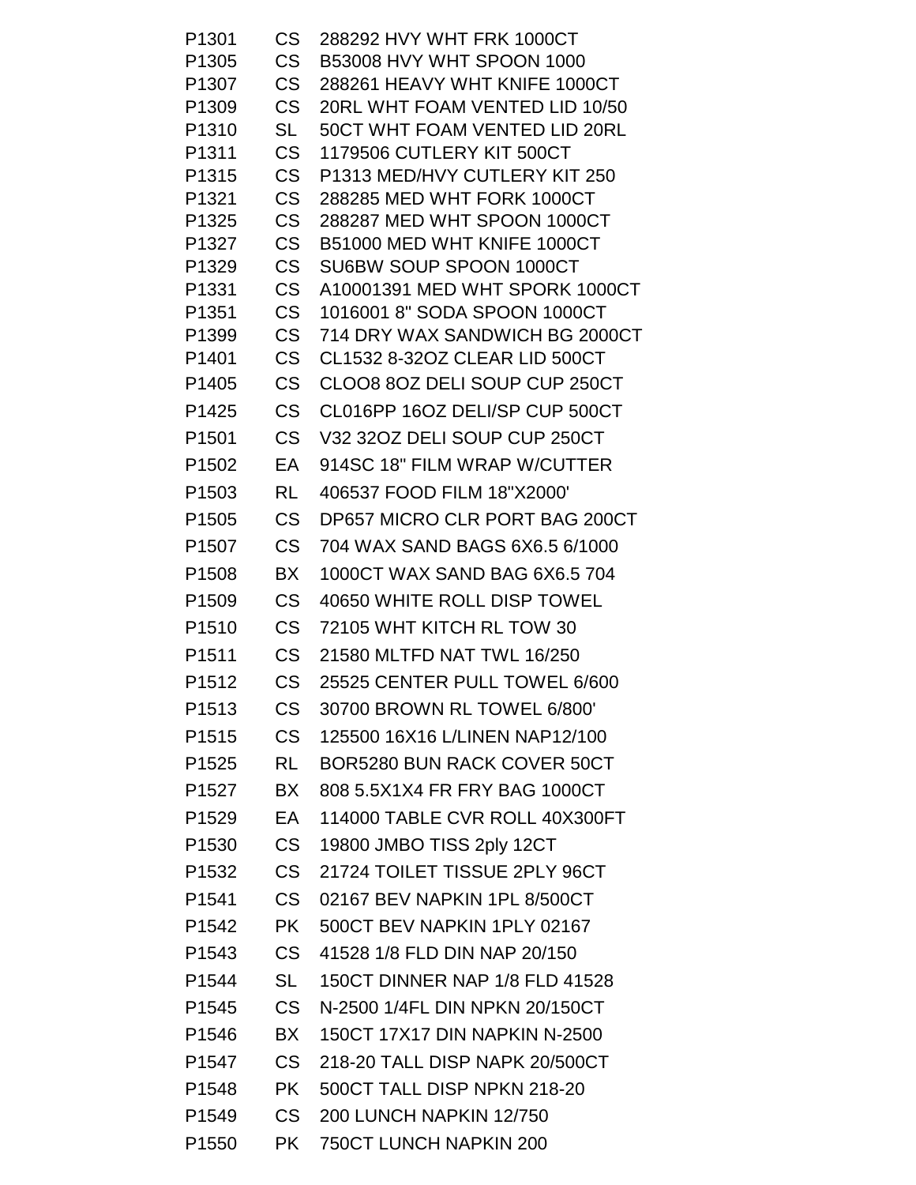| | | |
|---|---|---|
| P1301 | CS | 288292 HVY WHT FRK 1000CT |
| P1305 | CS | B53008 HVY WHT SPOON 1000 |
| P1307 | CS | 288261 HEAVY WHT KNIFE 1000CT |
| P1309 | CS | 20RL WHT FOAM VENTED LID 10/50 |
| P1310 | SL | 50CT WHT FOAM VENTED LID 20RL |
| P1311 | CS | 1179506 CUTLERY KIT 500CT |
| P1315 | CS | P1313 MED/HVY CUTLERY KIT 250 |
| P1321 | CS | 288285 MED WHT FORK 1000CT |
| P1325 | CS | 288287 MED WHT SPOON 1000CT |
| P1327 | CS | B51000 MED WHT KNIFE 1000CT |
| P1329 | CS | SU6BW SOUP SPOON 1000CT |
| P1331 | CS | A10001391 MED WHT SPORK 1000CT |
| P1351 | CS | 1016001 8" SODA SPOON 1000CT |
| P1399 | CS | 714 DRY WAX SANDWICH BG 2000CT |
| P1401 | CS | CL1532 8-32OZ CLEAR LID 500CT |
| P1405 | CS | CLOO8 8OZ DELI SOUP CUP 250CT |
| P1425 | CS | CL016PP 16OZ DELI/SP CUP 500CT |
| P1501 | CS | V32 32OZ DELI SOUP CUP 250CT |
| P1502 | EA | 914SC 18" FILM WRAP W/CUTTER |
| P1503 | RL | 406537 FOOD FILM 18"X2000' |
| P1505 | CS | DP657 MICRO CLR PORT BAG 200CT |
| P1507 | CS | 704 WAX SAND BAGS 6X6.5 6/1000 |
| P1508 | BX | 1000CT WAX SAND BAG 6X6.5 704 |
| P1509 | CS | 40650 WHITE ROLL DISP TOWEL |
| P1510 | CS | 72105 WHT KITCH RL TOW 30 |
| P1511 | CS | 21580 MLTFD NAT TWL 16/250 |
| P1512 | CS | 25525 CENTER PULL TOWEL 6/600 |
| P1513 | CS | 30700 BROWN RL TOWEL 6/800' |
| P1515 | CS | 125500 16X16 L/LINEN NAP12/100 |
| P1525 | RL | BOR5280 BUN RACK COVER 50CT |
| P1527 | BX | 808 5.5X1X4 FR FRY BAG 1000CT |
| P1529 | EA | 114000 TABLE CVR ROLL 40X300FT |
| P1530 | CS | 19800 JMBO TISS 2ply 12CT |
| P1532 | CS | 21724 TOILET TISSUE 2PLY 96CT |
| P1541 | CS | 02167 BEV NAPKIN 1PL 8/500CT |
| P1542 | PK | 500CT BEV NAPKIN 1PLY 02167 |
| P1543 | CS | 41528 1/8 FLD DIN NAP 20/150 |
| P1544 | SL | 150CT DINNER NAP 1/8 FLD 41528 |
| P1545 | CS | N-2500 1/4FL DIN NPKN 20/150CT |
| P1546 | BX | 150CT 17X17 DIN NAPKIN N-2500 |
| P1547 | CS | 218-20 TALL DISP NAPK 20/500CT |
| P1548 | PK | 500CT TALL DISP NPKN 218-20 |
| P1549 | CS | 200 LUNCH NAPKIN 12/750 |
| P1550 | PK | 750CT LUNCH NAPKIN 200 |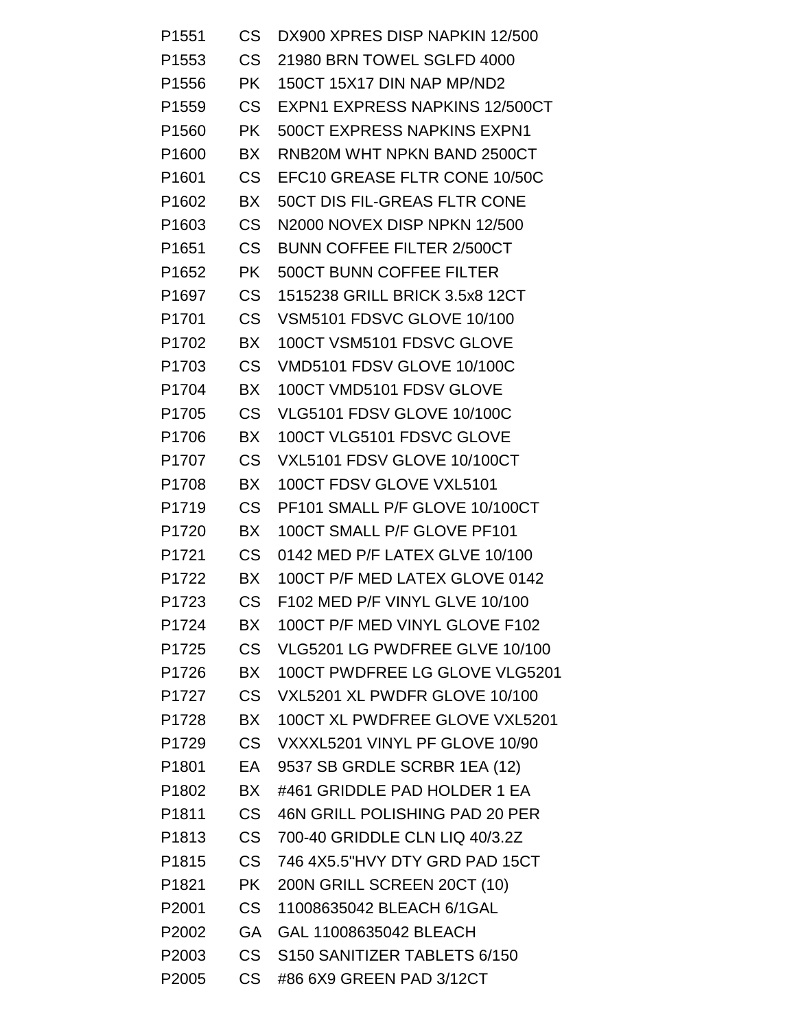| | | |
|---|---|---|
| P1551 | CS | DX900 XPRES DISP NAPKIN 12/500 |
| P1553 | CS | 21980 BRN TOWEL SGLFD 4000 |
| P1556 | PK | 150CT 15X17 DIN NAP MP/ND2 |
| P1559 | CS | EXPN1 EXPRESS NAPKINS 12/500CT |
| P1560 | PK | 500CT EXPRESS NAPKINS EXPN1 |
| P1600 | BX | RNB20M WHT NPKN BAND 2500CT |
| P1601 | CS | EFC10 GREASE FLTR CONE 10/50C |
| P1602 | BX | 50CT DIS FIL-GREAS FLTR CONE |
| P1603 | CS | N2000 NOVEX DISP NPKN 12/500 |
| P1651 | CS | BUNN COFFEE FILTER 2/500CT |
| P1652 | PK | 500CT BUNN COFFEE FILTER |
| P1697 | CS | 1515238 GRILL BRICK 3.5x8 12CT |
| P1701 | CS | VSM5101 FDSVC GLOVE 10/100 |
| P1702 | BX | 100CT VSM5101 FDSVC GLOVE |
| P1703 | CS | VMD5101 FDSV GLOVE 10/100C |
| P1704 | BX | 100CT VMD5101 FDSV GLOVE |
| P1705 | CS | VLG5101 FDSV GLOVE 10/100C |
| P1706 | BX | 100CT VLG5101 FDSVC GLOVE |
| P1707 | CS | VXL5101 FDSV GLOVE 10/100CT |
| P1708 | BX | 100CT FDSV GLOVE VXL5101 |
| P1719 | CS | PF101 SMALL P/F GLOVE 10/100CT |
| P1720 | BX | 100CT SMALL P/F GLOVE PF101 |
| P1721 | CS | 0142 MED P/F LATEX GLVE 10/100 |
| P1722 | BX | 100CT P/F MED LATEX GLOVE 0142 |
| P1723 | CS | F102 MED P/F VINYL GLVE 10/100 |
| P1724 | BX | 100CT P/F MED VINYL GLOVE F102 |
| P1725 | CS | VLG5201 LG PWDFREE GLVE 10/100 |
| P1726 | BX | 100CT PWDFREE LG GLOVE VLG5201 |
| P1727 | CS | VXL5201 XL PWDFR GLOVE 10/100 |
| P1728 | BX | 100CT XL PWDFREE GLOVE VXL5201 |
| P1729 | CS | VXXXL5201 VINYL PF GLOVE 10/90 |
| P1801 | EA | 9537 SB GRDLE SCRBR 1EA (12) |
| P1802 | BX | #461 GRIDDLE PAD HOLDER 1 EA |
| P1811 | CS | 46N GRILL POLISHING PAD 20 PER |
| P1813 | CS | 700-40 GRIDDLE CLN LIQ 40/3.2Z |
| P1815 | CS | 746 4X5.5"HVY DTY GRD PAD 15CT |
| P1821 | PK | 200N GRILL SCREEN 20CT (10) |
| P2001 | CS | 11008635042 BLEACH 6/1GAL |
| P2002 | GA | GAL 11008635042 BLEACH |
| P2003 | CS | S150 SANITIZER TABLETS 6/150 |
| P2005 | CS | #86 6X9 GREEN PAD 3/12CT |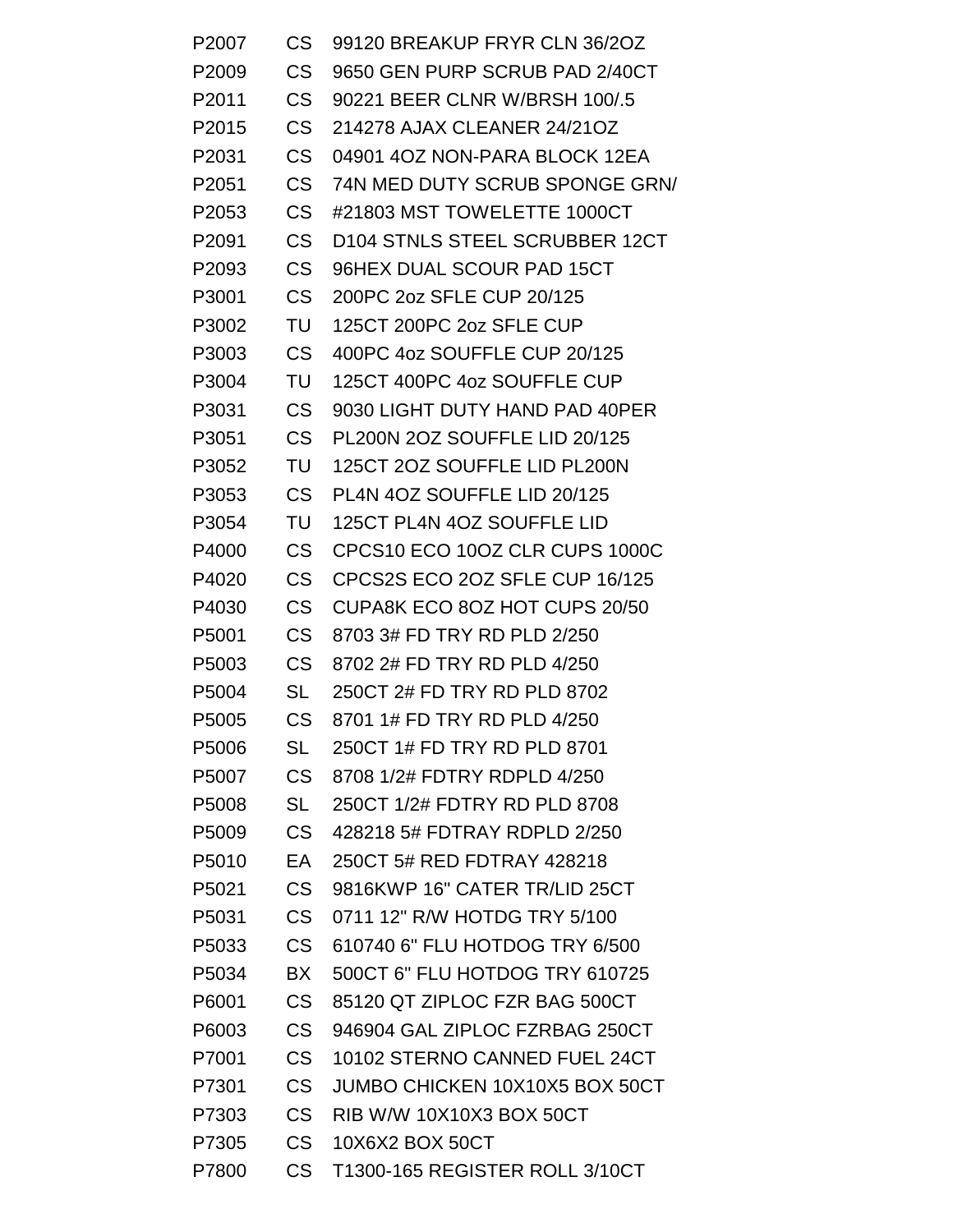| | | |
|---|---|---|
| P2007 | CS | 99120 BREAKUP FRYR CLN 36/2OZ |
| P2009 | CS | 9650 GEN PURP SCRUB PAD 2/40CT |
| P2011 | CS | 90221 BEER CLNR W/BRSH 100/.5 |
| P2015 | CS | 214278 AJAX CLEANER 24/21OZ |
| P2031 | CS | 04901 4OZ NON-PARA BLOCK 12EA |
| P2051 | CS | 74N MED DUTY SCRUB SPONGE GRN/ |
| P2053 | CS | #21803 MST TOWELETTE 1000CT |
| P2091 | CS | D104 STNLS STEEL SCRUBBER 12CT |
| P2093 | CS | 96HEX DUAL SCOUR PAD 15CT |
| P3001 | CS | 200PC 2oz SFLE CUP 20/125 |
| P3002 | TU | 125CT 200PC 2oz SFLE CUP |
| P3003 | CS | 400PC 4oz SOUFFLE CUP 20/125 |
| P3004 | TU | 125CT 400PC 4oz SOUFFLE CUP |
| P3031 | CS | 9030 LIGHT DUTY HAND PAD 40PER |
| P3051 | CS | PL200N 2OZ SOUFFLE LID 20/125 |
| P3052 | TU | 125CT 2OZ SOUFFLE LID PL200N |
| P3053 | CS | PL4N 4OZ SOUFFLE LID 20/125 |
| P3054 | TU | 125CT PL4N 4OZ SOUFFLE LID |
| P4000 | CS | CPCS10 ECO 10OZ CLR CUPS 1000C |
| P4020 | CS | CPCS2S ECO 2OZ SFLE CUP 16/125 |
| P4030 | CS | CUPA8K ECO 8OZ HOT CUPS 20/50 |
| P5001 | CS | 8703 3# FD TRY RD PLD 2/250 |
| P5003 | CS | 8702 2# FD TRY RD PLD 4/250 |
| P5004 | SL | 250CT 2# FD TRY RD PLD 8702 |
| P5005 | CS | 8701 1# FD TRY RD PLD 4/250 |
| P5006 | SL | 250CT 1# FD TRY RD PLD 8701 |
| P5007 | CS | 8708 1/2# FDTRY RDPLD 4/250 |
| P5008 | SL | 250CT 1/2# FDTRY RD PLD 8708 |
| P5009 | CS | 428218 5# FDTRAY RDPLD 2/250 |
| P5010 | EA | 250CT 5# RED FDTRAY 428218 |
| P5021 | CS | 9816KWP 16" CATER TR/LID 25CT |
| P5031 | CS | 0711 12" R/W HOTDG TRY 5/100 |
| P5033 | CS | 610740 6" FLU HOTDOG TRY 6/500 |
| P5034 | BX | 500CT 6" FLU HOTDOG TRY 610725 |
| P6001 | CS | 85120 QT ZIPLOC FZR BAG 500CT |
| P6003 | CS | 946904 GAL ZIPLOC FZRBAG 250CT |
| P7001 | CS | 10102 STERNO CANNED FUEL 24CT |
| P7301 | CS | JUMBO CHICKEN 10X10X5 BOX 50CT |
| P7303 | CS | RIB W/W 10X10X3 BOX 50CT |
| P7305 | CS | 10X6X2 BOX 50CT |
| P7800 | CS | T1300-165 REGISTER ROLL 3/10CT |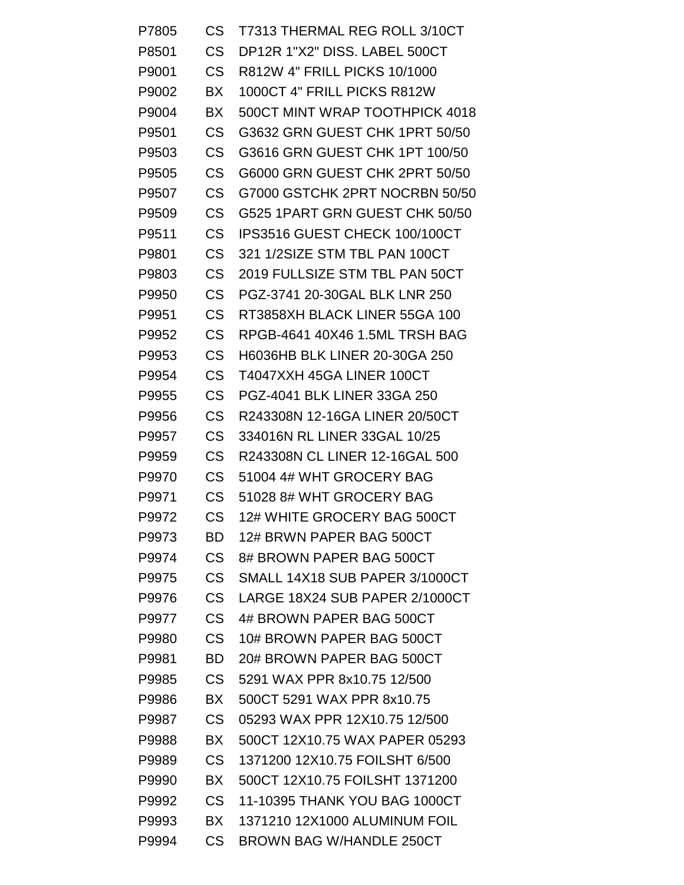| | | |
|---|---|---|
| P7805 | CS | T7313 THERMAL REG ROLL 3/10CT |
| P8501 | CS | DP12R 1"X2" DISS. LABEL 500CT |
| P9001 | CS | R812W 4" FRILL PICKS 10/1000 |
| P9002 | BX | 1000CT 4" FRILL PICKS R812W |
| P9004 | BX | 500CT MINT WRAP TOOTHPICK 4018 |
| P9501 | CS | G3632 GRN GUEST CHK 1PRT 50/50 |
| P9503 | CS | G3616 GRN GUEST CHK 1PT 100/50 |
| P9505 | CS | G6000 GRN GUEST CHK 2PRT 50/50 |
| P9507 | CS | G7000 GSTCHK 2PRT NOCRBN 50/50 |
| P9509 | CS | G525 1PART GRN GUEST CHK 50/50 |
| P9511 | CS | IPS3516 GUEST CHECK 100/100CT |
| P9801 | CS | 321 1/2SIZE STM TBL PAN 100CT |
| P9803 | CS | 2019 FULLSIZE STM TBL PAN 50CT |
| P9950 | CS | PGZ-3741 20-30GAL BLK LNR 250 |
| P9951 | CS | RT3858XH BLACK LINER 55GA 100 |
| P9952 | CS | RPGB-4641 40X46 1.5ML TRSH BAG |
| P9953 | CS | H6036HB BLK LINER 20-30GA 250 |
| P9954 | CS | T4047XXH 45GA LINER 100CT |
| P9955 | CS | PGZ-4041 BLK LINER 33GA 250 |
| P9956 | CS | R243308N 12-16GA LINER 20/50CT |
| P9957 | CS | 334016N RL LINER 33GAL 10/25 |
| P9959 | CS | R243308N CL LINER 12-16GAL 500 |
| P9970 | CS | 51004 4# WHT GROCERY BAG |
| P9971 | CS | 51028 8# WHT GROCERY BAG |
| P9972 | CS | 12# WHITE GROCERY BAG 500CT |
| P9973 | BD | 12# BRWN PAPER BAG 500CT |
| P9974 | CS | 8# BROWN PAPER BAG 500CT |
| P9975 | CS | SMALL 14X18 SUB PAPER 3/1000CT |
| P9976 | CS | LARGE 18X24 SUB PAPER 2/1000CT |
| P9977 | CS | 4# BROWN PAPER BAG 500CT |
| P9980 | CS | 10# BROWN PAPER BAG 500CT |
| P9981 | BD | 20# BROWN PAPER BAG 500CT |
| P9985 | CS | 5291 WAX PPR 8x10.75 12/500 |
| P9986 | BX | 500CT 5291 WAX PPR 8x10.75 |
| P9987 | CS | 05293 WAX PPR 12X10.75 12/500 |
| P9988 | BX | 500CT 12X10.75 WAX PAPER 05293 |
| P9989 | CS | 1371200 12X10.75 FOILSHT 6/500 |
| P9990 | BX | 500CT 12X10.75 FOILSHT 1371200 |
| P9992 | CS | 11-10395 THANK YOU BAG 1000CT |
| P9993 | BX | 1371210 12X1000 ALUMINUM FOIL |
| P9994 | CS | BROWN BAG W/HANDLE 250CT |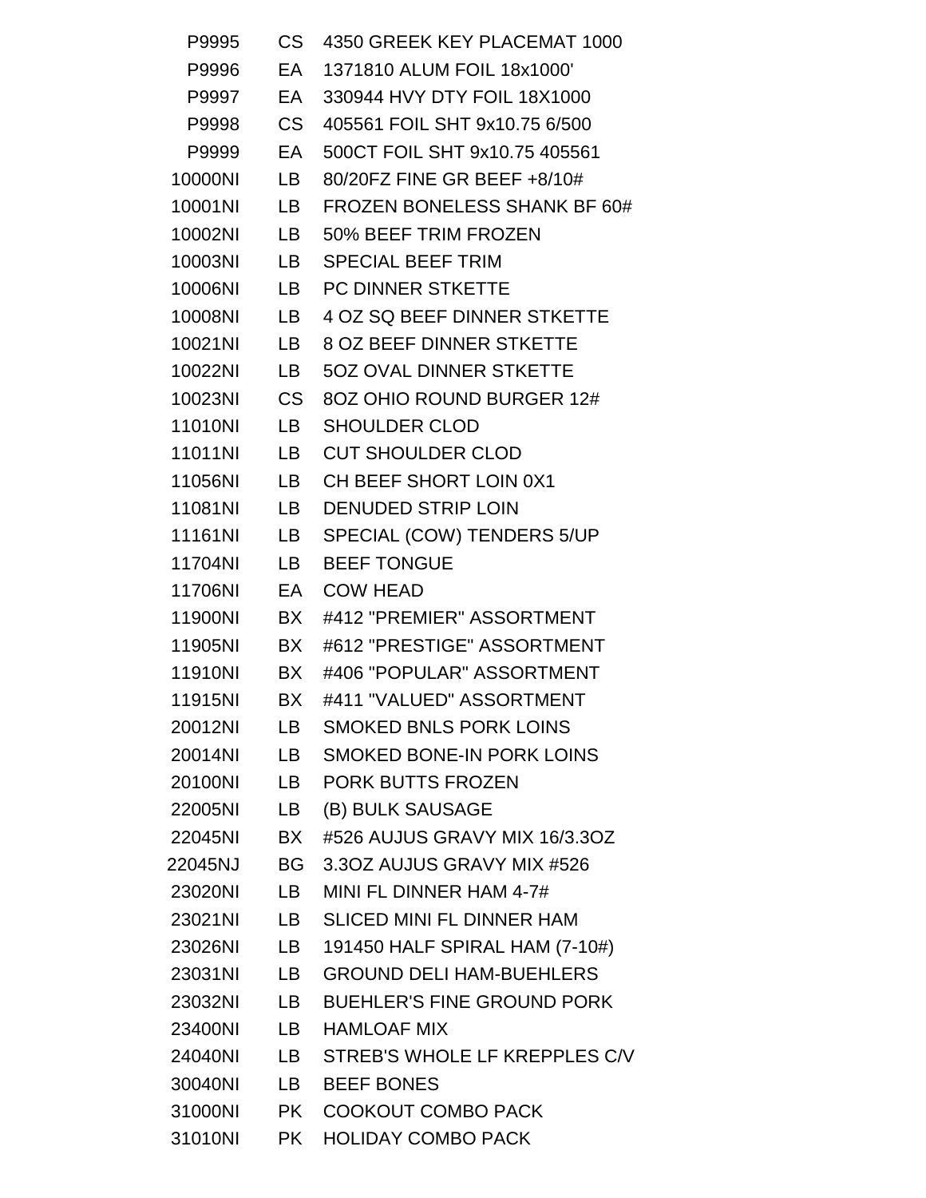| | | |
|---|---|---|
| P9995 | CS | 4350 GREEK KEY PLACEMAT 1000 |
| P9996 | EA | 1371810 ALUM FOIL 18x1000' |
| P9997 | EA | 330944 HVY DTY FOIL 18X1000 |
| P9998 | CS | 405561 FOIL SHT 9x10.75 6/500 |
| P9999 | EA | 500CT FOIL SHT 9x10.75 405561 |
| 10000NI | LB | 80/20FZ FINE GR BEEF +8/10# |
| 10001NI | LB | FROZEN BONELESS SHANK BF 60# |
| 10002NI | LB | 50% BEEF TRIM FROZEN |
| 10003NI | LB | SPECIAL BEEF TRIM |
| 10006NI | LB | PC DINNER STKETTE |
| 10008NI | LB | 4 OZ SQ BEEF DINNER STKETTE |
| 10021NI | LB | 8 OZ BEEF DINNER STKETTE |
| 10022NI | LB | 5OZ OVAL DINNER STKETTE |
| 10023NI | CS | 8OZ OHIO ROUND BURGER 12# |
| 11010NI | LB | SHOULDER CLOD |
| 11011NI | LB | CUT SHOULDER CLOD |
| 11056NI | LB | CH BEEF SHORT LOIN 0X1 |
| 11081NI | LB | DENUDED STRIP LOIN |
| 11161NI | LB | SPECIAL (COW) TENDERS 5/UP |
| 11704NI | LB | BEEF TONGUE |
| 11706NI | EA | COW HEAD |
| 11900NI | BX | #412 "PREMIER" ASSORTMENT |
| 11905NI | BX | #612 "PRESTIGE" ASSORTMENT |
| 11910NI | BX | #406 "POPULAR" ASSORTMENT |
| 11915NI | BX | #411 "VALUED" ASSORTMENT |
| 20012NI | LB | SMOKED BNLS PORK LOINS |
| 20014NI | LB | SMOKED BONE-IN PORK LOINS |
| 20100NI | LB | PORK BUTTS FROZEN |
| 22005NI | LB | (B) BULK SAUSAGE |
| 22045NI | BX | #526 AUJUS GRAVY MIX 16/3.3OZ |
| 22045NJ | BG | 3.3OZ AUJUS GRAVY MIX #526 |
| 23020NI | LB | MINI FL DINNER HAM 4-7# |
| 23021NI | LB | SLICED MINI FL DINNER HAM |
| 23026NI | LB | 191450 HALF SPIRAL HAM (7-10#) |
| 23031NI | LB | GROUND DELI HAM-BUEHLERS |
| 23032NI | LB | BUEHLER'S FINE GROUND PORK |
| 23400NI | LB | HAMLOAF MIX |
| 24040NI | LB | STREB'S WHOLE LF KREPPLES C/V |
| 30040NI | LB | BEEF BONES |
| 31000NI | PK | COOKOUT COMBO PACK |
| 31010NI | PK | HOLIDAY COMBO PACK |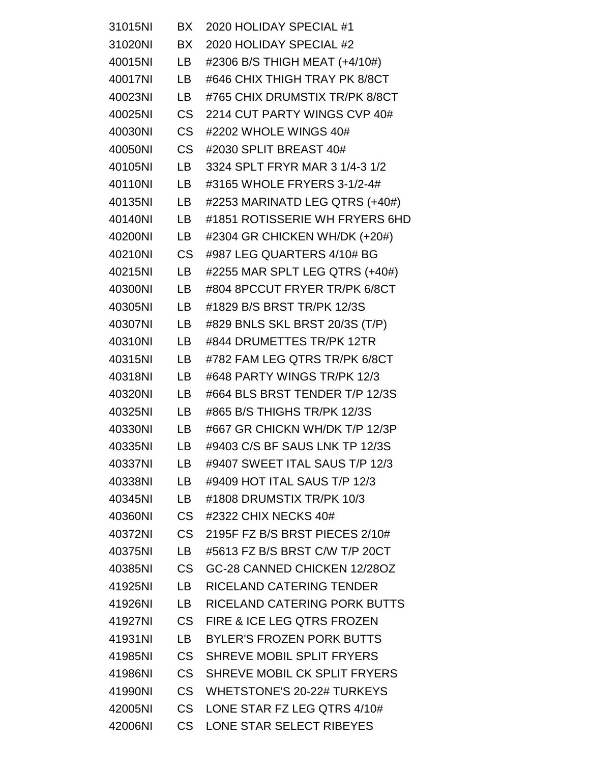| | | |
|---|---|---|
| 31015NI | BX | 2020 HOLIDAY SPECIAL #1 |
| 31020NI | BX | 2020 HOLIDAY SPECIAL #2 |
| 40015NI | LB | #2306 B/S THIGH MEAT (+4/10#) |
| 40017NI | LB | #646 CHIX THIGH TRAY PK 8/8CT |
| 40023NI | LB | #765 CHIX DRUMSTIX TR/PK 8/8CT |
| 40025NI | CS | 2214 CUT PARTY WINGS CVP 40# |
| 40030NI | CS | #2202 WHOLE WINGS 40# |
| 40050NI | CS | #2030 SPLIT BREAST 40# |
| 40105NI | LB | 3324 SPLT FRYR MAR 3 1/4-3 1/2 |
| 40110NI | LB | #3165 WHOLE FRYERS 3-1/2-4# |
| 40135NI | LB | #2253 MARINATD LEG QTRS (+40#) |
| 40140NI | LB | #1851 ROTISSERIE WH FRYERS 6HD |
| 40200NI | LB | #2304 GR CHICKEN WH/DK (+20#) |
| 40210NI | CS | #987 LEG QUARTERS 4/10# BG |
| 40215NI | LB | #2255 MAR SPLT LEG QTRS (+40#) |
| 40300NI | LB | #804 8PCCUT FRYER TR/PK 6/8CT |
| 40305NI | LB | #1829 B/S BRST TR/PK 12/3S |
| 40307NI | LB | #829 BNLS SKL BRST 20/3S (T/P) |
| 40310NI | LB | #844 DRUMETTES TR/PK 12TR |
| 40315NI | LB | #782 FAM LEG QTRS TR/PK 6/8CT |
| 40318NI | LB | #648 PARTY WINGS TR/PK 12/3 |
| 40320NI | LB | #664 BLS BRST TENDER T/P 12/3S |
| 40325NI | LB | #865 B/S THIGHS TR/PK 12/3S |
| 40330NI | LB | #667 GR CHICKN WH/DK T/P 12/3P |
| 40335NI | LB | #9403 C/S BF SAUS LNK TP 12/3S |
| 40337NI | LB | #9407 SWEET ITAL SAUS T/P 12/3 |
| 40338NI | LB | #9409 HOT ITAL SAUS T/P 12/3 |
| 40345NI | LB | #1808 DRUMSTIX TR/PK 10/3 |
| 40360NI | CS | #2322 CHIX NECKS 40# |
| 40372NI | CS | 2195F FZ B/S BRST PIECES 2/10# |
| 40375NI | LB | #5613 FZ B/S BRST C/W T/P 20CT |
| 40385NI | CS | GC-28 CANNED CHICKEN 12/28OZ |
| 41925NI | LB | RICELAND CATERING TENDER |
| 41926NI | LB | RICELAND CATERING PORK BUTTS |
| 41927NI | CS | FIRE & ICE LEG QTRS FROZEN |
| 41931NI | LB | BYLER'S FROZEN PORK BUTTS |
| 41985NI | CS | SHREVE MOBIL SPLIT FRYERS |
| 41986NI | CS | SHREVE MOBIL CK SPLIT FRYERS |
| 41990NI | CS | WHETSTONE'S 20-22# TURKEYS |
| 42005NI | CS | LONE STAR FZ LEG QTRS 4/10# |
| 42006NI | CS | LONE STAR SELECT RIBEYES |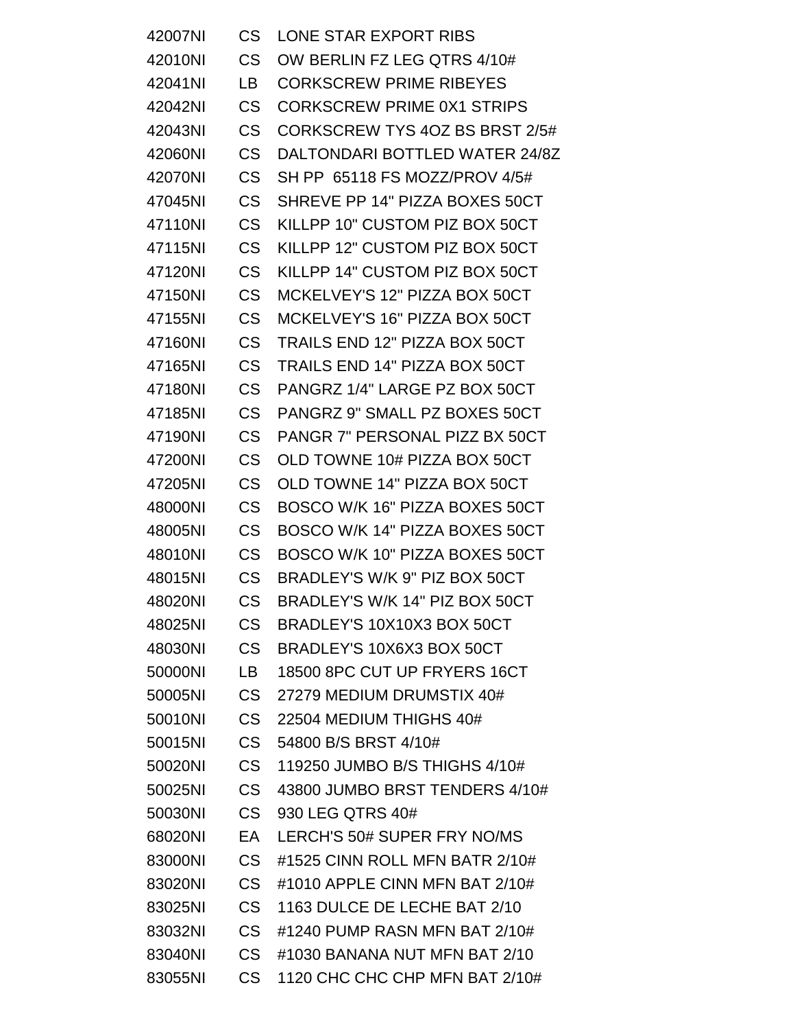| | | |
|---|---|---|
| 42007NI | CS | LONE STAR EXPORT RIBS |
| 42010NI | CS | OW BERLIN FZ LEG QTRS 4/10# |
| 42041NI | LB | CORKSCREW PRIME RIBEYES |
| 42042NI | CS | CORKSCREW PRIME 0X1 STRIPS |
| 42043NI | CS | CORKSCREW TYS 4OZ BS BRST 2/5# |
| 42060NI | CS | DALTONDARI BOTTLED WATER 24/8Z |
| 42070NI | CS | SH PP 65118 FS MOZZ/PROV 4/5# |
| 47045NI | CS | SHREVE PP 14" PIZZA BOXES 50CT |
| 47110NI | CS | KILLPP 10" CUSTOM PIZ BOX 50CT |
| 47115NI | CS | KILLPP 12" CUSTOM PIZ BOX 50CT |
| 47120NI | CS | KILLPP 14" CUSTOM PIZ BOX 50CT |
| 47150NI | CS | MCKELVEY'S 12" PIZZA BOX 50CT |
| 47155NI | CS | MCKELVEY'S 16" PIZZA BOX 50CT |
| 47160NI | CS | TRAILS END 12" PIZZA BOX 50CT |
| 47165NI | CS | TRAILS END 14" PIZZA BOX 50CT |
| 47180NI | CS | PANGRZ 1/4" LARGE PZ BOX 50CT |
| 47185NI | CS | PANGRZ 9" SMALL PZ BOXES 50CT |
| 47190NI | CS | PANGR 7" PERSONAL PIZZ BX 50CT |
| 47200NI | CS | OLD TOWNE 10# PIZZA BOX 50CT |
| 47205NI | CS | OLD TOWNE 14" PIZZA BOX 50CT |
| 48000NI | CS | BOSCO W/K 16" PIZZA BOXES 50CT |
| 48005NI | CS | BOSCO W/K 14" PIZZA BOXES 50CT |
| 48010NI | CS | BOSCO W/K 10" PIZZA BOXES 50CT |
| 48015NI | CS | BRADLEY'S W/K 9" PIZ BOX 50CT |
| 48020NI | CS | BRADLEY'S W/K 14" PIZ BOX 50CT |
| 48025NI | CS | BRADLEY'S 10X10X3 BOX 50CT |
| 48030NI | CS | BRADLEY'S 10X6X3 BOX 50CT |
| 50000NI | LB | 18500 8PC CUT UP FRYERS 16CT |
| 50005NI | CS | 27279 MEDIUM DRUMSTIX 40# |
| 50010NI | CS | 22504 MEDIUM THIGHS 40# |
| 50015NI | CS | 54800 B/S BRST 4/10# |
| 50020NI | CS | 119250 JUMBO B/S THIGHS 4/10# |
| 50025NI | CS | 43800 JUMBO BRST TENDERS 4/10# |
| 50030NI | CS | 930 LEG QTRS 40# |
| 68020NI | EA | LERCH'S 50# SUPER FRY NO/MS |
| 83000NI | CS | #1525 CINN ROLL MFN BATR 2/10# |
| 83020NI | CS | #1010 APPLE CINN MFN BAT 2/10# |
| 83025NI | CS | 1163 DULCE DE LECHE BAT 2/10 |
| 83032NI | CS | #1240 PUMP RASN MFN BAT 2/10# |
| 83040NI | CS | #1030 BANANA NUT MFN BAT 2/10 |
| 83055NI | CS | 1120 CHC CHC CHP MFN BAT 2/10# |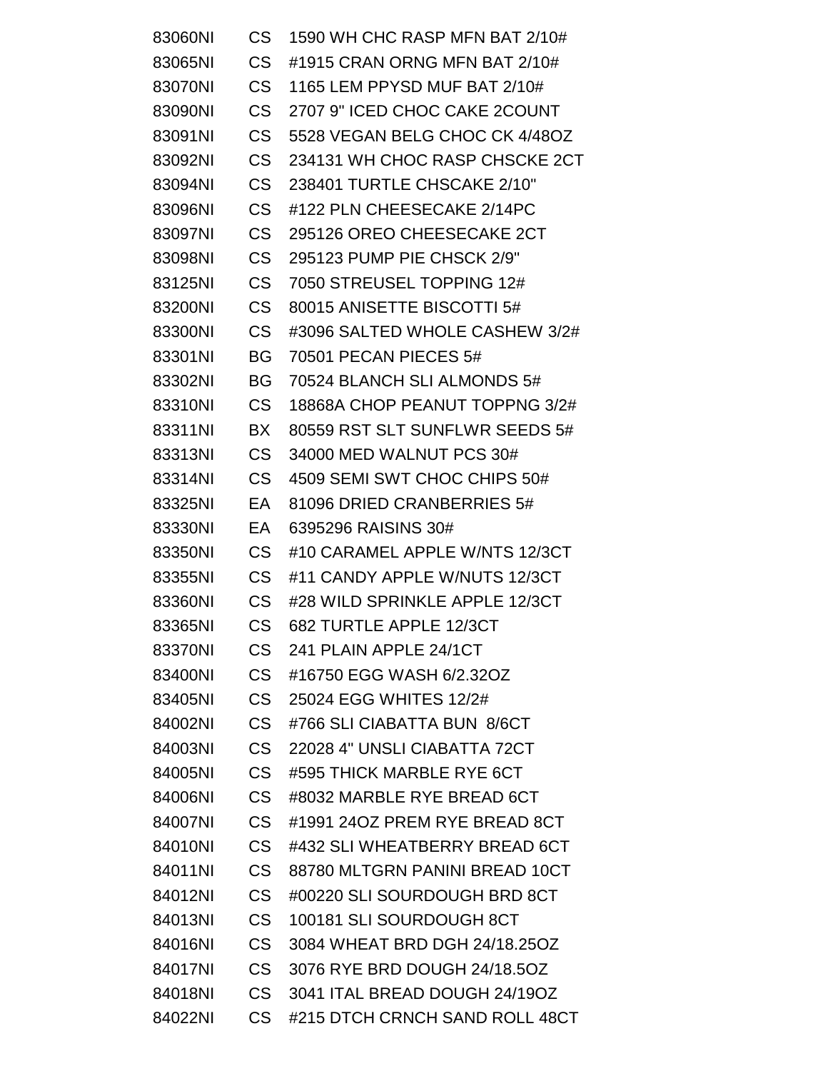| | | |
|---|---|---|
| 83060NI | CS | 1590 WH CHC RASP MFN BAT 2/10# |
| 83065NI | CS | #1915 CRAN ORNG MFN BAT 2/10# |
| 83070NI | CS | 1165 LEM PPYSD MUF BAT 2/10# |
| 83090NI | CS | 2707 9" ICED CHOC CAKE 2COUNT |
| 83091NI | CS | 5528 VEGAN BELG CHOC CK 4/48OZ |
| 83092NI | CS | 234131 WH CHOC RASP CHSCKE 2CT |
| 83094NI | CS | 238401 TURTLE CHSCAKE 2/10" |
| 83096NI | CS | #122 PLN CHEESECAKE 2/14PC |
| 83097NI | CS | 295126 OREO CHEESECAKE 2CT |
| 83098NI | CS | 295123 PUMP PIE CHSCK 2/9" |
| 83125NI | CS | 7050 STREUSEL TOPPING 12# |
| 83200NI | CS | 80015 ANISETTE BISCOTTI 5# |
| 83300NI | CS | #3096 SALTED WHOLE CASHEW 3/2# |
| 83301NI | BG | 70501 PECAN PIECES 5# |
| 83302NI | BG | 70524 BLANCH SLI ALMONDS 5# |
| 83310NI | CS | 18868A CHOP PEANUT TOPPNG 3/2# |
| 83311NI | BX | 80559 RST SLT SUNFLWR SEEDS 5# |
| 83313NI | CS | 34000 MED WALNUT PCS 30# |
| 83314NI | CS | 4509 SEMI SWT CHOC CHIPS 50# |
| 83325NI | EA | 81096 DRIED CRANBERRIES 5# |
| 83330NI | EA | 6395296 RAISINS 30# |
| 83350NI | CS | #10 CARAMEL APPLE W/NTS 12/3CT |
| 83355NI | CS | #11 CANDY APPLE W/NUTS 12/3CT |
| 83360NI | CS | #28 WILD SPRINKLE APPLE 12/3CT |
| 83365NI | CS | 682 TURTLE APPLE 12/3CT |
| 83370NI | CS | 241 PLAIN APPLE 24/1CT |
| 83400NI | CS | #16750 EGG WASH 6/2.32OZ |
| 83405NI | CS | 25024 EGG WHITES 12/2# |
| 84002NI | CS | #766 SLI CIABATTA BUN 8/6CT |
| 84003NI | CS | 22028 4" UNSLI CIABATTA 72CT |
| 84005NI | CS | #595 THICK MARBLE RYE 6CT |
| 84006NI | CS | #8032 MARBLE RYE BREAD 6CT |
| 84007NI | CS | #1991 24OZ PREM RYE BREAD 8CT |
| 84010NI | CS | #432 SLI WHEATBERRY BREAD 6CT |
| 84011NI | CS | 88780 MLTGRN PANINI BREAD 10CT |
| 84012NI | CS | #00220 SLI SOURDOUGH BRD 8CT |
| 84013NI | CS | 100181 SLI SOURDOUGH 8CT |
| 84016NI | CS | 3084 WHEAT BRD DGH 24/18.25OZ |
| 84017NI | CS | 3076 RYE BRD DOUGH 24/18.5OZ |
| 84018NI | CS | 3041 ITAL BREAD DOUGH 24/19OZ |
| 84022NI | CS | #215 DTCH CRNCH SAND ROLL 48CT |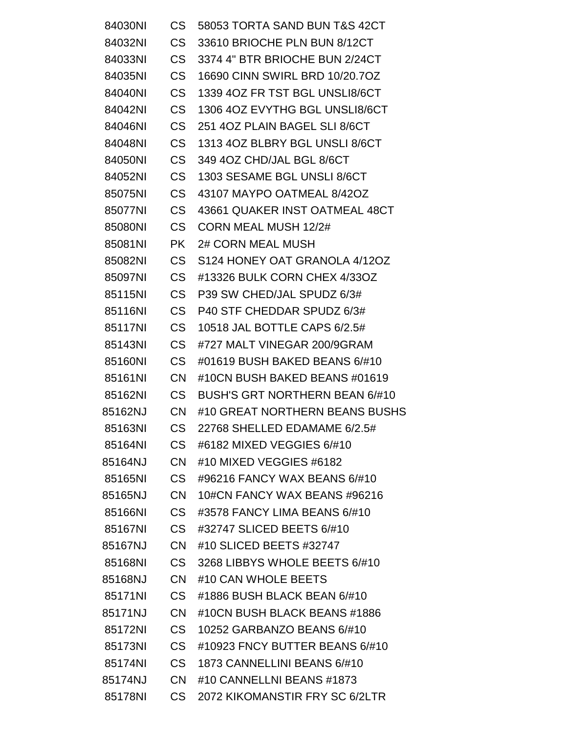| | | |
|---|---|---|
| 84030NI | CS | 58053 TORTA SAND BUN T&S 42CT |
| 84032NI | CS | 33610 BRIOCHE PLN BUN 8/12CT |
| 84033NI | CS | 3374 4" BTR BRIOCHE BUN 2/24CT |
| 84035NI | CS | 16690 CINN SWIRL BRD 10/20.7OZ |
| 84040NI | CS | 1339 4OZ FR TST BGL UNSLI8/6CT |
| 84042NI | CS | 1306 4OZ EVYTHG BGL UNSLI8/6CT |
| 84046NI | CS | 251 4OZ PLAIN BAGEL SLI 8/6CT |
| 84048NI | CS | 1313 4OZ BLBRY BGL UNSLI 8/6CT |
| 84050NI | CS | 349 4OZ CHD/JAL BGL 8/6CT |
| 84052NI | CS | 1303 SESAME BGL UNSLI 8/6CT |
| 85075NI | CS | 43107 MAYPO OATMEAL 8/42OZ |
| 85077NI | CS | 43661 QUAKER INST OATMEAL 48CT |
| 85080NI | CS | CORN MEAL MUSH 12/2# |
| 85081NI | PK | 2# CORN MEAL MUSH |
| 85082NI | CS | S124 HONEY OAT GRANOLA 4/12OZ |
| 85097NI | CS | #13326 BULK CORN CHEX 4/33OZ |
| 85115NI | CS | P39 SW CHED/JAL SPUDZ 6/3# |
| 85116NI | CS | P40 STF CHEDDAR SPUDZ 6/3# |
| 85117NI | CS | 10518 JAL BOTTLE CAPS 6/2.5# |
| 85143NI | CS | #727 MALT VINEGAR 200/9GRAM |
| 85160NI | CS | #01619 BUSH BAKED BEANS 6/#10 |
| 85161NI | CN | #10CN BUSH BAKED BEANS #01619 |
| 85162NI | CS | BUSH'S GRT NORTHERN BEAN 6/#10 |
| 85162NJ | CN | #10 GREAT NORTHERN BEANS BUSHS |
| 85163NI | CS | 22768 SHELLED EDAMAME 6/2.5# |
| 85164NI | CS | #6182 MIXED VEGGIES 6/#10 |
| 85164NJ | CN | #10 MIXED VEGGIES #6182 |
| 85165NI | CS | #96216 FANCY WAX BEANS 6/#10 |
| 85165NJ | CN | 10#CN FANCY WAX BEANS #96216 |
| 85166NI | CS | #3578 FANCY LIMA BEANS 6/#10 |
| 85167NI | CS | #32747 SLICED BEETS 6/#10 |
| 85167NJ | CN | #10 SLICED BEETS #32747 |
| 85168NI | CS | 3268 LIBBYS WHOLE BEETS 6/#10 |
| 85168NJ | CN | #10 CAN WHOLE BEETS |
| 85171NI | CS | #1886 BUSH BLACK BEAN 6/#10 |
| 85171NJ | CN | #10CN BUSH BLACK BEANS #1886 |
| 85172NI | CS | 10252 GARBANZO BEANS 6/#10 |
| 85173NI | CS | #10923 FNCY BUTTER BEANS 6/#10 |
| 85174NI | CS | 1873 CANNELLINI BEANS 6/#10 |
| 85174NJ | CN | #10 CANNELLNI BEANS #1873 |
| 85178NI | CS | 2072 KIKOMANSTIR FRY SC 6/2LTR |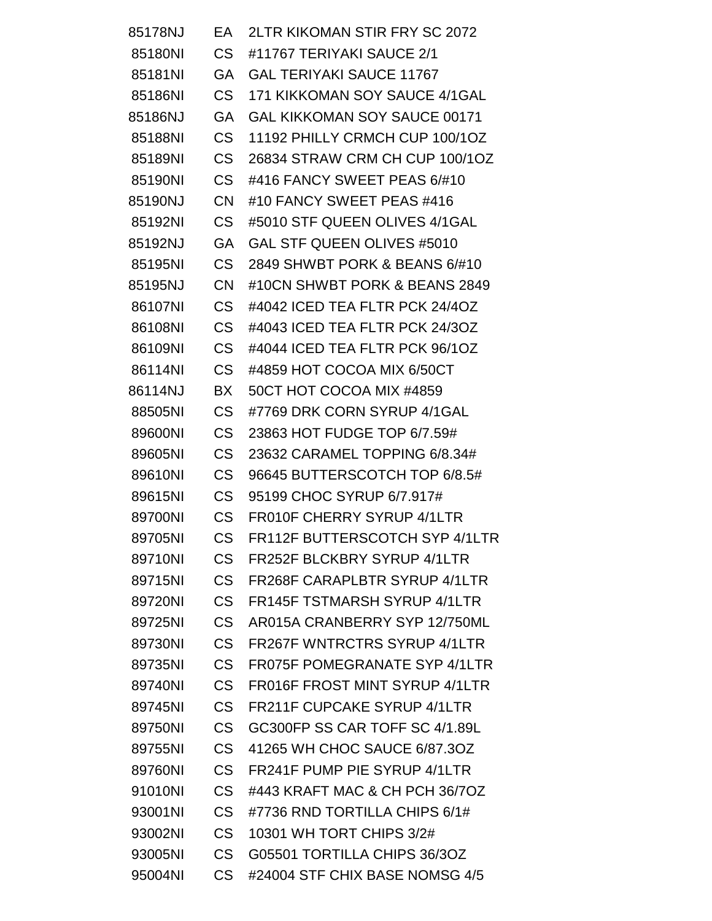| | | |
|---|---|---|
| 85178NJ | EA | 2LTR KIKOMAN STIR FRY SC 2072 |
| 85180NI | CS | #11767 TERIYAKI SAUCE 2/1 |
| 85181NI | GA | GAL TERIYAKI SAUCE 11767 |
| 85186NI | CS | 171 KIKKOMAN SOY SAUCE 4/1GAL |
| 85186NJ | GA | GAL KIKKOMAN SOY SAUCE 00171 |
| 85188NI | CS | 11192 PHILLY CRMCH CUP 100/1OZ |
| 85189NI | CS | 26834 STRAW CRM CH CUP 100/1OZ |
| 85190NI | CS | #416 FANCY SWEET PEAS 6/#10 |
| 85190NJ | CN | #10 FANCY SWEET PEAS #416 |
| 85192NI | CS | #5010 STF QUEEN OLIVES 4/1GAL |
| 85192NJ | GA | GAL STF QUEEN OLIVES #5010 |
| 85195NI | CS | 2849 SHWBT PORK & BEANS 6/#10 |
| 85195NJ | CN | #10CN SHWBT PORK & BEANS 2849 |
| 86107NI | CS | #4042 ICED TEA FLTR PCK 24/4OZ |
| 86108NI | CS | #4043 ICED TEA FLTR PCK 24/3OZ |
| 86109NI | CS | #4044 ICED TEA FLTR PCK 96/1OZ |
| 86114NI | CS | #4859 HOT COCOA MIX 6/50CT |
| 86114NJ | BX | 50CT HOT COCOA MIX #4859 |
| 88505NI | CS | #7769 DRK CORN SYRUP 4/1GAL |
| 89600NI | CS | 23863 HOT FUDGE TOP 6/7.59# |
| 89605NI | CS | 23632 CARAMEL TOPPING 6/8.34# |
| 89610NI | CS | 96645 BUTTERSCOTCH TOP 6/8.5# |
| 89615NI | CS | 95199 CHOC SYRUP 6/7.917# |
| 89700NI | CS | FR010F CHERRY SYRUP 4/1LTR |
| 89705NI | CS | FR112F BUTTERSCOTCH SYP 4/1LTR |
| 89710NI | CS | FR252F BLCKBRY SYRUP 4/1LTR |
| 89715NI | CS | FR268F CARAPLBTR SYRUP 4/1LTR |
| 89720NI | CS | FR145F TSTMARSH SYRUP 4/1LTR |
| 89725NI | CS | AR015A CRANBERRY SYP 12/750ML |
| 89730NI | CS | FR267F WNTRCTRS SYRUP 4/1LTR |
| 89735NI | CS | FR075F POMEGRANATE SYP 4/1LTR |
| 89740NI | CS | FR016F FROST MINT SYRUP 4/1LTR |
| 89745NI | CS | FR211F CUPCAKE SYRUP 4/1LTR |
| 89750NI | CS | GC300FP SS CAR TOFF SC 4/1.89L |
| 89755NI | CS | 41265 WH CHOC SAUCE 6/87.3OZ |
| 89760NI | CS | FR241F PUMP PIE SYRUP 4/1LTR |
| 91010NI | CS | #443 KRAFT MAC & CH PCH 36/7OZ |
| 93001NI | CS | #7736 RND TORTILLA CHIPS 6/1# |
| 93002NI | CS | 10301 WH TORT CHIPS 3/2# |
| 93005NI | CS | G05501 TORTILLA CHIPS 36/3OZ |
| 95004NI | CS | #24004 STF CHIX BASE NOMSG 4/5 |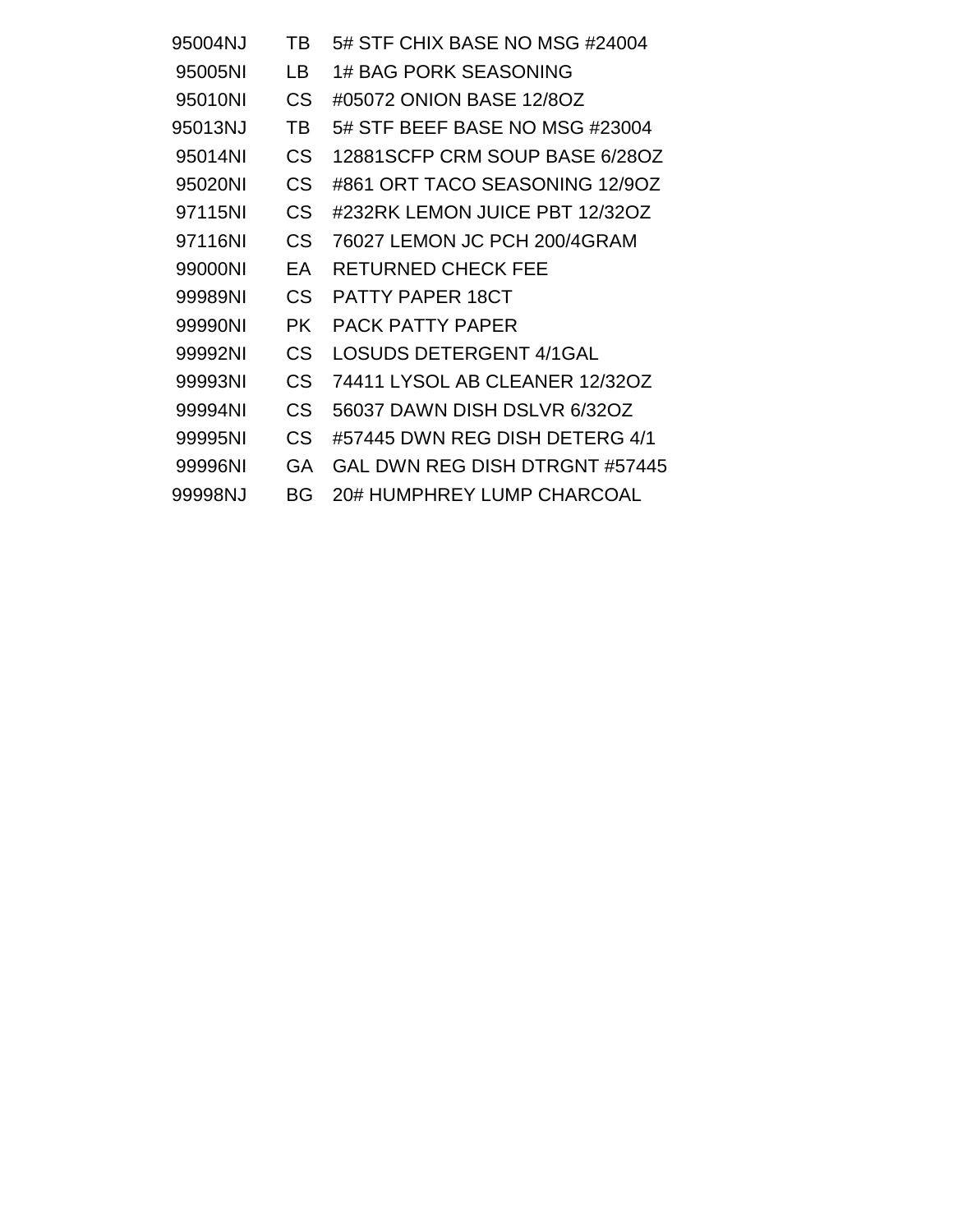| | | |
|---|---|---|
| 95004NJ | TB | 5# STF CHIX BASE NO MSG #24004 |
| 95005NI | LB | 1# BAG PORK SEASONING |
| 95010NI | CS | #05072 ONION BASE 12/8OZ |
| 95013NJ | TB | 5# STF BEEF BASE NO MSG #23004 |
| 95014NI | CS | 12881SCFP CRM SOUP BASE 6/28OZ |
| 95020NI | CS | #861 ORT TACO SEASONING 12/9OZ |
| 97115NI | CS | #232RK LEMON JUICE PBT 12/32OZ |
| 97116NI | CS | 76027 LEMON JC PCH 200/4GRAM |
| 99000NI | EA | RETURNED CHECK FEE |
| 99989NI | CS | PATTY PAPER 18CT |
| 99990NI | PK | PACK PATTY PAPER |
| 99992NI | CS | LOSUDS DETERGENT 4/1GAL |
| 99993NI | CS | 74411 LYSOL AB CLEANER 12/32OZ |
| 99994NI | CS | 56037 DAWN DISH DSLVR 6/32OZ |
| 99995NI | CS | #57445 DWN REG DISH DETERG 4/1 |
| 99996NI | GA | GAL DWN REG DISH DTRGNT #57445 |
| 99998NJ | BG | 20# HUMPHREY LUMP CHARCOAL |